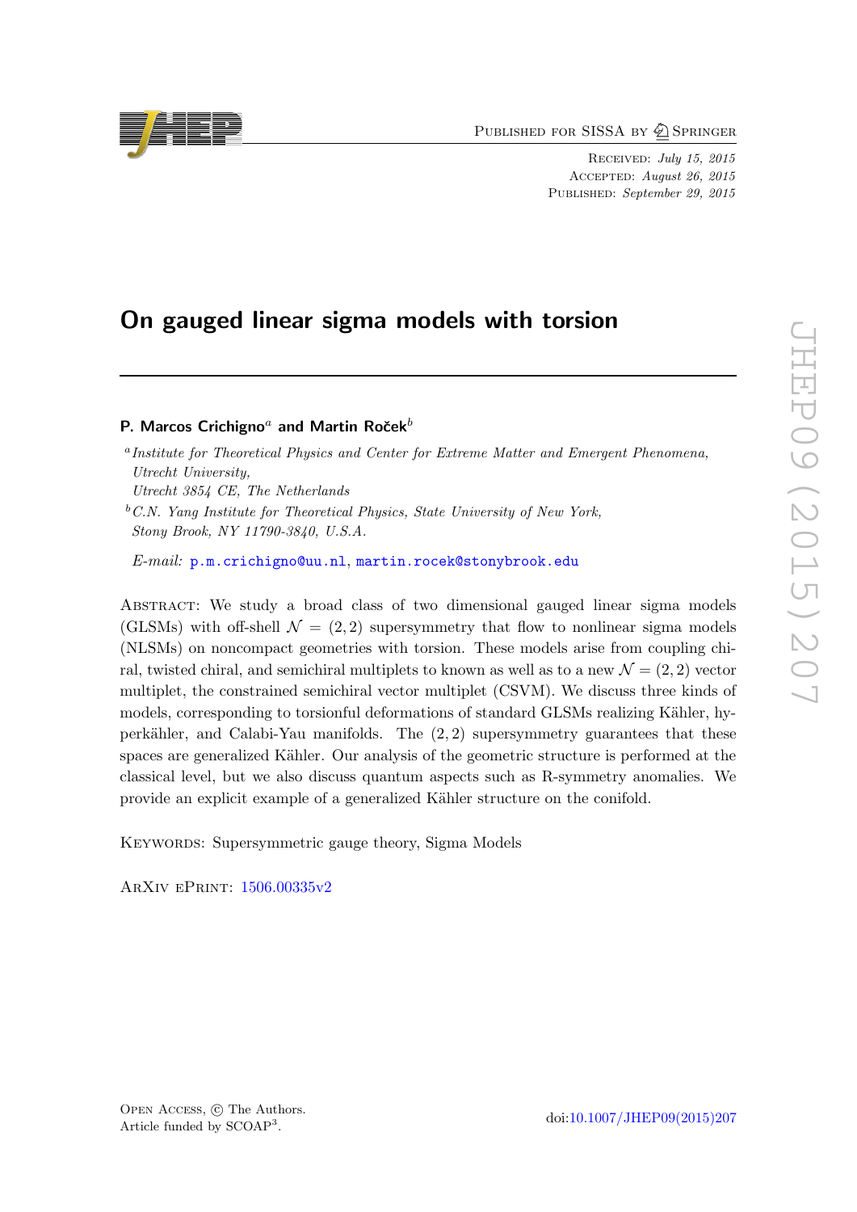Published for SISSA by Springer

Received: *July 15, 2015*
Accepted: *August 26, 2015*
Published: *September 29, 2015*

# On gauged linear sigma models with torsion

**P. Marcos Crichigno[a] and Martin Roček[b]**

[a] *Institute for Theoretical Physics and Center for Extreme Matter and Emergent Phenomena, Utrecht University, Utrecht 3854 CE, The Netherlands*

[b] *C.N. Yang Institute for Theoretical Physics, State University of New York, Stony Brook, NY 11790-3840, U.S.A.*

*E-mail:* p.m.crichigno@uu.nl, martin.rocek@stonybrook.edu

Abstract: We study a broad class of two dimensional gauged linear sigma models (GLSMs) with off-shell $\mathcal{N} = (2, 2)$ supersymmetry that flow to nonlinear sigma models (NLSMs) on noncompact geometries with torsion. These models arise from coupling chiral, twisted chiral, and semichiral multiplets to known as well as to a new $\mathcal{N} = (2, 2)$ vector multiplet, the constrained semichiral vector multiplet (CSVM). We discuss three kinds of models, corresponding to torsionful deformations of standard GLSMs realizing Kähler, hyperkähler, and Calabi-Yau manifolds. The $(2, 2)$ supersymmetry guarantees that these spaces are generalized Kähler. Our analysis of the geometric structure is performed at the classical level, but we also discuss quantum aspects such as R-symmetry anomalies. We provide an explicit example of a generalized Kähler structure on the conifold.

Keywords: Supersymmetric gauge theory, Sigma Models

ArXiv ePrint: 1506.00335v2

Open Access, © The Authors.
Article funded by SCOAP[3].

doi:10.1007/JHEP09(2015)207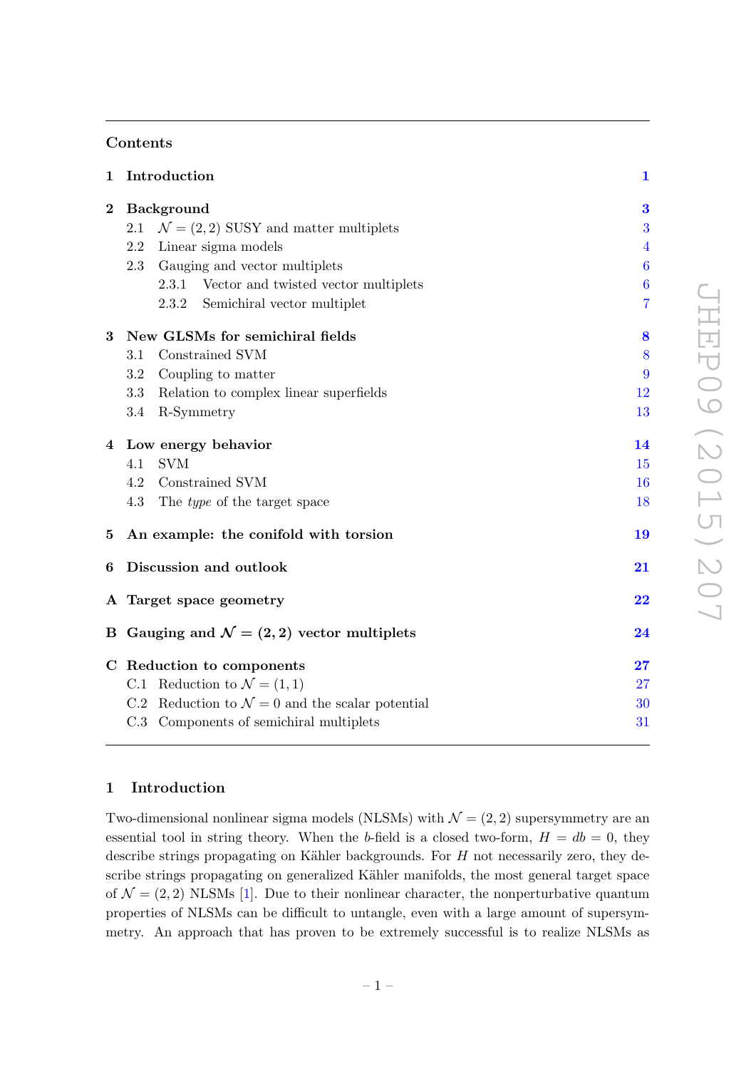## Contents

| | | |
|---|---|---|
| **1** | **Introduction** | **1** |
| **2** | **Background** | **3** |
| 2.1 | $\mathcal{N} = (2,2)$ SUSY and matter multiplets | 3 |
| 2.2 | Linear sigma models | 4 |
| 2.3 | Gauging and vector multiplets | 6 |
| 2.3.1 | Vector and twisted vector multiplets | 6 |
| 2.3.2 | Semichiral vector multiplet | 7 |
| **3** | **New GLSMs for semichiral fields** | **8** |
| 3.1 | Constrained SVM | 8 |
| 3.2 | Coupling to matter | 9 |
| 3.3 | Relation to complex linear superfields | 12 |
| 3.4 | R-Symmetry | 13 |
| **4** | **Low energy behavior** | **14** |
| 4.1 | SVM | 15 |
| 4.2 | Constrained SVM | 16 |
| 4.3 | The *type* of the target space | 18 |
| **5** | **An example: the conifold with torsion** | **19** |
| **6** | **Discussion and outlook** | **21** |
| **A** | **Target space geometry** | **22** |
| **B** | **Gauging and $\mathcal{N} = (2,2)$ vector multiplets** | **24** |
| **C** | **Reduction to components** | **27** |
| C.1 | Reduction to $\mathcal{N} = (1,1)$ | 27 |
| C.2 | Reduction to $\mathcal{N} = 0$ and the scalar potential | 30 |
| C.3 | Components of semichiral multiplets | 31 |

## 1 Introduction

Two-dimensional nonlinear sigma models (NLSMs) with $\mathcal{N} = (2,2)$ supersymmetry are an essential tool in string theory. When the $b$-field is a closed two-form, $H = db = 0$, they describe strings propagating on Kähler backgrounds. For $H$ not necessarily zero, they describe strings propagating on generalized Kähler manifolds, the most general target space of $\mathcal{N} = (2,2)$ NLSMs [1]. Due to their nonlinear character, the nonperturbative quantum properties of NLSMs can be difficult to untangle, even with a large amount of supersymmetry. An approach that has proven to be extremely successful is to realize NLSMs as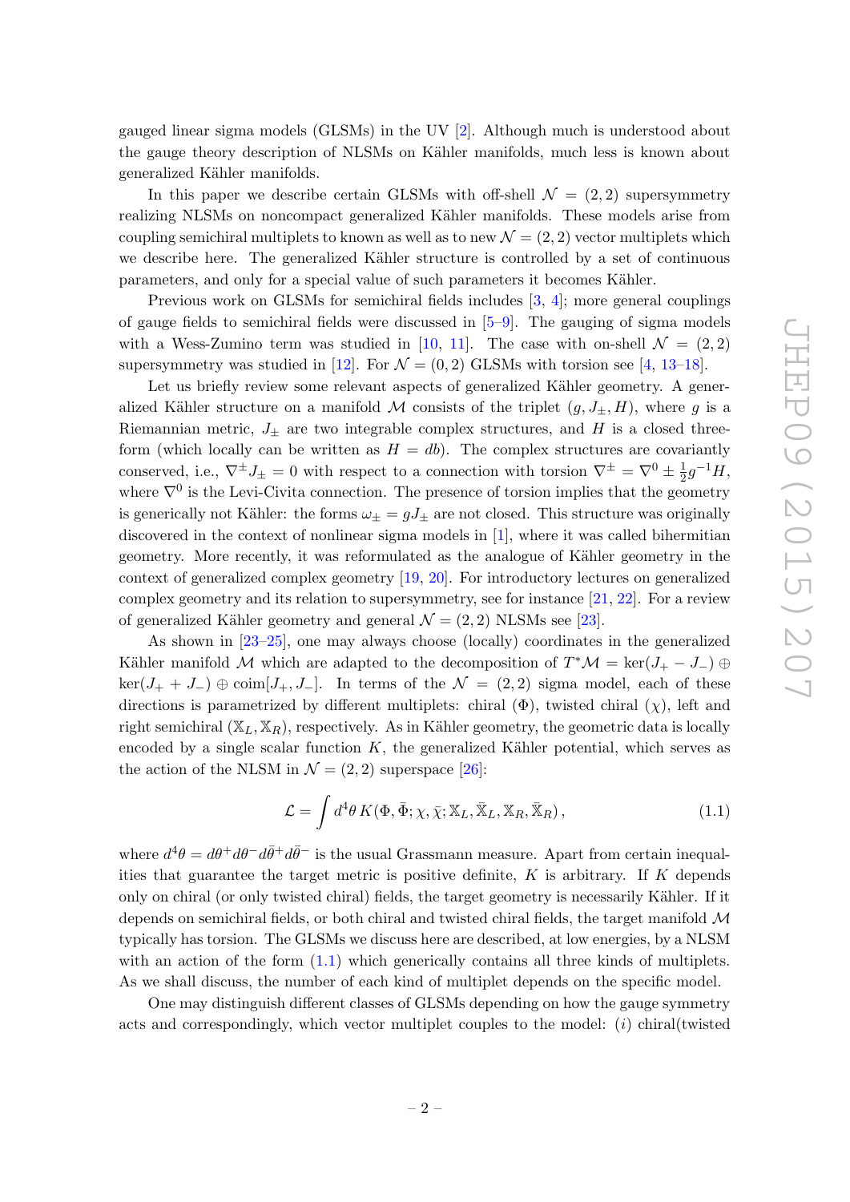gauged linear sigma models (GLSMs) in the UV [2]. Although much is understood about the gauge theory description of NLSMs on Kähler manifolds, much less is known about generalized Kähler manifolds.

In this paper we describe certain GLSMs with off-shell $\mathcal{N} = (2, 2)$ supersymmetry realizing NLSMs on noncompact generalized Kähler manifolds. These models arise from coupling semichiral multiplets to known as well as to new $\mathcal{N} = (2, 2)$ vector multiplets which we describe here. The generalized Kähler structure is controlled by a set of continuous parameters, and only for a special value of such parameters it becomes Kähler.

Previous work on GLSMs for semichiral fields includes [3, 4]; more general couplings of gauge fields to semichiral fields were discussed in [5–9]. The gauging of sigma models with a Wess-Zumino term was studied in [10, 11]. The case with on-shell $\mathcal{N} = (2, 2)$ supersymmetry was studied in [12]. For $\mathcal{N} = (0, 2)$ GLSMs with torsion see [4, 13–18].

Let us briefly review some relevant aspects of generalized Kähler geometry. A generalized Kähler structure on a manifold $\mathcal{M}$ consists of the triplet $(g, J_\pm, H)$, where $g$ is a Riemannian metric, $J_\pm$ are two integrable complex structures, and $H$ is a closed three-form (which locally can be written as $H = db$). The complex structures are covariantly conserved, i.e., $\nabla^\pm J_\pm = 0$ with respect to a connection with torsion $\nabla^\pm = \nabla^0 \pm \frac{1}{2} g^{-1} H$, where $\nabla^0$ is the Levi-Civita connection. The presence of torsion implies that the geometry is generically not Kähler: the forms $\omega_\pm = g J_\pm$ are not closed. This structure was originally discovered in the context of nonlinear sigma models in [1], where it was called bihermitian geometry. More recently, it was reformulated as the analogue of Kähler geometry in the context of generalized complex geometry [19, 20]. For introductory lectures on generalized complex geometry and its relation to supersymmetry, see for instance [21, 22]. For a review of generalized Kähler geometry and general $\mathcal{N} = (2, 2)$ NLSMs see [23].

As shown in [23–25], one may always choose (locally) coordinates in the generalized Kähler manifold $\mathcal{M}$ which are adapted to the decomposition of $T^*\mathcal{M} = \ker(J_+ - J_-) \oplus \ker(J_+ + J_-) \oplus \mathrm{coim}[J_+, J_-]$. In terms of the $\mathcal{N} = (2, 2)$ sigma model, each of these directions is parametrized by different multiplets: chiral ($\Phi$), twisted chiral ($\chi$), left and right semichiral ($\mathbb{X}_L, \mathbb{X}_R$), respectively. As in Kähler geometry, the geometric data is locally encoded by a single scalar function $K$, the generalized Kähler potential, which serves as the action of the NLSM in $\mathcal{N} = (2, 2)$ superspace [26]:

$$\mathcal{L} = \int d^4\theta \, K(\Phi, \bar{\Phi}; \chi, \bar{\chi}; \mathbb{X}_L, \bar{\mathbb{X}}_L, \mathbb{X}_R, \bar{\mathbb{X}}_R) \,, \tag{1.1}$$

where $d^4\theta = d\theta^+ d\theta^- d\bar{\theta}^+ d\bar{\theta}^-$ is the usual Grassmann measure. Apart from certain inequalities that guarantee the target metric is positive definite, $K$ is arbitrary. If $K$ depends only on chiral (or only twisted chiral) fields, the target geometry is necessarily Kähler. If it depends on semichiral fields, or both chiral and twisted chiral fields, the target manifold $\mathcal{M}$ typically has torsion. The GLSMs we discuss here are described, at low energies, by a NLSM with an action of the form (1.1) which generically contains all three kinds of multiplets. As we shall discuss, the number of each kind of multiplet depends on the specific model.

One may distinguish different classes of GLSMs depending on how the gauge symmetry acts and correspondingly, which vector multiplet couples to the model: (*i*) chiral(twisted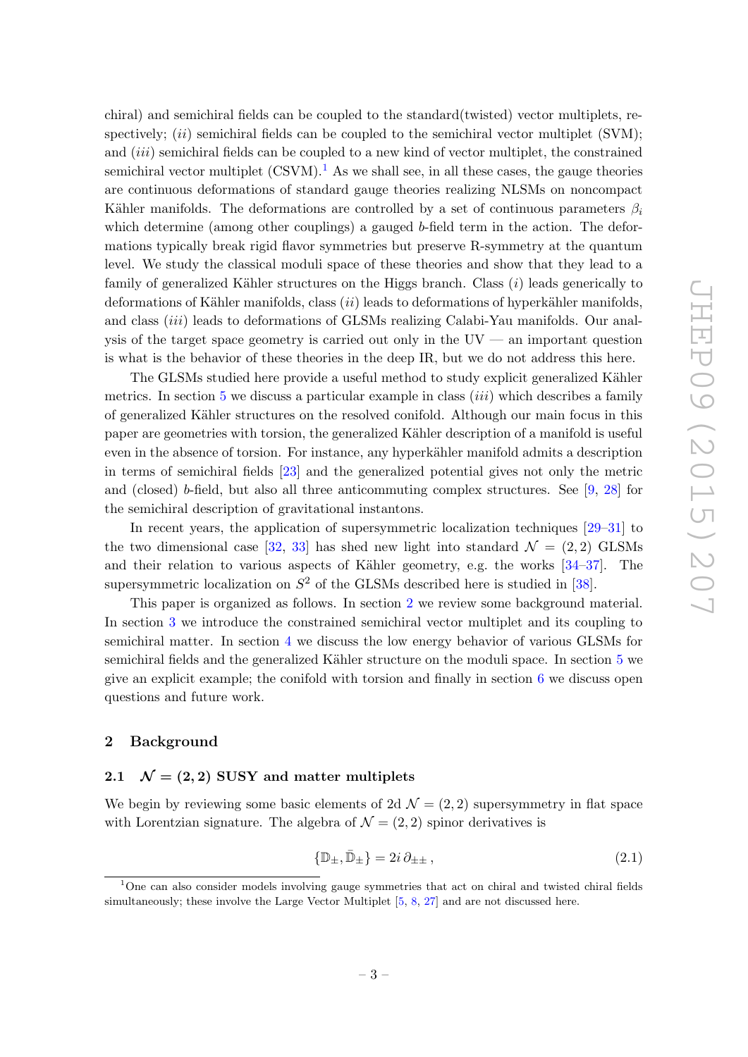chiral) and semichiral fields can be coupled to the standard(twisted) vector multiplets, respectively; (*ii*) semichiral fields can be coupled to the semichiral vector multiplet (SVM); and (*iii*) semichiral fields can be coupled to a new kind of vector multiplet, the constrained semichiral vector multiplet (CSVM).[1] As we shall see, in all these cases, the gauge theories are continuous deformations of standard gauge theories realizing NLSMs on noncompact Kähler manifolds. The deformations are controlled by a set of continuous parameters $\beta_i$ which determine (among other couplings) a gauged $b$-field term in the action. The deformations typically break rigid flavor symmetries but preserve R-symmetry at the quantum level. We study the classical moduli space of these theories and show that they lead to a family of generalized Kähler structures on the Higgs branch. Class (*i*) leads generically to deformations of Kähler manifolds, class (*ii*) leads to deformations of hyperkähler manifolds, and class (*iii*) leads to deformations of GLSMs realizing Calabi-Yau manifolds. Our analysis of the target space geometry is carried out only in the UV — an important question is what is the behavior of these theories in the deep IR, but we do not address this here.

The GLSMs studied here provide a useful method to study explicit generalized Kähler metrics. In section 5 we discuss a particular example in class (*iii*) which describes a family of generalized Kähler structures on the resolved conifold. Although our main focus in this paper are geometries with torsion, the generalized Kähler description of a manifold is useful even in the absence of torsion. For instance, any hyperkähler manifold admits a description in terms of semichiral fields [23] and the generalized potential gives not only the metric and (closed) $b$-field, but also all three anticommuting complex structures. See [9, 28] for the semichiral description of gravitational instantons.

In recent years, the application of supersymmetric localization techniques [29–31] to the two dimensional case [32, 33] has shed new light into standard $\mathcal{N} = (2,2)$ GLSMs and their relation to various aspects of Kähler geometry, e.g. the works [34–37]. The supersymmetric localization on $S^2$ of the GLSMs described here is studied in [38].

This paper is organized as follows. In section 2 we review some background material. In section 3 we introduce the constrained semichiral vector multiplet and its coupling to semichiral matter. In section 4 we discuss the low energy behavior of various GLSMs for semichiral fields and the generalized Kähler structure on the moduli space. In section 5 we give an explicit example; the conifold with torsion and finally in section 6 we discuss open questions and future work.

## 2 Background

### 2.1 $\mathcal{N} = (2,2)$ SUSY and matter multiplets

We begin by reviewing some basic elements of 2d $\mathcal{N} = (2,2)$ supersymmetry in flat space with Lorentzian signature. The algebra of $\mathcal{N} = (2,2)$ spinor derivatives is

$$\{\mathbb{D}_\pm, \bar{\mathbb{D}}_\pm\} = 2i\,\partial_{\pm\pm}\,, \tag{2.1}$$

[1] One can also consider models involving gauge symmetries that act on chiral and twisted chiral fields simultaneously; these involve the Large Vector Multiplet [5, 8, 27] and are not discussed here.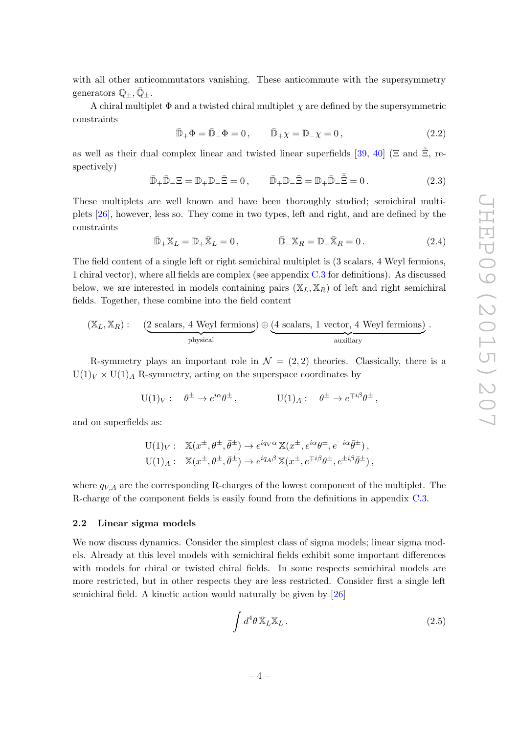with all other anticommutators vanishing. These anticommute with the supersymmetry generators $\mathbb{Q}_\pm, \bar{\mathbb{Q}}_\pm$.

A chiral multiplet $\Phi$ and a twisted chiral multiplet $\chi$ are defined by the supersymmetric constraints

$$\bar{\mathbb{D}}_+\Phi = \bar{\mathbb{D}}_-\Phi = 0\,, \qquad \bar{\mathbb{D}}_+\chi = \mathbb{D}_-\chi = 0\,, \tag{2.2}$$

as well as their dual complex linear and twisted linear superfields [39, 40] ($\Xi$ and $\tilde{\Xi}$, respectively)

$$\bar{\mathbb{D}}_+\bar{\mathbb{D}}_-\Xi = \mathbb{D}_+\mathbb{D}_-\bar{\Xi} = 0\,, \qquad \bar{\mathbb{D}}_+\mathbb{D}_-\tilde{\Xi} = \mathbb{D}_+\bar{\mathbb{D}}_-\bar{\tilde{\Xi}} = 0\,. \tag{2.3}$$

These multiplets are well known and have been thoroughly studied; semichiral multiplets [26], however, less so. They come in two types, left and right, and are defined by the constraints

$$\bar{\mathbb{D}}_+\mathbb{X}_L = \mathbb{D}_+\bar{\mathbb{X}}_L = 0\,, \qquad \bar{\mathbb{D}}_-\mathbb{X}_R = \mathbb{D}_-\bar{\mathbb{X}}_R = 0\,. \tag{2.4}$$

The field content of a single left or right semichiral multiplet is (3 scalars, 4 Weyl fermions, 1 chiral vector), where all fields are complex (see appendix C.3 for definitions). As discussed below, we are interested in models containing pairs $(\mathbb{X}_L, \mathbb{X}_R)$ of left and right semichiral fields. Together, these combine into the field content

$$(\mathbb{X}_L, \mathbb{X}_R): \quad \underbrace{(2 \text{ scalars, } 4 \text{ Weyl fermions})}_{\text{physical}} \oplus \underbrace{(4 \text{ scalars, } 1 \text{ vector, } 4 \text{ Weyl fermions})}_{\text{auxiliary}}\,.$$

R-symmetry plays an important role in $\mathcal{N} = (2,2)$ theories. Classically, there is a $\mathrm{U}(1)_V \times \mathrm{U}(1)_A$ R-symmetry, acting on the superspace coordinates by

$$\mathrm{U}(1)_V: \quad \theta^\pm \to e^{i\alpha}\theta^\pm\,, \qquad\qquad \mathrm{U}(1)_A: \quad \theta^\pm \to e^{\mp i\beta}\theta^\pm\,,$$

and on superfields as:

$$\begin{aligned}
\mathrm{U}(1)_V: \quad & \mathbb{X}(x^\pm, \theta^\pm, \bar{\theta}^\pm) \to e^{iq_V\alpha}\,\mathbb{X}(x^\pm, e^{i\alpha}\theta^\pm, e^{-i\alpha}\bar{\theta}^\pm)\,,\\
\mathrm{U}(1)_A: \quad & \mathbb{X}(x^\pm, \theta^\pm, \bar{\theta}^\pm) \to e^{iq_A\beta}\,\mathbb{X}(x^\pm, e^{\mp i\beta}\theta^\pm, e^{\pm i\beta}\bar{\theta}^\pm)\,,
\end{aligned}$$

where $q_{V,A}$ are the corresponding R-charges of the lowest component of the multiplet. The R-charge of the component fields is easily found from the definitions in appendix C.3.

### 2.2 Linear sigma models

We now discuss dynamics. Consider the simplest class of sigma models; linear sigma models. Already at this level models with semichiral fields exhibit some important differences with models for chiral or twisted chiral fields. In some respects semichiral models are more restricted, but in other respects they are less restricted. Consider first a single left semichiral field. A kinetic action would naturally be given by [26]

$$\int d^4\theta\, \bar{\mathbb{X}}_L\mathbb{X}_L\,. \tag{2.5}$$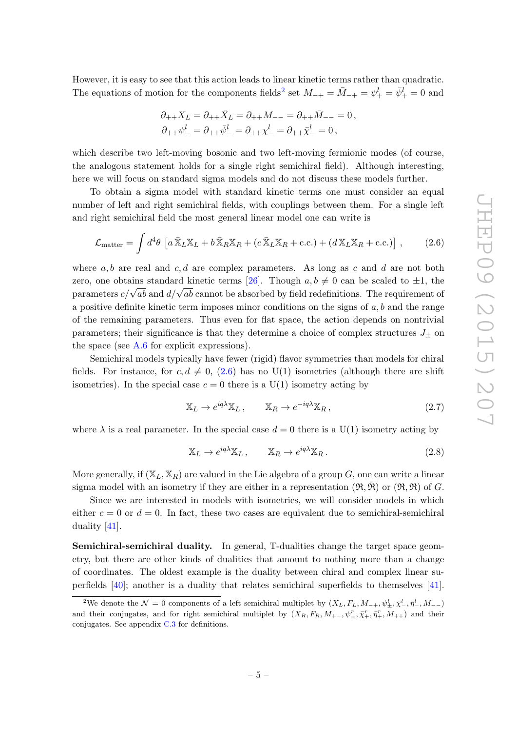However, it is easy to see that this action leads to linear kinetic terms rather than quadratic. The equations of motion for the components fields[2] set $M_{-+} = \bar{M}_{-+} = \psi^l_+ = \bar{\psi}^l_+ = 0$ and

$$\partial_{++}X_L = \partial_{++}\bar{X}_L = \partial_{++}M_{--} = \partial_{++}\bar{M}_{--} = 0\,,$$
$$\partial_{++}\psi^l_- = \partial_{++}\bar{\psi}^l_- = \partial_{++}\chi^l_- = \partial_{++}\bar{\chi}^l_- = 0\,,$$

which describe two left-moving bosonic and two left-moving fermionic modes (of course, the analogous statement holds for a single right semichiral field). Although interesting, here we will focus on standard sigma models and do not discuss these models further.

To obtain a sigma model with standard kinetic terms one must consider an equal number of left and right semichiral fields, with couplings between them. For a single left and right semichiral field the most general linear model one can write is

$$\mathcal{L}_{\text{matter}} = \int d^4\theta \, \left[ a\, \bar{\mathbb{X}}_L \mathbb{X}_L + b\, \bar{\mathbb{X}}_R \mathbb{X}_R + (c\, \bar{\mathbb{X}}_L \mathbb{X}_R + \text{c.c.}) + (d\, \mathbb{X}_L \mathbb{X}_R + \text{c.c.}) \right] \,, \tag{2.6}$$

where $a, b$ are real and $c, d$ are complex parameters. As long as $c$ and $d$ are not both zero, one obtains standard kinetic terms [26]. Though $a, b \neq 0$ can be scaled to $\pm 1$, the parameters $c/\sqrt{ab}$ and $d/\sqrt{ab}$ cannot be absorbed by field redefinitions. The requirement of a positive definite kinetic term imposes minor conditions on the signs of $a, b$ and the range of the remaining parameters. Thus even for flat space, the action depends on nontrivial parameters; their significance is that they determine a choice of complex structures $J_\pm$ on the space (see A.6 for explicit expressions).

Semichiral models typically have fewer (rigid) flavor symmetries than models for chiral fields. For instance, for $c, d \neq 0$, (2.6) has no U(1) isometries (although there are shift isometries). In the special case $c = 0$ there is a U(1) isometry acting by

$$\mathbb{X}_L \to e^{iq\lambda}\mathbb{X}_L\,, \qquad \mathbb{X}_R \to e^{-iq\lambda}\mathbb{X}_R\,, \tag{2.7}$$

where $\lambda$ is a real parameter. In the special case $d = 0$ there is a U(1) isometry acting by

$$\mathbb{X}_L \to e^{iq\lambda}\mathbb{X}_L\,, \qquad \mathbb{X}_R \to e^{iq\lambda}\mathbb{X}_R\,. \tag{2.8}$$

More generally, if $(\mathbb{X}_L, \mathbb{X}_R)$ are valued in the Lie algebra of a group $G$, one can write a linear sigma model with an isometry if they are either in a representation $(\mathfrak{R}, \bar{\mathfrak{R}})$ or $(\mathfrak{R}, \mathfrak{R})$ of $G$.

Since we are interested in models with isometries, we will consider models in which either $c = 0$ or $d = 0$. In fact, these two cases are equivalent due to semichiral-semichiral duality [41].

**Semichiral-semichiral duality.** In general, T-dualities change the target space geometry, but there are other kinds of dualities that amount to nothing more than a change of coordinates. The oldest example is the duality between chiral and complex linear superfields [40]; another is a duality that relates semichiral superfields to themselves [41].

[2] We denote the $\mathcal{N} = 0$ components of a left semichiral multiplet by $(X_L, F_L, M_{-+}, \psi^l_\pm, \bar{\chi}^l_-, \bar{\eta}^l_-, M_{--})$ and their conjugates, and for right semichiral multiplet by $(X_R, F_R, M_{+-}, \psi^r_\pm, \bar{\chi}^r_+, \bar{\eta}^r_+, M_{++})$ and their conjugates. See appendix C.3 for definitions.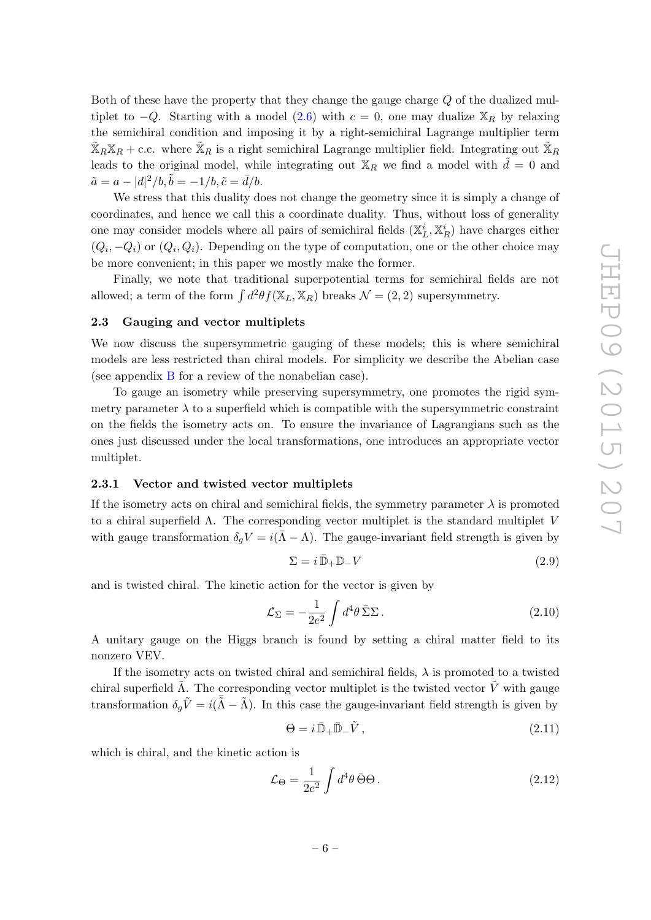Both of these have the property that they change the gauge charge $Q$ of the dualized multiplet to $-Q$. Starting with a model (2.6) with $c = 0$, one may dualize $\mathbb{X}_R$ by relaxing the semichiral condition and imposing it by a right-semichiral Lagrange multiplier term $\tilde{\mathbb{X}}_R \mathbb{X}_R + \text{c.c.}$ where $\tilde{\mathbb{X}}_R$ is a right semichiral Lagrange multiplier field. Integrating out $\tilde{\mathbb{X}}_R$ leads to the original model, while integrating out $\mathbb{X}_R$ we find a model with $\tilde{d} = 0$ and $\tilde{a} = a - |d|^2/b, \tilde{b} = -1/b, \tilde{c} = \bar{d}/b$.

We stress that this duality does not change the geometry since it is simply a change of coordinates, and hence we call this a coordinate duality. Thus, without loss of generality one may consider models where all pairs of semichiral fields $(\mathbb{X}_L^i, \mathbb{X}_R^i)$ have charges either $(Q_i, -Q_i)$ or $(Q_i, Q_i)$. Depending on the type of computation, one or the other choice may be more convenient; in this paper we mostly make the former.

Finally, we note that traditional superpotential terms for semichiral fields are not allowed; a term of the form $\int d^2\theta f(\mathbb{X}_L, \mathbb{X}_R)$ breaks $\mathcal{N} = (2, 2)$ supersymmetry.

### 2.3 Gauging and vector multiplets

We now discuss the supersymmetric gauging of these models; this is where semichiral models are less restricted than chiral models. For simplicity we describe the Abelian case (see appendix B for a review of the nonabelian case).

To gauge an isometry while preserving supersymmetry, one promotes the rigid symmetry parameter $\lambda$ to a superfield which is compatible with the supersymmetric constraint on the fields the isometry acts on. To ensure the invariance of Lagrangians such as the ones just discussed under the local transformations, one introduces an appropriate vector multiplet.

#### 2.3.1 Vector and twisted vector multiplets

If the isometry acts on chiral and semichiral fields, the symmetry parameter $\lambda$ is promoted to a chiral superfield $\Lambda$. The corresponding vector multiplet is the standard multiplet $V$ with gauge transformation $\delta_g V = i(\bar{\Lambda} - \Lambda)$. The gauge-invariant field strength is given by

$$\Sigma = i\, \bar{\mathbb{D}}_+ \mathbb{D}_- V \tag{2.9}$$

and is twisted chiral. The kinetic action for the vector is given by

$$\mathcal{L}_\Sigma = -\frac{1}{2e^2} \int d^4\theta\, \bar{\Sigma}\Sigma\,. \tag{2.10}$$

A unitary gauge on the Higgs branch is found by setting a chiral matter field to its nonzero VEV.

If the isometry acts on twisted chiral and semichiral fields, $\lambda$ is promoted to a twisted chiral superfield $\tilde{\Lambda}$. The corresponding vector multiplet is the twisted vector $\tilde{V}$ with gauge transformation $\delta_g \tilde{V} = i(\bar{\tilde{\Lambda}} - \tilde{\Lambda})$. In this case the gauge-invariant field strength is given by

$$\Theta = i\, \bar{\mathbb{D}}_+ \bar{\mathbb{D}}_- \tilde{V}\,, \tag{2.11}$$

which is chiral, and the kinetic action is

$$\mathcal{L}_\Theta = \frac{1}{2e^2} \int d^4\theta\, \bar{\Theta}\Theta\,. \tag{2.12}$$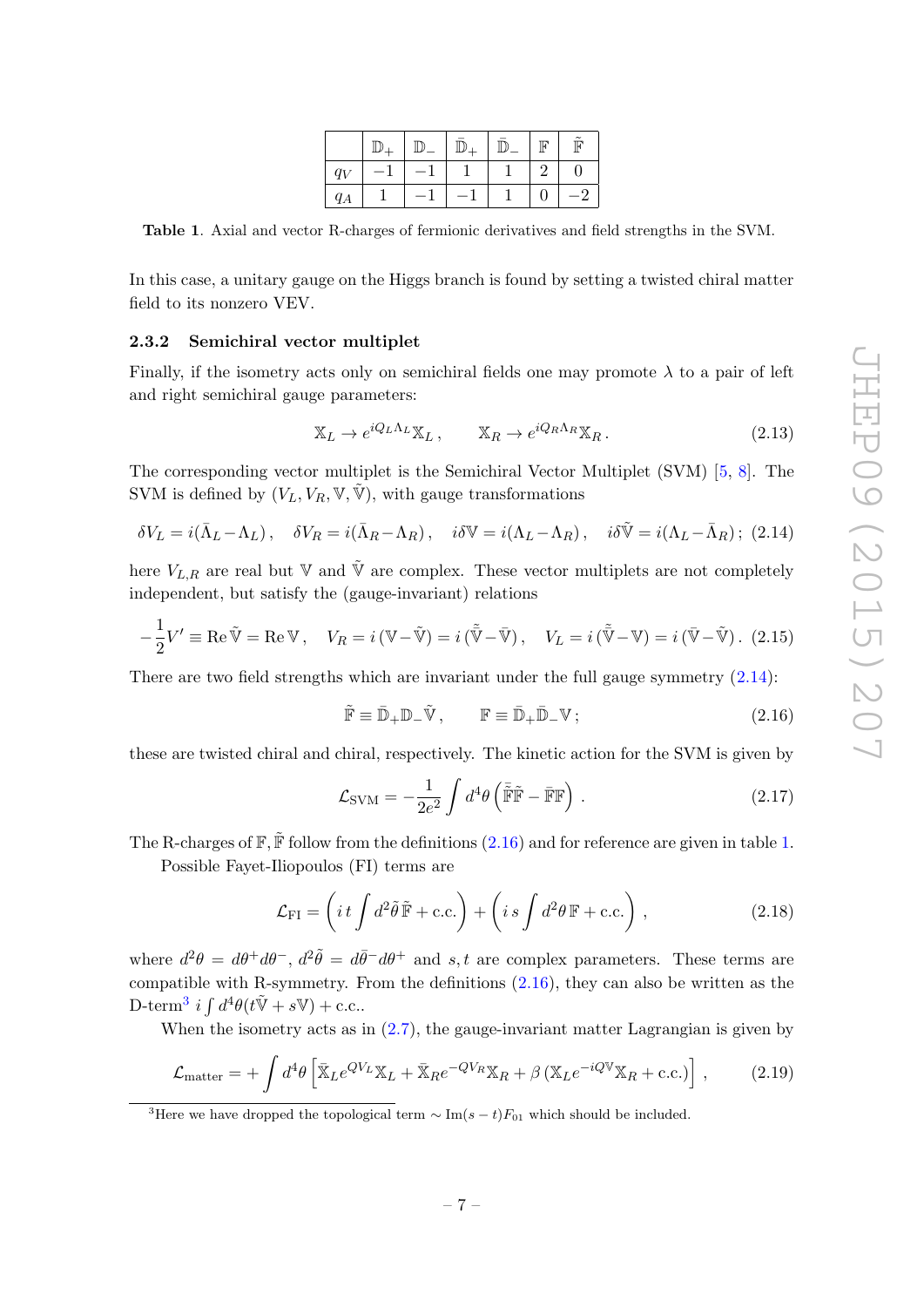|  | $\mathbb{D}_+$ | $\mathbb{D}_-$ | $\bar{\mathbb{D}}_+$ | $\bar{\mathbb{D}}_-$ | $\mathbb{F}$ | $\tilde{\mathbb{F}}$ |
|---|---|---|---|---|---|---|
| $q_V$ | $-1$ | $-1$ | $1$ | $1$ | $2$ | $0$ |
| $q_A$ | $1$ | $-1$ | $-1$ | $1$ | $0$ | $-2$ |

**Table 1**. Axial and vector R-charges of fermionic derivatives and field strengths in the SVM.

In this case, a unitary gauge on the Higgs branch is found by setting a twisted chiral matter field to its nonzero VEV.

### 2.3.2 Semichiral vector multiplet

Finally, if the isometry acts only on semichiral fields one may promote $\lambda$ to a pair of left and right semichiral gauge parameters:

$$\mathbb{X}_L \to e^{iQ_L\Lambda_L}\mathbb{X}_L\,, \qquad \mathbb{X}_R \to e^{iQ_R\Lambda_R}\mathbb{X}_R\,. \tag{2.13}$$

The corresponding vector multiplet is the Semichiral Vector Multiplet (SVM) [5, 8]. The SVM is defined by $(V_L, V_R, \mathbb{V}, \tilde{\mathbb{V}})$, with gauge transformations

$$\delta V_L = i(\bar{\Lambda}_L - \Lambda_L)\,, \quad \delta V_R = i(\bar{\Lambda}_R - \Lambda_R)\,, \quad i\delta\mathbb{V} = i(\Lambda_L - \Lambda_R)\,, \quad i\delta\tilde{\mathbb{V}} = i(\Lambda_L - \bar{\Lambda}_R)\,; \tag{2.14}$$

here $V_{L,R}$ are real but $\mathbb{V}$ and $\tilde{\mathbb{V}}$ are complex. These vector multiplets are not completely independent, but satisfy the (gauge-invariant) relations

$$-\frac{1}{2}V' \equiv \operatorname{Re}\tilde{\mathbb{V}} = \operatorname{Re}\mathbb{V}\,, \quad V_R = i\,(\mathbb{V} - \tilde{\mathbb{V}}) = i\,(\bar{\tilde{\mathbb{V}}} - \bar{\mathbb{V}})\,, \quad V_L = i\,(\bar{\tilde{\mathbb{V}}} - \mathbb{V}) = i\,(\bar{\mathbb{V}} - \tilde{\mathbb{V}})\,. \tag{2.15}$$

There are two field strengths which are invariant under the full gauge symmetry (2.14):

$$\tilde{\mathbb{F}} \equiv \bar{\mathbb{D}}_+\mathbb{D}_-\tilde{\mathbb{V}}\,, \qquad \mathbb{F} \equiv \bar{\mathbb{D}}_+\bar{\mathbb{D}}_-\mathbb{V}\,; \tag{2.16}$$

these are twisted chiral and chiral, respectively. The kinetic action for the SVM is given by

$$\mathcal{L}_{\text{SVM}} = -\frac{1}{2e^2}\int d^4\theta\left(\bar{\tilde{\mathbb{F}}}\tilde{\mathbb{F}} - \bar{\mathbb{F}}\mathbb{F}\right)\,. \tag{2.17}$$

The R-charges of $\mathbb{F}, \tilde{\mathbb{F}}$ follow from the definitions (2.16) and for reference are given in table 1.

Possible Fayet-Iliopoulos (FI) terms are

$$\mathcal{L}_{\text{FI}} = \left(i\,t\int d^2\tilde{\theta}\,\tilde{\mathbb{F}} + \text{c.c.}\right) + \left(i\,s\int d^2\theta\,\mathbb{F} + \text{c.c.}\right)\,, \tag{2.18}$$

where $d^2\theta = d\theta^+ d\theta^-$, $d^2\tilde{\theta} = d\bar{\theta}^- d\theta^+$ and $s, t$ are complex parameters. These terms are compatible with R-symmetry. From the definitions (2.16), they can also be written as the D-term[3] $i\int d^4\theta(t\tilde{\mathbb{V}} + s\mathbb{V}) + \text{c.c.}$.

When the isometry acts as in (2.7), the gauge-invariant matter Lagrangian is given by

$$\mathcal{L}_{\text{matter}} = +\int d^4\theta\left[\bar{\mathbb{X}}_L e^{QV_L}\mathbb{X}_L + \bar{\mathbb{X}}_R e^{-QV_R}\mathbb{X}_R + \beta\left(\mathbb{X}_L e^{-iQ\mathbb{V}}\mathbb{X}_R + \text{c.c.}\right)\right]\,, \tag{2.19}$$

[3] Here we have dropped the topological term $\sim \operatorname{Im}(s-t)F_{01}$ which should be included.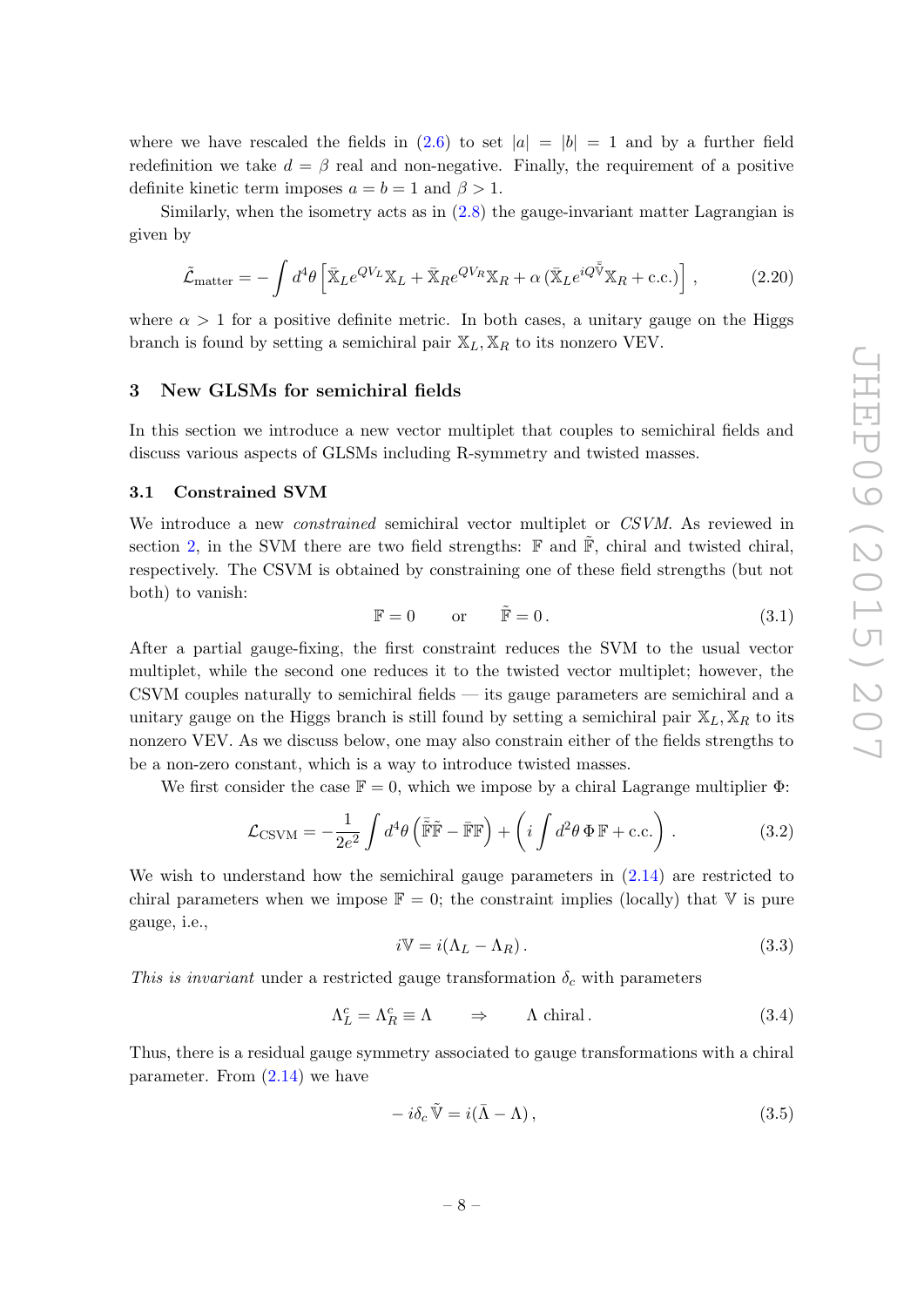where we have rescaled the fields in (2.6) to set $|a| = |b| = 1$ and by a further field redefinition we take $d = \beta$ real and non-negative. Finally, the requirement of a positive definite kinetic term imposes $a = b = 1$ and $\beta > 1$.

Similarly, when the isometry acts as in (2.8) the gauge-invariant matter Lagrangian is given by

$$\tilde{\mathcal{L}}_{\text{matter}} = -\int d^4\theta \left[ \bar{\mathbb{X}}_L e^{QV_L} \mathbb{X}_L + \bar{\mathbb{X}}_R e^{QV_R} \mathbb{X}_R + \alpha \left( \bar{\mathbb{X}}_L e^{iQ\bar{\tilde{\mathbb{V}}}} \mathbb{X}_R + \text{c.c.} \right) \right] , \tag{2.20}$$

where $\alpha > 1$ for a positive definite metric. In both cases, a unitary gauge on the Higgs branch is found by setting a semichiral pair $\mathbb{X}_L, \mathbb{X}_R$ to its nonzero VEV.

## 3 New GLSMs for semichiral fields

In this section we introduce a new vector multiplet that couples to semichiral fields and discuss various aspects of GLSMs including R-symmetry and twisted masses.

### 3.1 Constrained SVM

We introduce a new *constrained* semichiral vector multiplet or *CSVM*. As reviewed in section 2, in the SVM there are two field strengths: $\mathbb{F}$ and $\tilde{\mathbb{F}}$, chiral and twisted chiral, respectively. The CSVM is obtained by constraining one of these field strengths (but not both) to vanish:

$$\mathbb{F} = 0 \qquad \text{or} \qquad \tilde{\mathbb{F}} = 0 \, . \tag{3.1}$$

After a partial gauge-fixing, the first constraint reduces the SVM to the usual vector multiplet, while the second one reduces it to the twisted vector multiplet; however, the CSVM couples naturally to semichiral fields — its gauge parameters are semichiral and a unitary gauge on the Higgs branch is still found by setting a semichiral pair $\mathbb{X}_L, \mathbb{X}_R$ to its nonzero VEV. As we discuss below, one may also constrain either of the fields strengths to be a non-zero constant, which is a way to introduce twisted masses.

We first consider the case $\mathbb{F} = 0$, which we impose by a chiral Lagrange multiplier $\Phi$:

$$\mathcal{L}_{\text{CSVM}} = -\frac{1}{2e^2} \int d^4\theta \left( \bar{\tilde{\mathbb{F}}} \tilde{\mathbb{F}} - \bar{\mathbb{F}} \mathbb{F} \right) + \left( i \int d^2\theta \, \Phi \, \mathbb{F} + \text{c.c.} \right) . \tag{3.2}$$

We wish to understand how the semichiral gauge parameters in (2.14) are restricted to chiral parameters when we impose $\mathbb{F} = 0$; the constraint implies (locally) that $\mathbb{V}$ is pure gauge, i.e.,

$$i\mathbb{V} = i(\Lambda_L - \Lambda_R) \, . \tag{3.3}$$

*This is invariant* under a restricted gauge transformation $\delta_c$ with parameters

$$\Lambda_L^c = \Lambda_R^c \equiv \Lambda \qquad \Rightarrow \qquad \Lambda \text{ chiral} \, . \tag{3.4}$$

Thus, there is a residual gauge symmetry associated to gauge transformations with a chiral parameter. From (2.14) we have

$$-i\delta_c \tilde{\mathbb{V}} = i(\bar{\Lambda} - \Lambda) \, , \tag{3.5}$$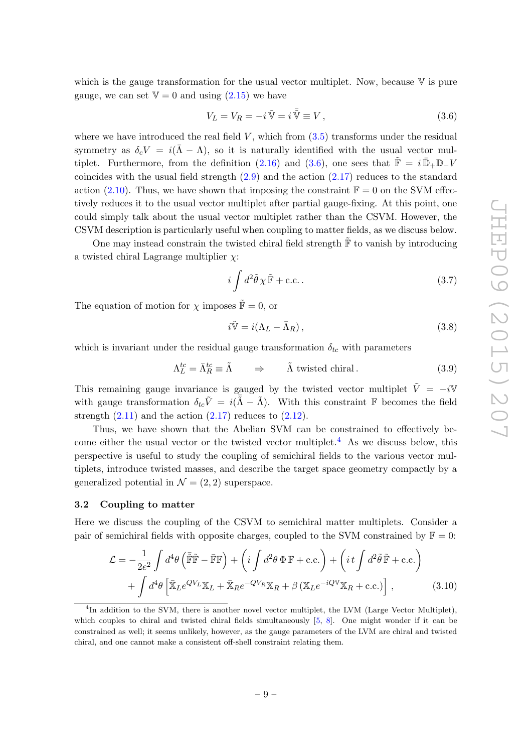which is the gauge transformation for the usual vector multiplet. Now, because $\mathbb{V}$ is pure gauge, we can set $\mathbb{V} = 0$ and using (2.15) we have

$$V_L = V_R = -i\,\tilde{\mathbb{V}} = i\,\bar{\tilde{\mathbb{V}}} \equiv V\,, \tag{3.6}$$

where we have introduced the real field $V$, which from (3.5) transforms under the residual symmetry as $\delta_c V = i(\bar{\Lambda} - \Lambda)$, so it is naturally identified with the usual vector multiplet. Furthermore, from the definition (2.16) and (3.6), one sees that $\tilde{\mathbb{F}} = i\,\bar{\mathbb{D}}_+\mathbb{D}_- V$ coincides with the usual field strength (2.9) and the action (2.17) reduces to the standard action (2.10). Thus, we have shown that imposing the constraint $\mathbb{F} = 0$ on the SVM effectively reduces it to the usual vector multiplet after partial gauge-fixing. At this point, one could simply talk about the usual vector multiplet rather than the CSVM. However, the CSVM description is particularly useful when coupling to matter fields, as we discuss below.

One may instead constrain the twisted chiral field strength $\tilde{\mathbb{F}}$ to vanish by introducing a twisted chiral Lagrange multiplier $\chi$:

$$i\int d^2\tilde{\theta}\,\chi\,\tilde{\mathbb{F}} + \text{c.c.}\,. \tag{3.7}$$

The equation of motion for $\chi$ imposes $\tilde{\mathbb{F}} = 0$, or

$$i\tilde{\mathbb{V}} = i(\Lambda_L - \bar{\Lambda}_R)\,, \tag{3.8}$$

which is invariant under the residual gauge transformation $\delta_{tc}$ with parameters

$$\Lambda_L^{tc} = \bar{\Lambda}_R^{tc} \equiv \tilde{\Lambda} \qquad \Rightarrow \qquad \tilde{\Lambda}\ \text{twisted chiral}\,. \tag{3.9}$$

This remaining gauge invariance is gauged by the twisted vector multiplet $\tilde{V} = -i\mathbb{V}$ with gauge transformation $\delta_{tc}\tilde{V} = i(\bar{\tilde{\Lambda}} - \tilde{\Lambda})$. With this constraint $\mathbb{F}$ becomes the field strength (2.11) and the action (2.17) reduces to (2.12).

Thus, we have shown that the Abelian SVM can be constrained to effectively become either the usual vector or the twisted vector multiplet.[4] As we discuss below, this perspective is useful to study the coupling of semichiral fields to the various vector multiplets, introduce twisted masses, and describe the target space geometry compactly by a generalized potential in $\mathcal{N} = (2,2)$ superspace.

### 3.2 Coupling to matter

Here we discuss the coupling of the CSVM to semichiral matter multiplets. Consider a pair of semichiral fields with opposite charges, coupled to the SVM constrained by $\mathbb{F} = 0$:

$$\begin{aligned}\mathcal{L} = &-\frac{1}{2e^2}\int d^4\theta\left(\bar{\tilde{\mathbb{F}}}\tilde{\mathbb{F}} - \bar{\mathbb{F}}\mathbb{F}\right) + \left(i\int d^2\theta\,\Phi\,\mathbb{F} + \text{c.c.}\right) + \left(i\,t\int d^2\tilde{\theta}\,\tilde{\mathbb{F}} + \text{c.c.}\right)\\ &+ \int d^4\theta\left[\bar{\mathbb{X}}_L e^{QV_L}\mathbb{X}_L + \bar{\mathbb{X}}_R e^{-QV_R}\mathbb{X}_R + \beta\left(\mathbb{X}_L e^{-iQ\mathbb{V}}\mathbb{X}_R + \text{c.c.}\right)\right]\,,\end{aligned} \tag{3.10}$$

[4] In addition to the SVM, there is another novel vector multiplet, the LVM (Large Vector Multiplet), which couples to chiral and twisted chiral fields simultaneously [5, 8]. One might wonder if it can be constrained as well; it seems unlikely, however, as the gauge parameters of the LVM are chiral and twisted chiral, and one cannot make a consistent off-shell constraint relating them.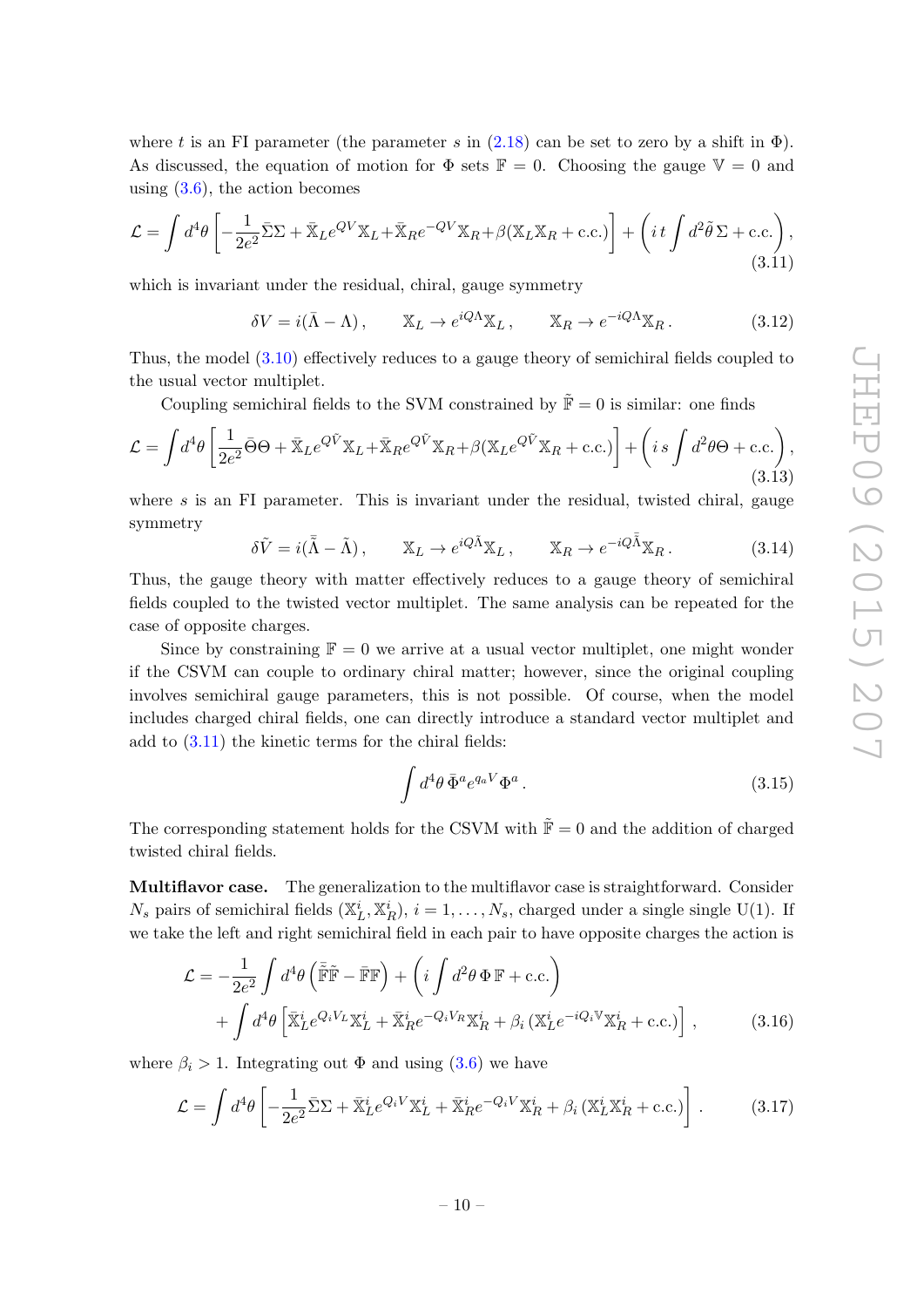where $t$ is an FI parameter (the parameter $s$ in (2.18) can be set to zero by a shift in $\Phi$). As discussed, the equation of motion for $\Phi$ sets $\mathbb{F}=0$. Choosing the gauge $\mathbb{V}=0$ and using (3.6), the action becomes

$$\mathcal{L}=\int d^4\theta\left[-\frac{1}{2e^2}\bar{\Sigma}\Sigma+\bar{\mathbb{X}}_L e^{QV}\mathbb{X}_L+\bar{\mathbb{X}}_R e^{-QV}\mathbb{X}_R+\beta(\mathbb{X}_L\mathbb{X}_R+\text{c.c.})\right]+\left(i\,t\int d^2\tilde{\theta}\,\Sigma+\text{c.c.}\right), \tag{3.11}$$

which is invariant under the residual, chiral, gauge symmetry

$$\delta V=i(\bar{\Lambda}-\Lambda)\,,\qquad \mathbb{X}_L\to e^{iQ\Lambda}\mathbb{X}_L\,,\qquad \mathbb{X}_R\to e^{-iQ\Lambda}\mathbb{X}_R\,. \tag{3.12}$$

Thus, the model (3.10) effectively reduces to a gauge theory of semichiral fields coupled to the usual vector multiplet.

Coupling semichiral fields to the SVM constrained by $\tilde{\mathbb{F}}=0$ is similar: one finds

$$\mathcal{L}=\int d^4\theta\left[\frac{1}{2e^2}\bar{\Theta}\Theta+\bar{\mathbb{X}}_L e^{Q\tilde{V}}\mathbb{X}_L+\bar{\mathbb{X}}_R e^{Q\tilde{V}}\mathbb{X}_R+\beta(\mathbb{X}_L e^{Q\tilde{V}}\mathbb{X}_R+\text{c.c.})\right]+\left(i\,s\int d^2\theta\Theta+\text{c.c.}\right), \tag{3.13}$$

where $s$ is an FI parameter. This is invariant under the residual, twisted chiral, gauge symmetry

$$\delta\tilde{V}=i(\bar{\tilde{\Lambda}}-\tilde{\Lambda})\,,\qquad \mathbb{X}_L\to e^{iQ\tilde{\Lambda}}\mathbb{X}_L\,,\qquad \mathbb{X}_R\to e^{-iQ\bar{\tilde{\Lambda}}}\mathbb{X}_R\,. \tag{3.14}$$

Thus, the gauge theory with matter effectively reduces to a gauge theory of semichiral fields coupled to the twisted vector multiplet. The same analysis can be repeated for the case of opposite charges.

Since by constraining $\mathbb{F}=0$ we arrive at a usual vector multiplet, one might wonder if the CSVM can couple to ordinary chiral matter; however, since the original coupling involves semichiral gauge parameters, this is not possible. Of course, when the model includes charged chiral fields, one can directly introduce a standard vector multiplet and add to (3.11) the kinetic terms for the chiral fields:

$$\int d^4\theta\,\bar{\Phi}^a e^{q_a V}\Phi^a\,. \tag{3.15}$$

The corresponding statement holds for the CSVM with $\tilde{\mathbb{F}}=0$ and the addition of charged twisted chiral fields.

**Multiflavor case.** The generalization to the multiflavor case is straightforward. Consider $N_s$ pairs of semichiral fields $(\mathbb{X}^i_L,\mathbb{X}^i_R)$, $i=1,\ldots,N_s$, charged under a single single U(1). If we take the left and right semichiral field in each pair to have opposite charges the action is

$$\begin{aligned}\mathcal{L}=&-\frac{1}{2e^2}\int d^4\theta\left(\bar{\tilde{\mathbb{F}}}\tilde{\mathbb{F}}-\bar{\mathbb{F}}\mathbb{F}\right)+\left(i\int d^2\theta\,\Phi\,\mathbb{F}+\text{c.c.}\right)\\&+\int d^4\theta\left[\bar{\mathbb{X}}^i_L e^{Q_iV_L}\mathbb{X}^i_L+\bar{\mathbb{X}}^i_R e^{-Q_iV_R}\mathbb{X}^i_R+\beta_i\,(\mathbb{X}^i_L e^{-iQ_i\mathbb{V}}\mathbb{X}^i_R+\text{c.c.})\right],\end{aligned} \tag{3.16}$$

where $\beta_i>1$. Integrating out $\Phi$ and using (3.6) we have

$$\mathcal{L}=\int d^4\theta\left[-\frac{1}{2e^2}\bar{\Sigma}\Sigma+\bar{\mathbb{X}}^i_L e^{Q_iV}\mathbb{X}^i_L+\bar{\mathbb{X}}^i_R e^{-Q_iV}\mathbb{X}^i_R+\beta_i\,(\mathbb{X}^i_L\mathbb{X}^i_R+\text{c.c.})\right]. \tag{3.17}$$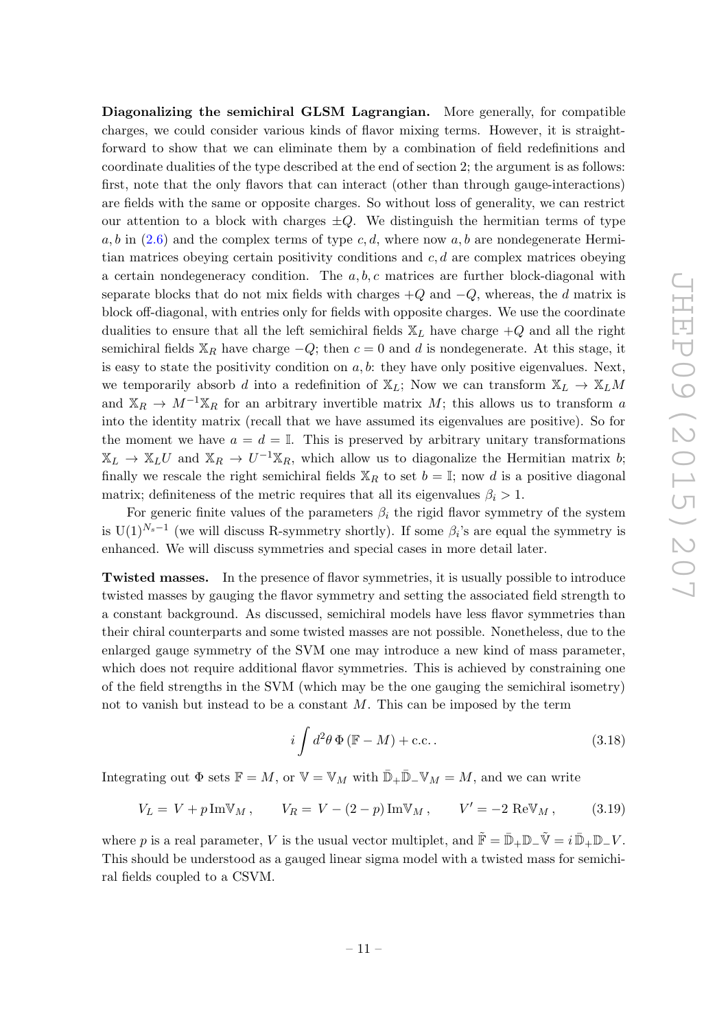**Diagonalizing the semichiral GLSM Lagrangian.** More generally, for compatible charges, we could consider various kinds of flavor mixing terms. However, it is straightforward to show that we can eliminate them by a combination of field redefinitions and coordinate dualities of the type described at the end of section 2; the argument is as follows: first, note that the only flavors that can interact (other than through gauge-interactions) are fields with the same or opposite charges. So without loss of generality, we can restrict our attention to a block with charges $\pm Q$. We distinguish the hermitian terms of type $a, b$ in (2.6) and the complex terms of type $c, d$, where now $a, b$ are nondegenerate Hermitian matrices obeying certain positivity conditions and $c, d$ are complex matrices obeying a certain nondegeneracy condition. The $a, b, c$ matrices are further block-diagonal with separate blocks that do not mix fields with charges $+Q$ and $-Q$, whereas, the $d$ matrix is block off-diagonal, with entries only for fields with opposite charges. We use the coordinate dualities to ensure that all the left semichiral fields $\mathbb{X}_L$ have charge $+Q$ and all the right semichiral fields $\mathbb{X}_R$ have charge $-Q$; then $c = 0$ and $d$ is nondegenerate. At this stage, it is easy to state the positivity condition on $a, b$: they have only positive eigenvalues. Next, we temporarily absorb $d$ into a redefinition of $\mathbb{X}_L$; Now we can transform $\mathbb{X}_L \to \mathbb{X}_L M$ and $\mathbb{X}_R \to M^{-1}\mathbb{X}_R$ for an arbitrary invertible matrix $M$; this allows us to transform $a$ into the identity matrix (recall that we have assumed its eigenvalues are positive). So for the moment we have $a = d = \mathbb{I}$. This is preserved by arbitrary unitary transformations $\mathbb{X}_L \to \mathbb{X}_L U$ and $\mathbb{X}_R \to U^{-1}\mathbb{X}_R$, which allow us to diagonalize the Hermitian matrix $b$; finally we rescale the right semichiral fields $\mathbb{X}_R$ to set $b = \mathbb{I}$; now $d$ is a positive diagonal matrix; definiteness of the metric requires that all its eigenvalues $\beta_i > 1$.

For generic finite values of the parameters $\beta_i$ the rigid flavor symmetry of the system is $\mathrm{U}(1)^{N_s - 1}$ (we will discuss R-symmetry shortly). If some $\beta_i$'s are equal the symmetry is enhanced. We will discuss symmetries and special cases in more detail later.

**Twisted masses.** In the presence of flavor symmetries, it is usually possible to introduce twisted masses by gauging the flavor symmetry and setting the associated field strength to a constant background. As discussed, semichiral models have less flavor symmetries than their chiral counterparts and some twisted masses are not possible. Nonetheless, due to the enlarged gauge symmetry of the SVM one may introduce a new kind of mass parameter, which does not require additional flavor symmetries. This is achieved by constraining one of the field strengths in the SVM (which may be the one gauging the semichiral isometry) not to vanish but instead to be a constant $M$. This can be imposed by the term

$$i \int d^2\theta \, \Phi \, (\mathbb{F} - M) + \text{c.c.} \,. \tag{3.18}$$

Integrating out $\Phi$ sets $\mathbb{F} = M$, or $\mathbb{V} = \mathbb{V}_M$ with $\bar{\mathbb{D}}_+ \bar{\mathbb{D}}_- \mathbb{V}_M = M$, and we can write

$$V_L = V + p \, \mathrm{Im}\mathbb{V}_M \,, \qquad V_R = V - (2 - p) \, \mathrm{Im}\mathbb{V}_M \,, \qquad V' = -2 \, \mathrm{Re}\mathbb{V}_M \,, \tag{3.19}$$

where $p$ is a real parameter, $V$ is the usual vector multiplet, and $\tilde{\mathbb{F}} = \bar{\mathbb{D}}_+ \mathbb{D}_- \tilde{\mathbb{V}} = i \, \bar{\mathbb{D}}_+ \mathbb{D}_- V$. This should be understood as a gauged linear sigma model with a twisted mass for semichiral fields coupled to a CSVM.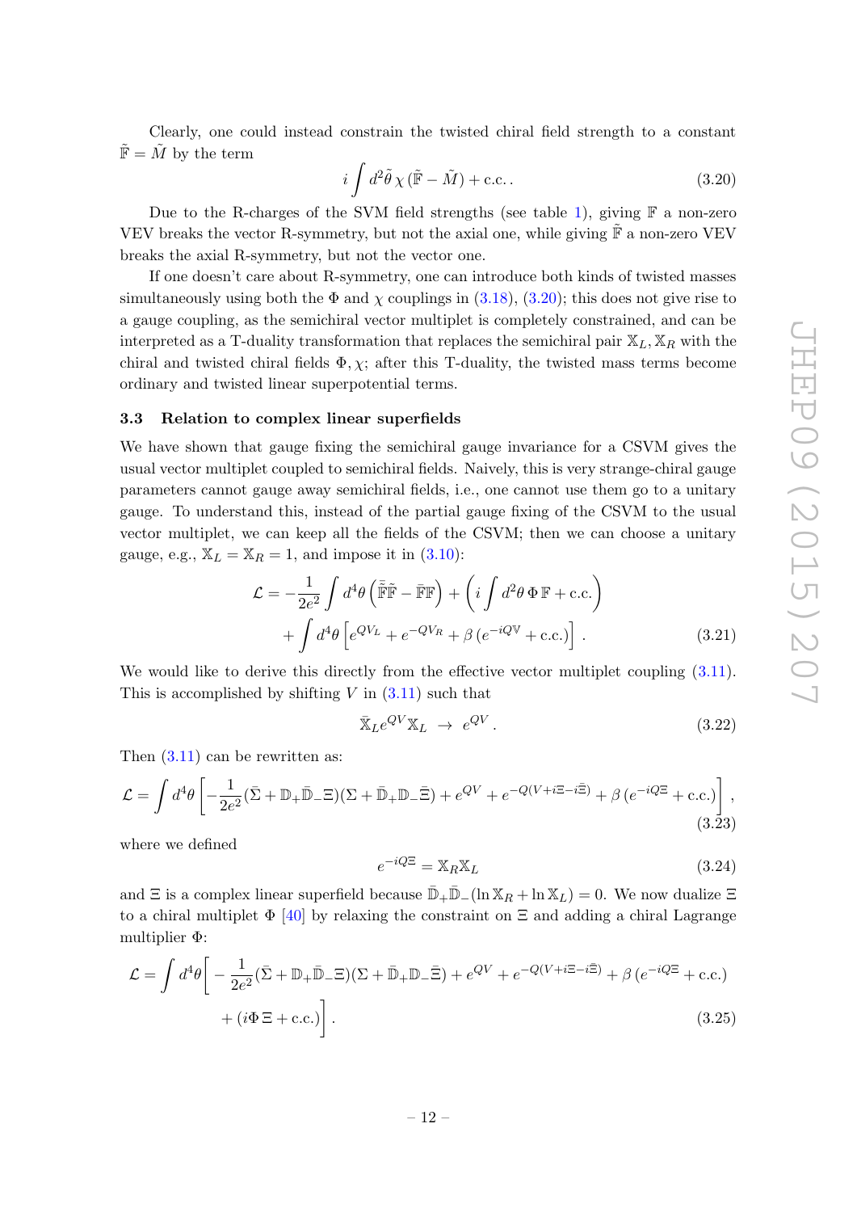Clearly, one could instead constrain the twisted chiral field strength to a constant $\tilde{\mathbb{F}} = \tilde{M}$ by the term

$$i \int d^2\tilde{\theta}\, \chi\, (\tilde{\mathbb{F}} - \tilde{M}) + \text{c.c.}\,. \tag{3.20}$$

Due to the R-charges of the SVM field strengths (see table 1), giving $\mathbb{F}$ a non-zero VEV breaks the vector R-symmetry, but not the axial one, while giving $\tilde{\mathbb{F}}$ a non-zero VEV breaks the axial R-symmetry, but not the vector one.

If one doesn't care about R-symmetry, one can introduce both kinds of twisted masses simultaneously using both the $\Phi$ and $\chi$ couplings in (3.18), (3.20); this does not give rise to a gauge coupling, as the semichiral vector multiplet is completely constrained, and can be interpreted as a T-duality transformation that replaces the semichiral pair $\mathbb{X}_L, \mathbb{X}_R$ with the chiral and twisted chiral fields $\Phi, \chi$; after this T-duality, the twisted mass terms become ordinary and twisted linear superpotential terms.

### 3.3 Relation to complex linear superfields

We have shown that gauge fixing the semichiral gauge invariance for a CSVM gives the usual vector multiplet coupled to semichiral fields. Naively, this is very strange-chiral gauge parameters cannot gauge away semichiral fields, i.e., one cannot use them go to a unitary gauge. To understand this, instead of the partial gauge fixing of the CSVM to the usual vector multiplet, we can keep all the fields of the CSVM; then we can choose a unitary gauge, e.g., $\mathbb{X}_L = \mathbb{X}_R = 1$, and impose it in (3.10):

$$\begin{aligned} \mathcal{L} = &-\frac{1}{2e^2}\int d^4\theta \left(\bar{\tilde{\mathbb{F}}}\tilde{\mathbb{F}} - \bar{\mathbb{F}}\mathbb{F}\right) + \left(i\int d^2\theta\, \Phi\, \mathbb{F} + \text{c.c.}\right) \\ &+ \int d^4\theta \left[e^{QV_L} + e^{-QV_R} + \beta\,(e^{-iQ\mathbb{V}} + \text{c.c.})\right]\,. \end{aligned} \tag{3.21}$$

We would like to derive this directly from the effective vector multiplet coupling (3.11). This is accomplished by shifting $V$ in (3.11) such that

$$\bar{\mathbb{X}}_L e^{QV} \mathbb{X}_L \;\rightarrow\; e^{QV}\,. \tag{3.22}$$

Then (3.11) can be rewritten as:

$$\mathcal{L} = \int d^4\theta \left[-\frac{1}{2e^2}(\bar{\Sigma} + \mathbb{D}_+\bar{\mathbb{D}}_-\Xi)(\Sigma + \bar{\mathbb{D}}_+\mathbb{D}_-\bar{\Xi}) + e^{QV} + e^{-Q(V+i\Xi-i\bar{\Xi})} + \beta\,(e^{-iQ\Xi} + \text{c.c.})\right], \tag{3.23}$$

where we defined

$$e^{-iQ\Xi} = \mathbb{X}_R\mathbb{X}_L \tag{3.24}$$

and $\Xi$ is a complex linear superfield because $\bar{\mathbb{D}}_+\bar{\mathbb{D}}_-(\ln\mathbb{X}_R + \ln\mathbb{X}_L) = 0$. We now dualize $\Xi$ to a chiral multiplet $\Phi$ [40] by relaxing the constraint on $\Xi$ and adding a chiral Lagrange multiplier $\Phi$:

$$\begin{aligned} \mathcal{L} = \int d^4\theta \Big[ &-\frac{1}{2e^2}(\bar{\Sigma} + \mathbb{D}_+\bar{\mathbb{D}}_-\Xi)(\Sigma + \bar{\mathbb{D}}_+\mathbb{D}_-\bar{\Xi}) + e^{QV} + e^{-Q(V+i\Xi-i\bar{\Xi})} + \beta\,(e^{-iQ\Xi} + \text{c.c.}) \\ &+ (i\Phi\,\Xi + \text{c.c.})\Big]\,. \end{aligned} \tag{3.25}$$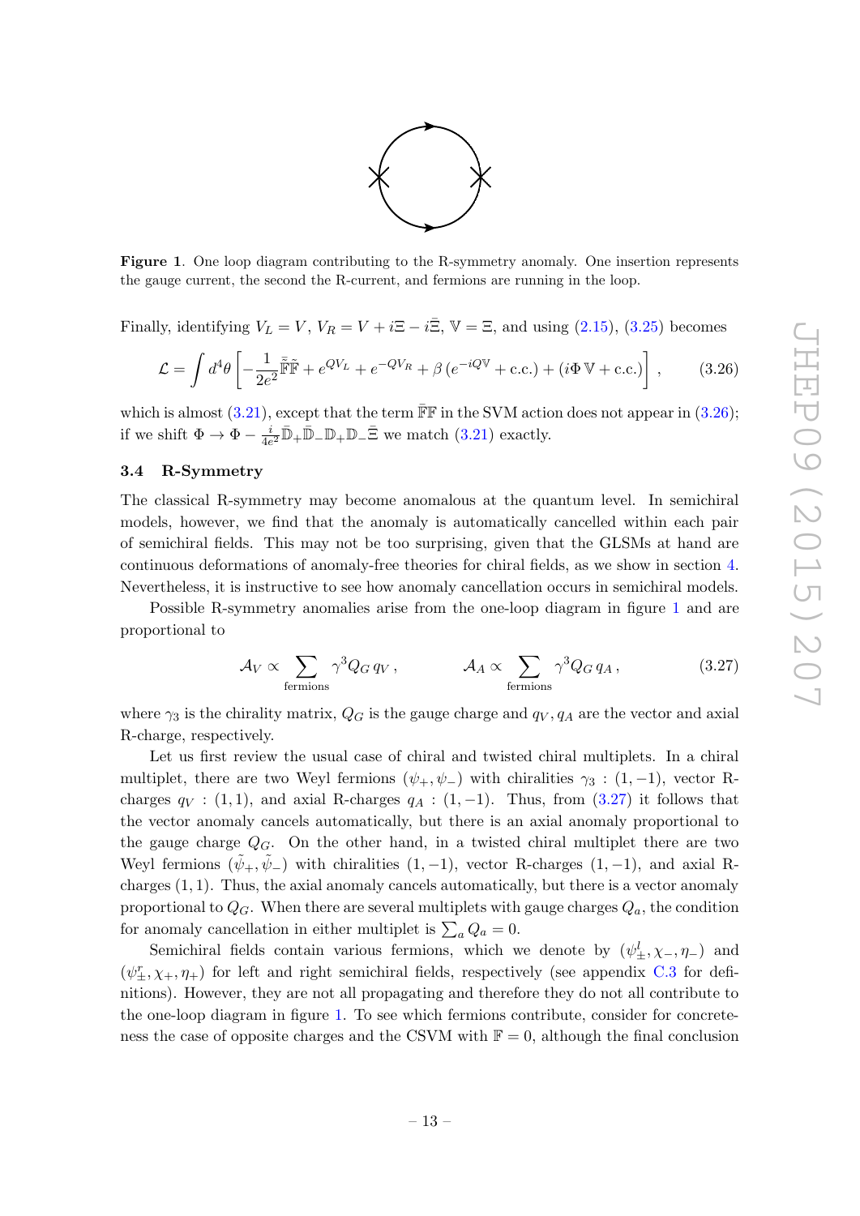**Figure 1**. One loop diagram contributing to the R-symmetry anomaly. One insertion represents the gauge current, the second the R-current, and fermions are running in the loop.

Finally, identifying $V_L = V$, $V_R = V + i\Xi - i\bar{\Xi}$, $\mathbb{V} = \Xi$, and using (2.15), (3.25) becomes

$$\mathcal{L} = \int d^4\theta \left[ -\frac{1}{2e^2}\bar{\tilde{\mathbb{F}}}\tilde{\mathbb{F}} + e^{QV_L} + e^{-QV_R} + \beta\,(e^{-iQ\mathbb{V}} + \text{c.c.}) + (i\Phi\,\mathbb{V} + \text{c.c.}) \right], \tag{3.26}$$

which is almost (3.21), except that the term $\bar{\mathbb{F}}\mathbb{F}$ in the SVM action does not appear in (3.26); if we shift $\Phi \to \Phi - \frac{i}{4e^2}\bar{\mathbb{D}}_+\bar{\mathbb{D}}_-\mathbb{D}_+\mathbb{D}_-\bar{\Xi}$ we match (3.21) exactly.

### 3.4 R-Symmetry

The classical R-symmetry may become anomalous at the quantum level. In semichiral models, however, we find that the anomaly is automatically cancelled within each pair of semichiral fields. This may not be too surprising, given that the GLSMs at hand are continuous deformations of anomaly-free theories for chiral fields, as we show in section 4. Nevertheless, it is instructive to see how anomaly cancellation occurs in semichiral models.

Possible R-symmetry anomalies arise from the one-loop diagram in figure 1 and are proportional to

$$\mathcal{A}_V \propto \sum_{\text{fermions}} \gamma^3 Q_G\, q_V\,, \qquad \mathcal{A}_A \propto \sum_{\text{fermions}} \gamma^3 Q_G\, q_A\,, \tag{3.27}$$

where $\gamma_3$ is the chirality matrix, $Q_G$ is the gauge charge and $q_V, q_A$ are the vector and axial R-charge, respectively.

Let us first review the usual case of chiral and twisted chiral multiplets. In a chiral multiplet, there are two Weyl fermions $(\psi_+, \psi_-)$ with chiralities $\gamma_3 : (1, -1)$, vector R-charges $q_V : (1, 1)$, and axial R-charges $q_A : (1, -1)$. Thus, from (3.27) it follows that the vector anomaly cancels automatically, but there is an axial anomaly proportional to the gauge charge $Q_G$. On the other hand, in a twisted chiral multiplet there are two Weyl fermions $(\tilde{\psi}_+, \tilde{\psi}_-)$ with chiralities $(1, -1)$, vector R-charges $(1, -1)$, and axial R-charges $(1, 1)$. Thus, the axial anomaly cancels automatically, but there is a vector anomaly proportional to $Q_G$. When there are several multiplets with gauge charges $Q_a$, the condition for anomaly cancellation in either multiplet is $\sum_a Q_a = 0$.

Semichiral fields contain various fermions, which we denote by $(\psi^l_\pm, \chi_-, \eta_-)$ and $(\psi^r_\pm, \chi_+, \eta_+)$ for left and right semichiral fields, respectively (see appendix C.3 for definitions). However, they are not all propagating and therefore they do not all contribute to the one-loop diagram in figure 1. To see which fermions contribute, consider for concreteness the case of opposite charges and the CSVM with $\mathbb{F} = 0$, although the final conclusion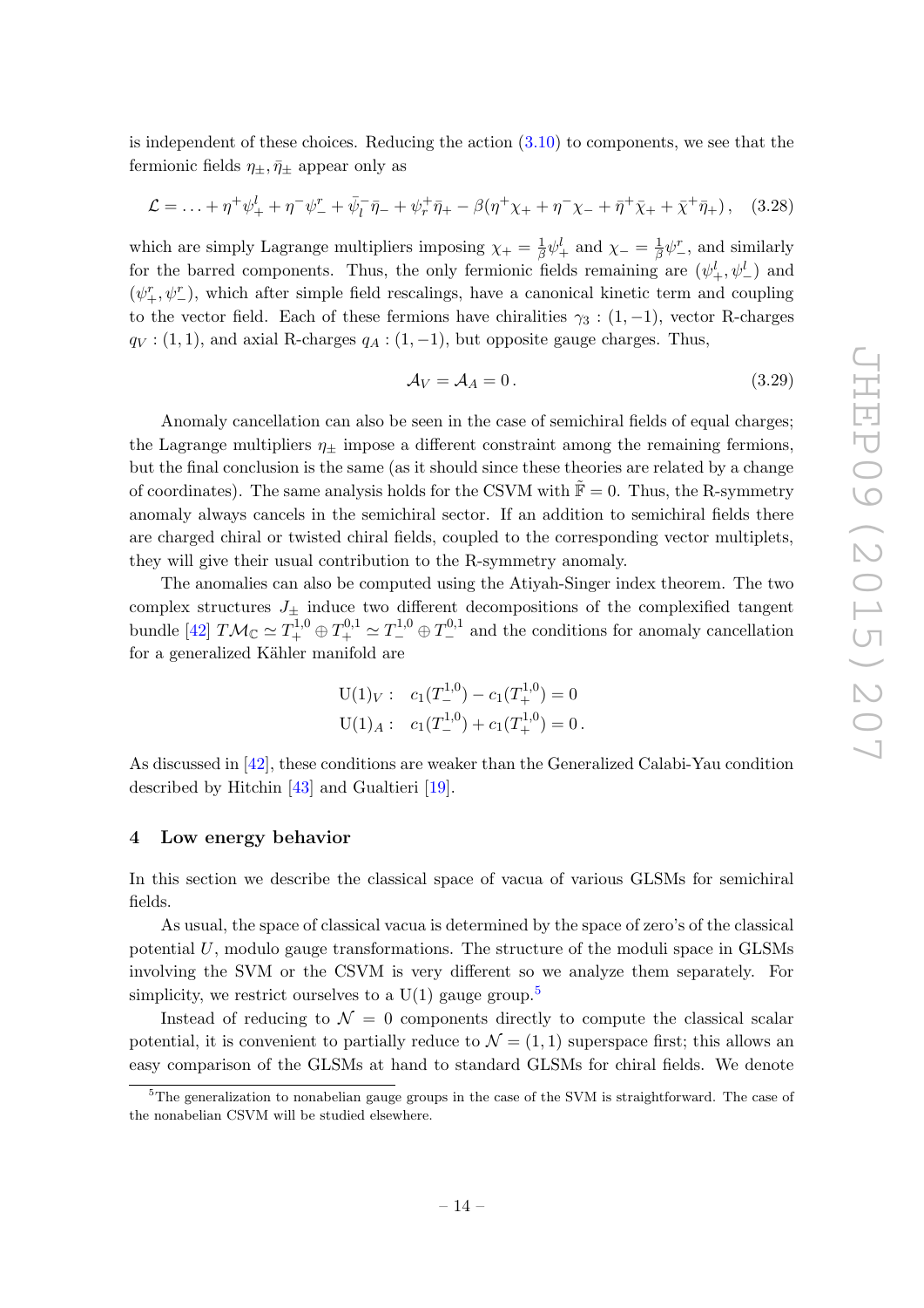is independent of these choices. Reducing the action (3.10) to components, we see that the fermionic fields $\eta_\pm, \bar{\eta}_\pm$ appear only as

$$\mathcal{L} = \ldots + \eta^+ \psi^l_+ + \eta^- \psi^r_- + \bar{\psi}^-_l \bar{\eta}_- + \psi^+_r \bar{\eta}_+ - \beta(\eta^+ \chi_+ + \eta^- \chi_- + \bar{\eta}^+ \bar{\chi}_+ + \bar{\chi}^+ \bar{\eta}_+) \,, \quad (3.28)$$

which are simply Lagrange multipliers imposing $\chi_+ = \frac{1}{\beta}\psi^l_+$ and $\chi_- = \frac{1}{\beta}\psi^r_-$, and similarly for the barred components. Thus, the only fermionic fields remaining are $(\psi^l_+, \psi^l_-)$ and $(\psi^r_+, \psi^r_-)$, which after simple field rescalings, have a canonical kinetic term and coupling to the vector field. Each of these fermions have chiralities $\gamma_3 : (1, -1)$, vector R-charges $q_V : (1, 1)$, and axial R-charges $q_A : (1, -1)$, but opposite gauge charges. Thus,

$$\mathcal{A}_V = \mathcal{A}_A = 0 \,. \quad (3.29)$$

Anomaly cancellation can also be seen in the case of semichiral fields of equal charges; the Lagrange multipliers $\eta_\pm$ impose a different constraint among the remaining fermions, but the final conclusion is the same (as it should since these theories are related by a change of coordinates). The same analysis holds for the CSVM with $\tilde{\mathbb{F}} = 0$. Thus, the R-symmetry anomaly always cancels in the semichiral sector. If an addition to semichiral fields there are charged chiral or twisted chiral fields, coupled to the corresponding vector multiplets, they will give their usual contribution to the R-symmetry anomaly.

The anomalies can also be computed using the Atiyah-Singer index theorem. The two complex structures $J_\pm$ induce two different decompositions of the complexified tangent bundle [42] $T\mathcal{M}_\mathbb{C} \simeq T^{1,0}_+ \oplus T^{0,1}_+ \simeq T^{1,0}_- \oplus T^{0,1}_-$ and the conditions for anomaly cancellation for a generalized Kähler manifold are

$$\begin{aligned} \mathrm{U}(1)_V : \quad & c_1(T^{1,0}_-) - c_1(T^{1,0}_+) = 0 \\ \mathrm{U}(1)_A : \quad & c_1(T^{1,0}_-) + c_1(T^{1,0}_+) = 0 \,. \end{aligned}$$

As discussed in [42], these conditions are weaker than the Generalized Calabi-Yau condition described by Hitchin [43] and Gualtieri [19].

## 4 Low energy behavior

In this section we describe the classical space of vacua of various GLSMs for semichiral fields.

As usual, the space of classical vacua is determined by the space of zero's of the classical potential $U$, modulo gauge transformations. The structure of the moduli space in GLSMs involving the SVM or the CSVM is very different so we analyze them separately. For simplicity, we restrict ourselves to a U(1) gauge group.[5]

Instead of reducing to $\mathcal{N} = 0$ components directly to compute the classical scalar potential, it is convenient to partially reduce to $\mathcal{N} = (1, 1)$ superspace first; this allows an easy comparison of the GLSMs at hand to standard GLSMs for chiral fields. We denote

[5] The generalization to nonabelian gauge groups in the case of the SVM is straightforward. The case of the nonabelian CSVM will be studied elsewhere.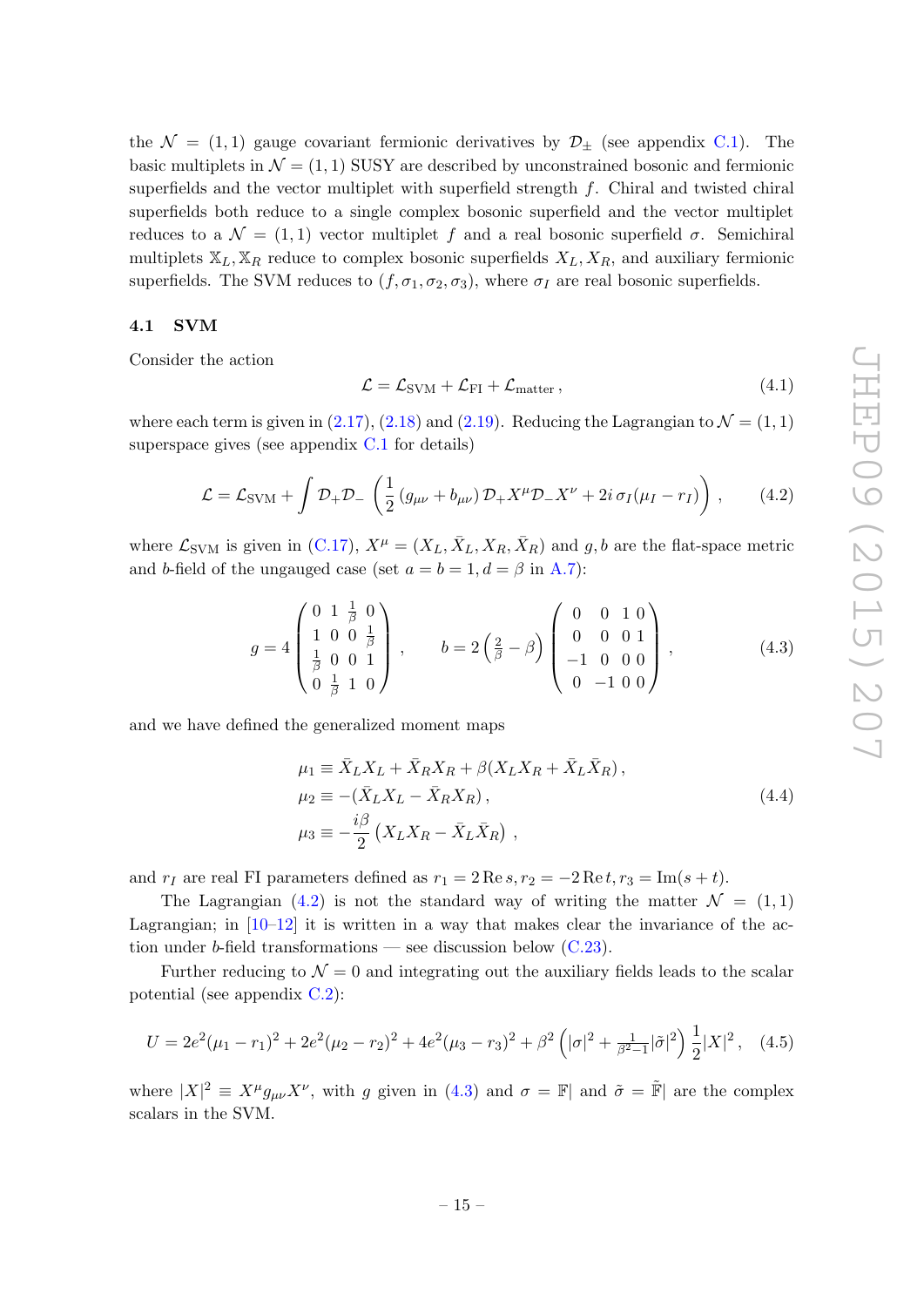the $\mathcal{N} = (1,1)$ gauge covariant fermionic derivatives by $\mathcal{D}_\pm$ (see appendix C.1). The basic multiplets in $\mathcal{N} = (1,1)$ SUSY are described by unconstrained bosonic and fermionic superfields and the vector multiplet with superfield strength $f$. Chiral and twisted chiral superfields both reduce to a single complex bosonic superfield and the vector multiplet reduces to a $\mathcal{N} = (1,1)$ vector multiplet $f$ and a real bosonic superfield $\sigma$. Semichiral multiplets $\mathbb{X}_L, \mathbb{X}_R$ reduce to complex bosonic superfields $X_L, X_R$, and auxiliary fermionic superfields. The SVM reduces to $(f, \sigma_1, \sigma_2, \sigma_3)$, where $\sigma_I$ are real bosonic superfields.

### 4.1 SVM

Consider the action

$$\mathcal{L} = \mathcal{L}_{\text{SVM}} + \mathcal{L}_{\text{FI}} + \mathcal{L}_{\text{matter}}\,, \tag{4.1}$$

where each term is given in (2.17), (2.18) and (2.19). Reducing the Lagrangian to $\mathcal{N} = (1,1)$ superspace gives (see appendix C.1 for details)

$$\mathcal{L} = \mathcal{L}_{\text{SVM}} + \int \mathcal{D}_+\mathcal{D}_- \left( \frac{1}{2}\left(g_{\mu\nu} + b_{\mu\nu}\right) \mathcal{D}_+ X^\mu \mathcal{D}_- X^\nu + 2i\,\sigma_I(\mu_I - r_I) \right), \tag{4.2}$$

where $\mathcal{L}_{\text{SVM}}$ is given in (C.17), $X^\mu = (X_L, \bar{X}_L, X_R, \bar{X}_R)$ and $g, b$ are the flat-space metric and $b$-field of the ungauged case (set $a = b = 1, d = \beta$ in A.7):

$$g = 4\begin{pmatrix} 0 & 1 & \frac{1}{\beta} & 0 \\ 1 & 0 & 0 & \frac{1}{\beta} \\ \frac{1}{\beta} & 0 & 0 & 1 \\ 0 & \frac{1}{\beta} & 1 & 0 \end{pmatrix}, \qquad b = 2\left(\frac{2}{\beta} - \beta\right)\begin{pmatrix} 0 & 0 & 1 & 0 \\ 0 & 0 & 0 & 1 \\ -1 & 0 & 0 & 0 \\ 0 & -1 & 0 & 0 \end{pmatrix}, \tag{4.3}$$

and we have defined the generalized moment maps

$$\begin{aligned} \mu_1 &\equiv \bar{X}_L X_L + \bar{X}_R X_R + \beta(X_L X_R + \bar{X}_L \bar{X}_R)\,, \\ \mu_2 &\equiv -(\bar{X}_L X_L - \bar{X}_R X_R)\,, \\ \mu_3 &\equiv -\frac{i\beta}{2}\left(X_L X_R - \bar{X}_L \bar{X}_R\right)\,, \end{aligned} \tag{4.4}$$

and $r_I$ are real FI parameters defined as $r_1 = 2\,\text{Re}\,s, r_2 = -2\,\text{Re}\,t, r_3 = \text{Im}(s+t)$.

The Lagrangian (4.2) is not the standard way of writing the matter $\mathcal{N} = (1,1)$ Lagrangian; in [10–12] it is written in a way that makes clear the invariance of the action under $b$-field transformations — see discussion below (C.23).

Further reducing to $\mathcal{N} = 0$ and integrating out the auxiliary fields leads to the scalar potential (see appendix C.2):

$$U = 2e^2(\mu_1 - r_1)^2 + 2e^2(\mu_2 - r_2)^2 + 4e^2(\mu_3 - r_3)^2 + \beta^2\left(|\sigma|^2 + \tfrac{1}{\beta^2 - 1}|\tilde{\sigma}|^2\right)\frac{1}{2}|X|^2\,, \tag{4.5}$$

where $|X|^2 \equiv X^\mu g_{\mu\nu} X^\nu$, with $g$ given in (4.3) and $\sigma = \mathbb{F}|$ and $\tilde{\sigma} = \tilde{\mathbb{F}}|$ are the complex scalars in the SVM.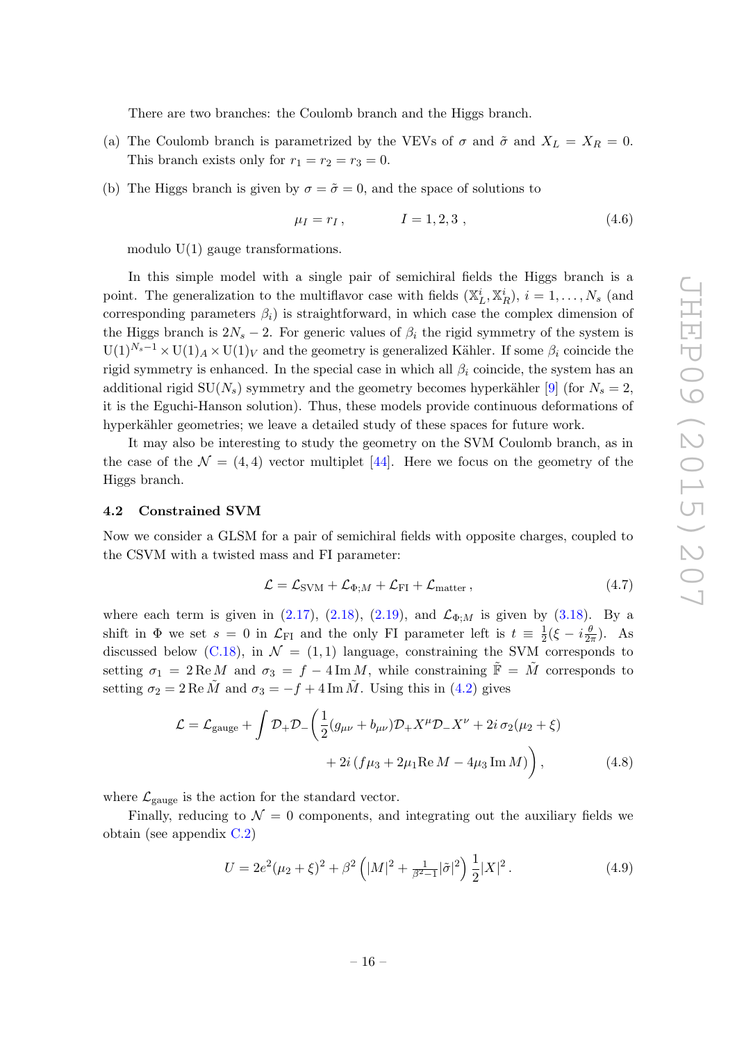There are two branches: the Coulomb branch and the Higgs branch.

(a) The Coulomb branch is parametrized by the VEVs of $\sigma$ and $\tilde{\sigma}$ and $X_L = X_R = 0$. This branch exists only for $r_1 = r_2 = r_3 = 0$.

(b) The Higgs branch is given by $\sigma = \tilde{\sigma} = 0$, and the space of solutions to

$$\mu_I = r_I \,, \qquad\qquad I = 1, 2, 3 \,, \tag{4.6}$$

modulo U(1) gauge transformations.

In this simple model with a single pair of semichiral fields the Higgs branch is a point. The generalization to the multiflavor case with fields $(\mathbb{X}_L^i, \mathbb{X}_R^i)$, $i = 1, \ldots, N_s$ (and corresponding parameters $\beta_i$) is straightforward, in which case the complex dimension of the Higgs branch is $2N_s - 2$. For generic values of $\beta_i$ the rigid symmetry of the system is $\mathrm{U}(1)^{N_s - 1} \times \mathrm{U}(1)_A \times \mathrm{U}(1)_V$ and the geometry is generalized Kähler. If some $\beta_i$ coincide the rigid symmetry is enhanced. In the special case in which all $\beta_i$ coincide, the system has an additional rigid $\mathrm{SU}(N_s)$ symmetry and the geometry becomes hyperkähler [9] (for $N_s = 2$, it is the Eguchi-Hanson solution). Thus, these models provide continuous deformations of hyperkähler geometries; we leave a detailed study of these spaces for future work.

It may also be interesting to study the geometry on the SVM Coulomb branch, as in the case of the $\mathcal{N} = (4, 4)$ vector multiplet [44]. Here we focus on the geometry of the Higgs branch.

### 4.2 Constrained SVM

Now we consider a GLSM for a pair of semichiral fields with opposite charges, coupled to the CSVM with a twisted mass and FI parameter:

$$\mathcal{L} = \mathcal{L}_{\mathrm{SVM}} + \mathcal{L}_{\Phi;M} + \mathcal{L}_{\mathrm{FI}} + \mathcal{L}_{\mathrm{matter}} \,, \tag{4.7}$$

where each term is given in (2.17), (2.18), (2.19), and $\mathcal{L}_{\Phi;M}$ is given by (3.18). By a shift in $\Phi$ we set $s = 0$ in $\mathcal{L}_{\mathrm{FI}}$ and the only FI parameter left is $t \equiv \frac{1}{2}(\xi - i\frac{\theta}{2\pi})$. As discussed below (C.18), in $\mathcal{N} = (1, 1)$ language, constraining the SVM corresponds to setting $\sigma_1 = 2\,\mathrm{Re}\, M$ and $\sigma_3 = f - 4\,\mathrm{Im}\, M$, while constraining $\tilde{\mathbb{F}} = \tilde{M}$ corresponds to setting $\sigma_2 = 2\,\mathrm{Re}\, \tilde{M}$ and $\sigma_3 = -f + 4\,\mathrm{Im}\, \tilde{M}$. Using this in (4.2) gives

$$\begin{aligned}
\mathcal{L} = \mathcal{L}_{\mathrm{gauge}} + \int \mathcal{D}_+ \mathcal{D}_- \bigg( &\frac{1}{2}(g_{\mu\nu} + b_{\mu\nu}) \mathcal{D}_+ X^\mu \mathcal{D}_- X^\nu + 2i\, \sigma_2 (\mu_2 + \xi) \\
&+ 2i\, (f \mu_3 + 2\mu_1 \mathrm{Re}\, M - 4\mu_3\, \mathrm{Im}\, M) \bigg) \,,
\end{aligned} \tag{4.8}$$

where $\mathcal{L}_{\mathrm{gauge}}$ is the action for the standard vector.

Finally, reducing to $\mathcal{N} = 0$ components, and integrating out the auxiliary fields we obtain (see appendix C.2)

$$U = 2e^2(\mu_2 + \xi)^2 + \beta^2 \left( |M|^2 + \tfrac{1}{\beta^2 - 1} |\tilde{\sigma}|^2 \right) \frac{1}{2} |X|^2 \,. \tag{4.9}$$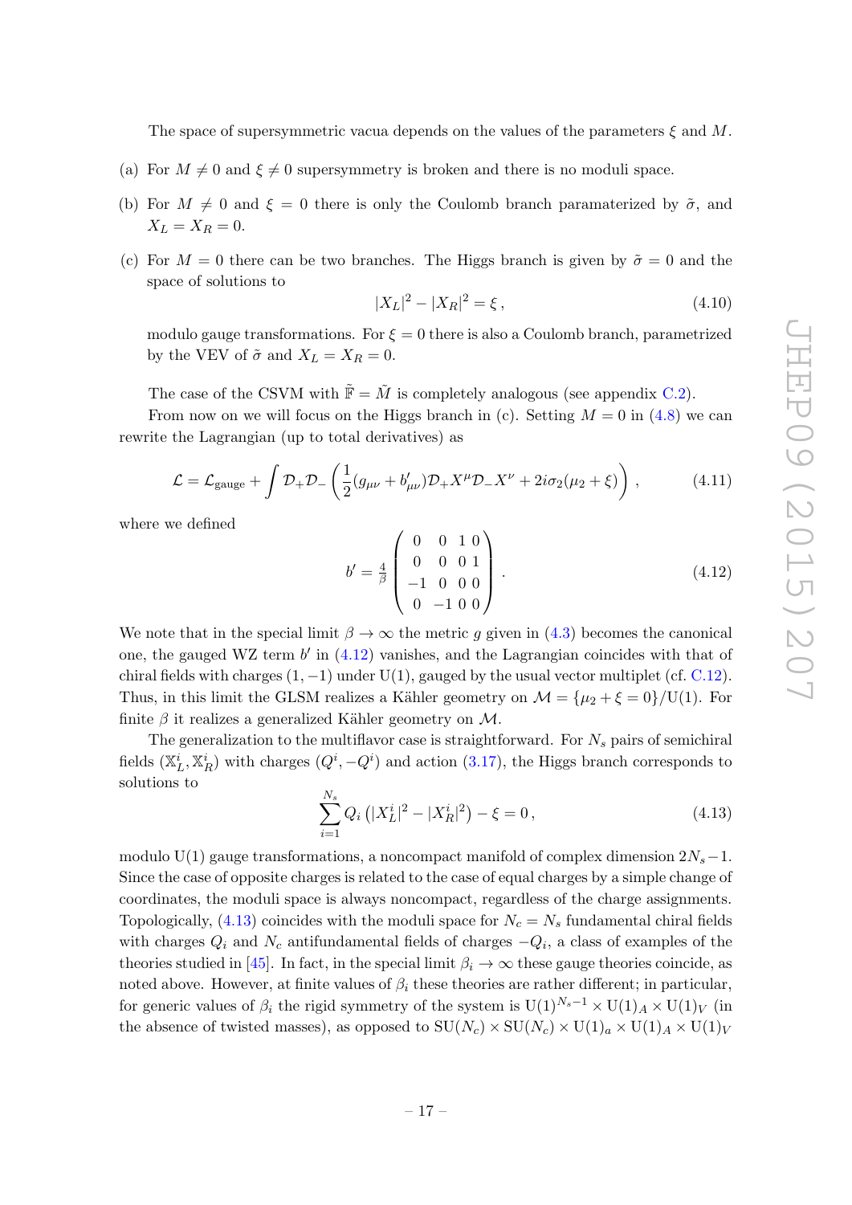The space of supersymmetric vacua depends on the values of the parameters $\xi$ and $M$.

(a) For $M \neq 0$ and $\xi \neq 0$ supersymmetry is broken and there is no moduli space.

(b) For $M \neq 0$ and $\xi = 0$ there is only the Coulomb branch paramaterized by $\tilde{\sigma}$, and $X_L = X_R = 0$.

(c) For $M = 0$ there can be two branches. The Higgs branch is given by $\tilde{\sigma} = 0$ and the space of solutions to

$$|X_L|^2 - |X_R|^2 = \xi \,, \tag{4.10}$$

modulo gauge transformations. For $\xi = 0$ there is also a Coulomb branch, parametrized by the VEV of $\tilde{\sigma}$ and $X_L = X_R = 0$.

The case of the CSVM with $\tilde{\mathbb{F}} = \tilde{M}$ is completely analogous (see appendix C.2).

From now on we will focus on the Higgs branch in (c). Setting $M = 0$ in (4.8) we can rewrite the Lagrangian (up to total derivatives) as

$$\mathcal{L} = \mathcal{L}_{\text{gauge}} + \int \mathcal{D}_+ \mathcal{D}_- \left( \frac{1}{2}(g_{\mu\nu} + b'_{\mu\nu}) \mathcal{D}_+ X^\mu \mathcal{D}_- X^\nu + 2i\sigma_2(\mu_2 + \xi) \right) , \tag{4.11}$$

where we defined

$$b' = \tfrac{4}{\beta} \begin{pmatrix} 0 & 0 & 1 & 0 \\ 0 & 0 & 0 & 1 \\ -1 & 0 & 0 & 0 \\ 0 & -1 & 0 & 0 \end{pmatrix} . \tag{4.12}$$

We note that in the special limit $\beta \to \infty$ the metric $g$ given in (4.3) becomes the canonical one, the gauged WZ term $b'$ in (4.12) vanishes, and the Lagrangian coincides with that of chiral fields with charges $(1, -1)$ under U(1), gauged by the usual vector multiplet (cf. C.12). Thus, in this limit the GLSM realizes a Kähler geometry on $\mathcal{M} = \{\mu_2 + \xi = 0\}/\text{U}(1)$. For finite $\beta$ it realizes a generalized Kähler geometry on $\mathcal{M}$.

The generalization to the multiflavor case is straightforward. For $N_s$ pairs of semichiral fields $(\mathbb{X}_L^i, \mathbb{X}_R^i)$ with charges $(Q^i, -Q^i)$ and action (3.17), the Higgs branch corresponds to solutions to

$$\sum_{i=1}^{N_s} Q_i \left( |X_L^i|^2 - |X_R^i|^2 \right) - \xi = 0 \,, \tag{4.13}$$

modulo U(1) gauge transformations, a noncompact manifold of complex dimension $2N_s - 1$. Since the case of opposite charges is related to the case of equal charges by a simple change of coordinates, the moduli space is always noncompact, regardless of the charge assignments. Topologically, (4.13) coincides with the moduli space for $N_c = N_s$ fundamental chiral fields with charges $Q_i$ and $N_c$ antifundamental fields of charges $-Q_i$, a class of examples of the theories studied in [45]. In fact, in the special limit $\beta_i \to \infty$ these gauge theories coincide, as noted above. However, at finite values of $\beta_i$ these theories are rather different; in particular, for generic values of $\beta_i$ the rigid symmetry of the system is $\text{U}(1)^{N_s - 1} \times \text{U}(1)_A \times \text{U}(1)_V$ (in the absence of twisted masses), as opposed to $\text{SU}(N_c) \times \text{SU}(N_c) \times \text{U}(1)_a \times \text{U}(1)_A \times \text{U}(1)_V$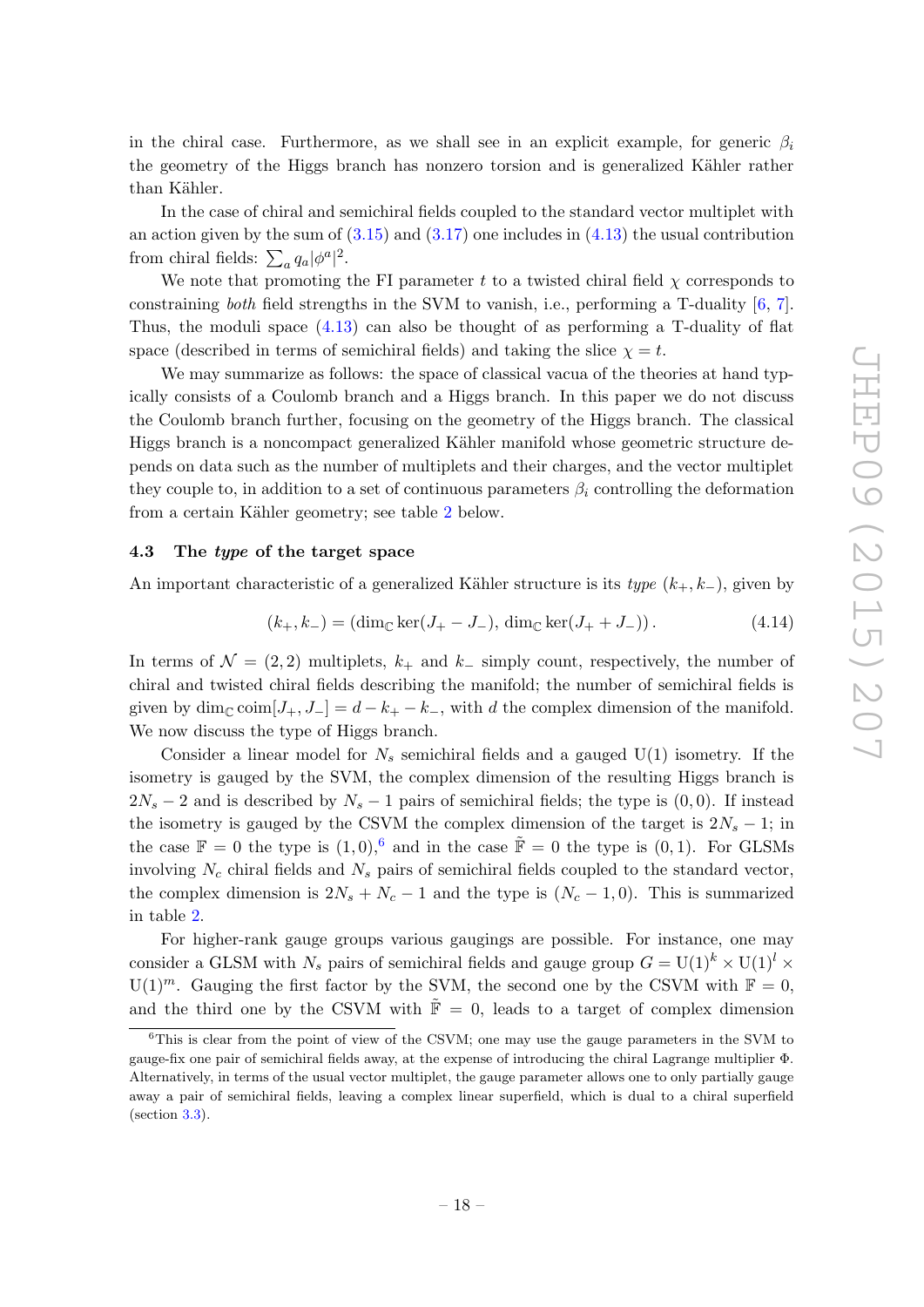in the chiral case. Furthermore, as we shall see in an explicit example, for generic $\beta_i$ the geometry of the Higgs branch has nonzero torsion and is generalized Kähler rather than Kähler.

In the case of chiral and semichiral fields coupled to the standard vector multiplet with an action given by the sum of (3.15) and (3.17) one includes in (4.13) the usual contribution from chiral fields: $\sum_a q_a |\phi^a|^2$.

We note that promoting the FI parameter $t$ to a twisted chiral field $\chi$ corresponds to constraining *both* field strengths in the SVM to vanish, i.e., performing a T-duality [6, 7]. Thus, the moduli space (4.13) can also be thought of as performing a T-duality of flat space (described in terms of semichiral fields) and taking the slice $\chi = t$.

We may summarize as follows: the space of classical vacua of the theories at hand typically consists of a Coulomb branch and a Higgs branch. In this paper we do not discuss the Coulomb branch further, focusing on the geometry of the Higgs branch. The classical Higgs branch is a noncompact generalized Kähler manifold whose geometric structure depends on data such as the number of multiplets and their charges, and the vector multiplet they couple to, in addition to a set of continuous parameters $\beta_i$ controlling the deformation from a certain Kähler geometry; see table 2 below.

### 4.3 The *type* of the target space

An important characteristic of a generalized Kähler structure is its *type* $(k_+, k_-)$, given by

$$(k_+, k_-) = (\dim_{\mathbb{C}} \ker(J_+ - J_-),\, \dim_{\mathbb{C}} \ker(J_+ + J_-))\,. \tag{4.14}$$

In terms of $\mathcal{N} = (2,2)$ multiplets, $k_+$ and $k_-$ simply count, respectively, the number of chiral and twisted chiral fields describing the manifold; the number of semichiral fields is given by $\dim_{\mathbb{C}} \text{coim}[J_+, J_-] = d - k_+ - k_-$, with $d$ the complex dimension of the manifold. We now discuss the type of Higgs branch.

Consider a linear model for $N_s$ semichiral fields and a gauged U(1) isometry. If the isometry is gauged by the SVM, the complex dimension of the resulting Higgs branch is $2N_s - 2$ and is described by $N_s - 1$ pairs of semichiral fields; the type is $(0, 0)$. If instead the isometry is gauged by the CSVM the complex dimension of the target is $2N_s - 1$; in the case $\mathbb{F} = 0$ the type is $(1, 0)$,[6] and in the case $\tilde{\mathbb{F}} = 0$ the type is $(0, 1)$. For GLSMs involving $N_c$ chiral fields and $N_s$ pairs of semichiral fields coupled to the standard vector, the complex dimension is $2N_s + N_c - 1$ and the type is $(N_c - 1, 0)$. This is summarized in table 2.

For higher-rank gauge groups various gaugings are possible. For instance, one may consider a GLSM with $N_s$ pairs of semichiral fields and gauge group $G = \text{U}(1)^k \times \text{U}(1)^l \times \text{U}(1)^m$. Gauging the first factor by the SVM, the second one by the CSVM with $\mathbb{F} = 0$, and the third one by the CSVM with $\tilde{\mathbb{F}} = 0$, leads to a target of complex dimension

[6] This is clear from the point of view of the CSVM; one may use the gauge parameters in the SVM to gauge-fix one pair of semichiral fields away, at the expense of introducing the chiral Lagrange multiplier $\Phi$. Alternatively, in terms of the usual vector multiplet, the gauge parameter allows one to only partially gauge away a pair of semichiral fields, leaving a complex linear superfield, which is dual to a chiral superfield (section 3.3).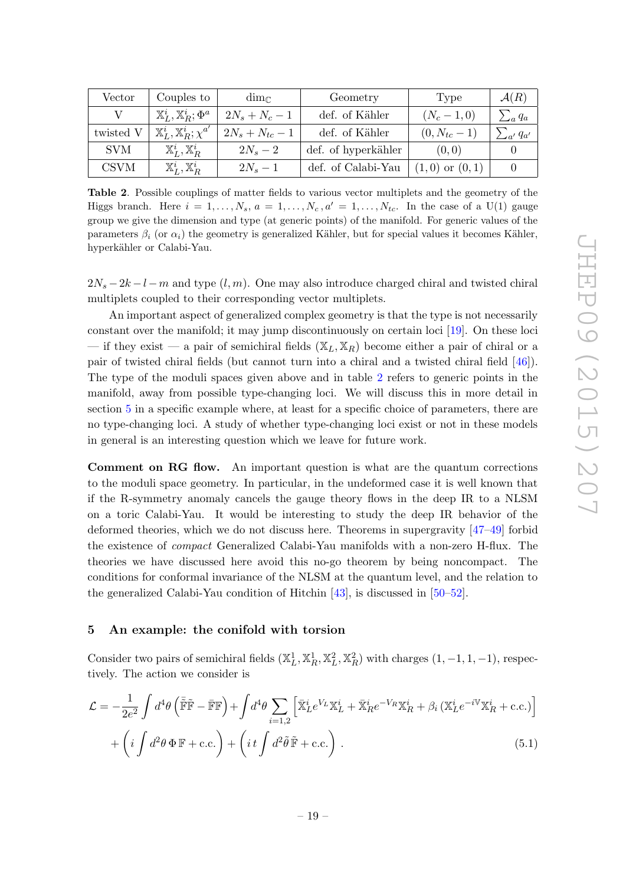| Vector | Couples to | $\dim_{\mathbb{C}}$ | Geometry | Type | $\mathcal{A}(R)$ |
|---|---|---|---|---|---|
| V | $\mathbb{X}_L^i, \mathbb{X}_R^i; \Phi^a$ | $2N_s + N_c - 1$ | def. of Kähler | $(N_c - 1, 0)$ | $\sum_a q_a$ |
| twisted V | $\mathbb{X}_L^i, \mathbb{X}_R^i; \chi^{a'}$ | $2N_s + N_{tc} - 1$ | def. of Kähler | $(0, N_{tc} - 1)$ | $\sum_{a'} q_{a'}$ |
| SVM | $\mathbb{X}_L^i, \mathbb{X}_R^i$ | $2N_s - 2$ | def. of hyperkähler | $(0, 0)$ | 0 |
| CSVM | $\mathbb{X}_L^i, \mathbb{X}_R^i$ | $2N_s - 1$ | def. of Calabi-Yau | $(1, 0)$ or $(0, 1)$ | 0 |

**Table 2**. Possible couplings of matter fields to various vector multiplets and the geometry of the Higgs branch. Here $i = 1, \dots, N_s$, $a = 1, \dots, N_c$, $a' = 1, \dots, N_{tc}$. In the case of a U(1) gauge group we give the dimension and type (at generic points) of the manifold. For generic values of the parameters $\beta_i$ (or $\alpha_i$) the geometry is generalized Kähler, but for special values it becomes Kähler, hyperkähler or Calabi-Yau.

$2N_s - 2k - l - m$ and type $(l, m)$. One may also introduce charged chiral and twisted chiral multiplets coupled to their corresponding vector multiplets.

An important aspect of generalized complex geometry is that the type is not necessarily constant over the manifold; it may jump discontinuously on certain loci [19]. On these loci — if they exist — a pair of semichiral fields $(\mathbb{X}_L, \mathbb{X}_R)$ become either a pair of chiral or a pair of twisted chiral fields (but cannot turn into a chiral and a twisted chiral field [46]). The type of the moduli spaces given above and in table 2 refers to generic points in the manifold, away from possible type-changing loci. We will discuss this in more detail in section 5 in a specific example where, at least for a specific choice of parameters, there are no type-changing loci. A study of whether type-changing loci exist or not in these models in general is an interesting question which we leave for future work.

**Comment on RG flow.** An important question is what are the quantum corrections to the moduli space geometry. In particular, in the undeformed case it is well known that if the R-symmetry anomaly cancels the gauge theory flows in the deep IR to a NLSM on a toric Calabi-Yau. It would be interesting to study the deep IR behavior of the deformed theories, which we do not discuss here. Theorems in supergravity [47–49] forbid the existence of *compact* Generalized Calabi-Yau manifolds with a non-zero H-flux. The theories we have discussed here avoid this no-go theorem by being noncompact. The conditions for conformal invariance of the NLSM at the quantum level, and the relation to the generalized Calabi-Yau condition of Hitchin [43], is discussed in [50–52].

## 5 An example: the conifold with torsion

Consider two pairs of semichiral fields $(\mathbb{X}_L^1, \mathbb{X}_R^1, \mathbb{X}_L^2, \mathbb{X}_R^2)$ with charges $(1, -1, 1, -1)$, respectively. The action we consider is

$$
\begin{aligned}
\mathcal{L} = &-\frac{1}{2e^2}\int d^4\theta \left(\bar{\tilde{\mathbb{F}}}\tilde{\mathbb{F}} - \bar{\mathbb{F}}\mathbb{F}\right) + \int d^4\theta \sum_{i=1,2} \left[\bar{\mathbb{X}}_L^i e^{V_L}\mathbb{X}_L^i + \bar{\mathbb{X}}_R^i e^{-V_R}\mathbb{X}_R^i + \beta_i \left(\mathbb{X}_L^i e^{-i\mathbb{V}}\mathbb{X}_R^i + \text{c.c.}\right)\right] \\
&+ \left(i\int d^2\theta\, \Phi\, \mathbb{F} + \text{c.c.}\right) + \left(i\, t\int d^2\tilde{\theta}\, \tilde{\mathbb{F}} + \text{c.c.}\right) .
\end{aligned} \tag{5.1}
$$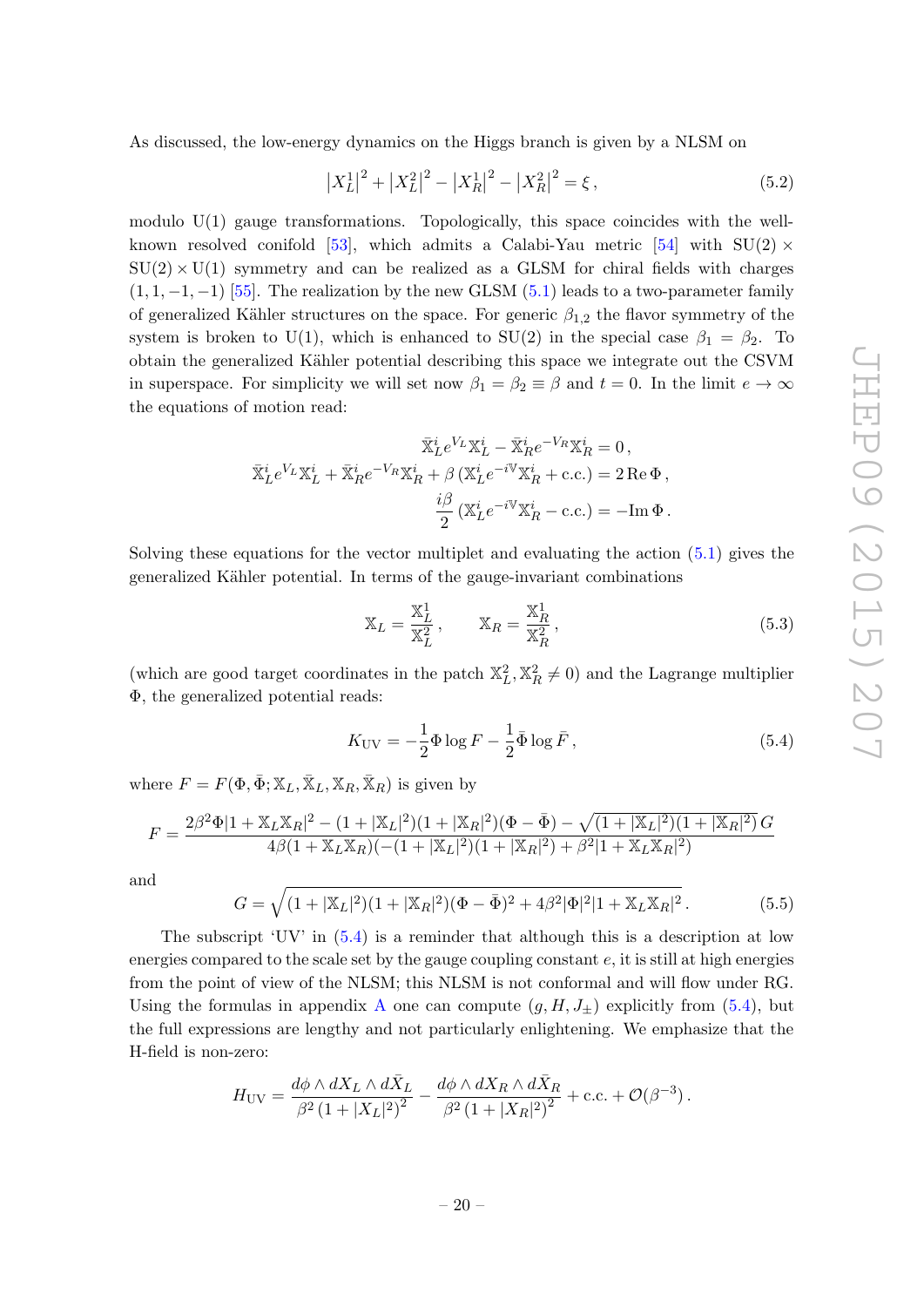As discussed, the low-energy dynamics on the Higgs branch is given by a NLSM on

$$\left|X_L^1\right|^2 + \left|X_L^2\right|^2 - \left|X_R^1\right|^2 - \left|X_R^2\right|^2 = \xi\,, \tag{5.2}$$

modulo U(1) gauge transformations. Topologically, this space coincides with the well-known resolved conifold [53], which admits a Calabi-Yau metric [54] with $\mathrm{SU}(2)\times\mathrm{SU}(2)\times\mathrm{U}(1)$ symmetry and can be realized as a GLSM for chiral fields with charges $(1,1,-1,-1)$ [55]. The realization by the new GLSM (5.1) leads to a two-parameter family of generalized Kähler structures on the space. For generic $\beta_{1,2}$ the flavor symmetry of the system is broken to U(1), which is enhanced to SU(2) in the special case $\beta_1 = \beta_2$. To obtain the generalized Kähler potential describing this space we integrate out the CSVM in superspace. For simplicity we will set now $\beta_1 = \beta_2 \equiv \beta$ and $t = 0$. In the limit $e \to \infty$ the equations of motion read:

$$\begin{aligned}
\bar{\mathbb{X}}_L^i e^{V_L} \mathbb{X}_L^i - \bar{\mathbb{X}}_R^i e^{-V_R} \mathbb{X}_R^i &= 0\,,\\
\bar{\mathbb{X}}_L^i e^{V_L} \mathbb{X}_L^i + \bar{\mathbb{X}}_R^i e^{-V_R} \mathbb{X}_R^i + \beta\left(\mathbb{X}_L^i e^{-i\mathbb{V}} \mathbb{X}_R^i + \text{c.c.}\right) &= 2\,\mathrm{Re}\,\Phi\,,\\
\frac{i\beta}{2}\left(\mathbb{X}_L^i e^{-i\mathbb{V}} \mathbb{X}_R^i - \text{c.c.}\right) &= -\mathrm{Im}\,\Phi\,.
\end{aligned}$$

Solving these equations for the vector multiplet and evaluating the action (5.1) gives the generalized Kähler potential. In terms of the gauge-invariant combinations

$$\mathbb{X}_L = \frac{\mathbb{X}_L^1}{\mathbb{X}_L^2}\,, \qquad \mathbb{X}_R = \frac{\mathbb{X}_R^1}{\mathbb{X}_R^2}\,, \tag{5.3}$$

(which are good target coordinates in the patch $\mathbb{X}_L^2, \mathbb{X}_R^2 \neq 0$) and the Lagrange multiplier $\Phi$, the generalized potential reads:

$$K_{\text{UV}} = -\frac{1}{2}\Phi \log F - \frac{1}{2}\bar{\Phi}\log\bar{F}\,, \tag{5.4}$$

where $F = F(\Phi, \bar{\Phi}; \mathbb{X}_L, \bar{\mathbb{X}}_L, \mathbb{X}_R, \bar{\mathbb{X}}_R)$ is given by

$$F = \frac{2\beta^2\Phi|1+\mathbb{X}_L\mathbb{X}_R|^2 - (1+|\mathbb{X}_L|^2)(1+|\mathbb{X}_R|^2)(\Phi-\bar{\Phi}) - \sqrt{(1+|\mathbb{X}_L|^2)(1+|\mathbb{X}_R|^2)}\,G}{4\beta(1+\mathbb{X}_L\mathbb{X}_R)(-(1+|\mathbb{X}_L|^2)(1+|\mathbb{X}_R|^2)+\beta^2|1+\mathbb{X}_L\mathbb{X}_R|^2)}$$

and

$$G = \sqrt{(1+|\mathbb{X}_L|^2)(1+|\mathbb{X}_R|^2)(\Phi-\bar{\Phi})^2 + 4\beta^2|\Phi|^2|1+\mathbb{X}_L\mathbb{X}_R|^2}\,. \tag{5.5}$$

The subscript 'UV' in (5.4) is a reminder that although this is a description at low energies compared to the scale set by the gauge coupling constant $e$, it is still at high energies from the point of view of the NLSM; this NLSM is not conformal and will flow under RG. Using the formulas in appendix A one can compute $(g, H, J_\pm)$ explicitly from (5.4), but the full expressions are lengthy and not particularly enlightening. We emphasize that the H-field is non-zero:

$$H_{\text{UV}} = \frac{d\phi\wedge dX_L\wedge d\bar{X}_L}{\beta^2\left(1+|X_L|^2\right)^2} - \frac{d\phi\wedge dX_R\wedge d\bar{X}_R}{\beta^2\left(1+|X_R|^2\right)^2} + \text{c.c.} + \mathcal{O}(\beta^{-3})\,.$$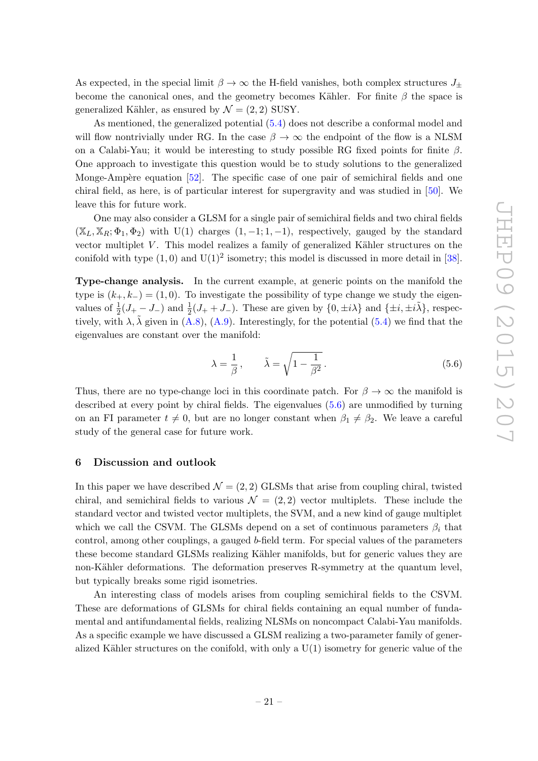As expected, in the special limit $\beta \to \infty$ the H-field vanishes, both complex structures $J_\pm$ become the canonical ones, and the geometry becomes Kähler. For finite $\beta$ the space is generalized Kähler, as ensured by $\mathcal{N} = (2,2)$ SUSY.

As mentioned, the generalized potential (5.4) does not describe a conformal model and will flow nontrivially under RG. In the case $\beta \to \infty$ the endpoint of the flow is a NLSM on a Calabi-Yau; it would be interesting to study possible RG fixed points for finite $\beta$. One approach to investigate this question would be to study solutions to the generalized Monge-Ampère equation [52]. The specific case of one pair of semichiral fields and one chiral field, as here, is of particular interest for supergravity and was studied in [50]. We leave this for future work.

One may also consider a GLSM for a single pair of semichiral fields and two chiral fields $(\mathbb{X}_L, \mathbb{X}_R; \Phi_1, \Phi_2)$ with U(1) charges $(1, -1; 1, -1)$, respectively, gauged by the standard vector multiplet $V$. This model realizes a family of generalized Kähler structures on the conifold with type $(1,0)$ and $\mathrm{U}(1)^2$ isometry; this model is discussed in more detail in [38].

**Type-change analysis.** In the current example, at generic points on the manifold the type is $(k_+, k_-) = (1, 0)$. To investigate the possibility of type change we study the eigenvalues of $\frac{1}{2}(J_+ - J_-)$ and $\frac{1}{2}(J_+ + J_-)$. These are given by $\{0, \pm i\lambda\}$ and $\{\pm i, \pm i\tilde{\lambda}\}$, respectively, with $\lambda, \tilde{\lambda}$ given in (A.8), (A.9). Interestingly, for the potential (5.4) we find that the eigenvalues are constant over the manifold:

$$\lambda = \frac{1}{\beta}\,, \qquad \tilde{\lambda} = \sqrt{1 - \frac{1}{\beta^2}}\,. \tag{5.6}$$

Thus, there are no type-change loci in this coordinate patch. For $\beta \to \infty$ the manifold is described at every point by chiral fields. The eigenvalues (5.6) are unmodified by turning on an FI parameter $t \neq 0$, but are no longer constant when $\beta_1 \neq \beta_2$. We leave a careful study of the general case for future work.

## 6 Discussion and outlook

In this paper we have described $\mathcal{N} = (2,2)$ GLSMs that arise from coupling chiral, twisted chiral, and semichiral fields to various $\mathcal{N} = (2,2)$ vector multiplets. These include the standard vector and twisted vector multiplets, the SVM, and a new kind of gauge multiplet which we call the CSVM. The GLSMs depend on a set of continuous parameters $\beta_i$ that control, among other couplings, a gauged $b$-field term. For special values of the parameters these become standard GLSMs realizing Kähler manifolds, but for generic values they are non-Kähler deformations. The deformation preserves R-symmetry at the quantum level, but typically breaks some rigid isometries.

An interesting class of models arises from coupling semichiral fields to the CSVM. These are deformations of GLSMs for chiral fields containing an equal number of fundamental and antifundamental fields, realizing NLSMs on noncompact Calabi-Yau manifolds. As a specific example we have discussed a GLSM realizing a two-parameter family of generalized Kähler structures on the conifold, with only a U(1) isometry for generic value of the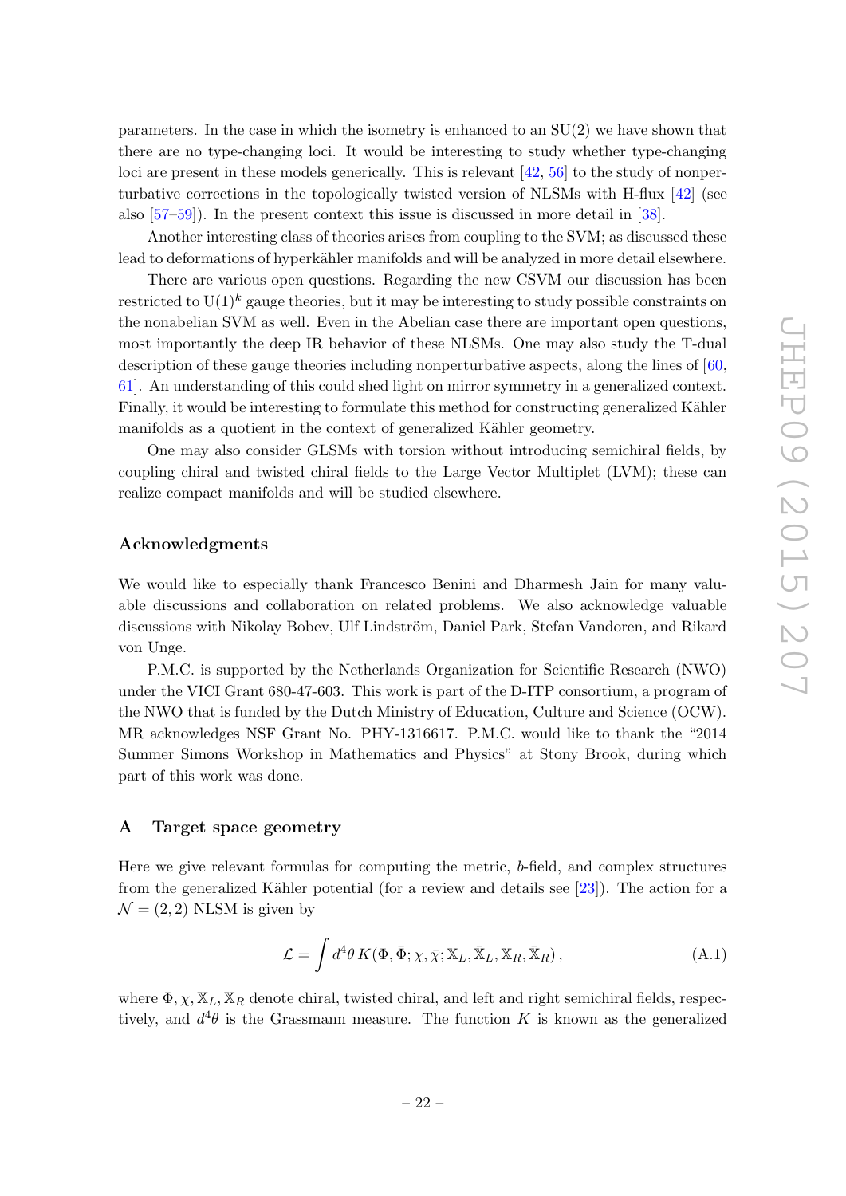parameters. In the case in which the isometry is enhanced to an SU(2) we have shown that there are no type-changing loci. It would be interesting to study whether type-changing loci are present in these models generically. This is relevant [42, 56] to the study of nonperturbative corrections in the topologically twisted version of NLSMs with H-flux [42] (see also [57–59]). In the present context this issue is discussed in more detail in [38].

Another interesting class of theories arises from coupling to the SVM; as discussed these lead to deformations of hyperkähler manifolds and will be analyzed in more detail elsewhere.

There are various open questions. Regarding the new CSVM our discussion has been restricted to $\mathrm{U}(1)^k$ gauge theories, but it may be interesting to study possible constraints on the nonabelian SVM as well. Even in the Abelian case there are important open questions, most importantly the deep IR behavior of these NLSMs. One may also study the T-dual description of these gauge theories including nonperturbative aspects, along the lines of [60, 61]. An understanding of this could shed light on mirror symmetry in a generalized context. Finally, it would be interesting to formulate this method for constructing generalized Kähler manifolds as a quotient in the context of generalized Kähler geometry.

One may also consider GLSMs with torsion without introducing semichiral fields, by coupling chiral and twisted chiral fields to the Large Vector Multiplet (LVM); these can realize compact manifolds and will be studied elsewhere.

## Acknowledgments

We would like to especially thank Francesco Benini and Dharmesh Jain for many valuable discussions and collaboration on related problems. We also acknowledge valuable discussions with Nikolay Bobev, Ulf Lindström, Daniel Park, Stefan Vandoren, and Rikard von Unge.

P.M.C. is supported by the Netherlands Organization for Scientific Research (NWO) under the VICI Grant 680-47-603. This work is part of the D-ITP consortium, a program of the NWO that is funded by the Dutch Ministry of Education, Culture and Science (OCW). MR acknowledges NSF Grant No. PHY-1316617. P.M.C. would like to thank the "2014 Summer Simons Workshop in Mathematics and Physics" at Stony Brook, during which part of this work was done.

## A Target space geometry

Here we give relevant formulas for computing the metric, $b$-field, and complex structures from the generalized Kähler potential (for a review and details see [23]). The action for a $\mathcal{N} = (2, 2)$ NLSM is given by

$$\mathcal{L} = \int d^4\theta \, K(\Phi, \bar{\Phi}; \chi, \bar{\chi}; \mathbb{X}_L, \bar{\mathbb{X}}_L, \mathbb{X}_R, \bar{\mathbb{X}}_R)\,, \tag{A.1}$$

where $\Phi, \chi, \mathbb{X}_L, \mathbb{X}_R$ denote chiral, twisted chiral, and left and right semichiral fields, respectively, and $d^4\theta$ is the Grassmann measure. The function $K$ is known as the generalized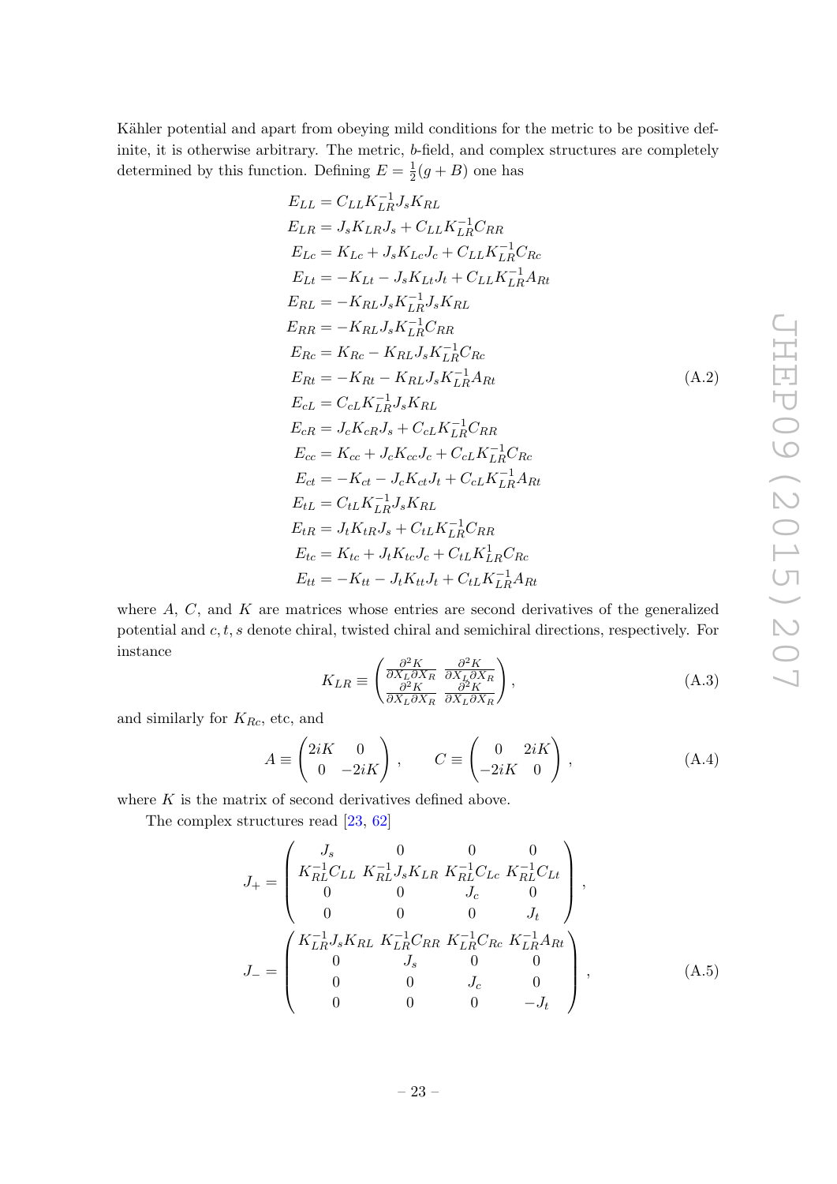Kähler potential and apart from obeying mild conditions for the metric to be positive definite, it is otherwise arbitrary. The metric, $b$-field, and complex structures are completely determined by this function. Defining $E = \frac{1}{2}(g + B)$ one has

$$
\begin{aligned}
E_{LL} &= C_{LL} K_{LR}^{-1} J_s K_{RL} \\
E_{LR} &= J_s K_{LR} J_s + C_{LL} K_{LR}^{-1} C_{RR} \\
E_{Lc} &= K_{Lc} + J_s K_{Lc} J_c + C_{LL} K_{LR}^{-1} C_{Rc} \\
E_{Lt} &= -K_{Lt} - J_s K_{Lt} J_t + C_{LL} K_{LR}^{-1} A_{Rt} \\
E_{RL} &= -K_{RL} J_s K_{LR}^{-1} J_s K_{RL} \\
E_{RR} &= -K_{RL} J_s K_{LR}^{-1} C_{RR} \\
E_{Rc} &= K_{Rc} - K_{RL} J_s K_{LR}^{-1} C_{Rc} \\
E_{Rt} &= -K_{Rt} - K_{RL} J_s K_{LR}^{-1} A_{Rt} \\
E_{cL} &= C_{cL} K_{LR}^{-1} J_s K_{RL} \\
E_{cR} &= J_c K_{cR} J_s + C_{cL} K_{LR}^{-1} C_{RR} \\
E_{cc} &= K_{cc} + J_c K_{cc} J_c + C_{cL} K_{LR}^{-1} C_{Rc} \\
E_{ct} &= -K_{ct} - J_c K_{ct} J_t + C_{cL} K_{LR}^{-1} A_{Rt} \\
E_{tL} &= C_{tL} K_{LR}^{-1} J_s K_{RL} \\
E_{tR} &= J_t K_{tR} J_s + C_{tL} K_{LR}^{-1} C_{RR} \\
E_{tc} &= K_{tc} + J_t K_{tc} J_c + C_{tL} K_{LR}^{1} C_{Rc} \\
E_{tt} &= -K_{tt} - J_t K_{tt} J_t + C_{tL} K_{LR}^{-1} A_{Rt}
\end{aligned}
\tag{A.2}
$$

where $A$, $C$, and $K$ are matrices whose entries are second derivatives of the generalized potential and $c, t, s$ denote chiral, twisted chiral and semichiral directions, respectively. For instance

$$
K_{LR} \equiv \begin{pmatrix} \frac{\partial^2 K}{\partial X_L \partial X_R} & \frac{\partial^2 K}{\partial X_L \partial \bar{X}_R} \\ \frac{\partial^2 K}{\partial \bar{X}_L \partial X_R} & \frac{\partial^2 K}{\partial \bar{X}_L \partial \bar{X}_R} \end{pmatrix}, \tag{A.3}
$$

and similarly for $K_{Rc}$, etc, and

$$
A \equiv \begin{pmatrix} 2iK & 0 \\ 0 & -2iK \end{pmatrix}, \qquad C \equiv \begin{pmatrix} 0 & 2iK \\ -2iK & 0 \end{pmatrix}, \tag{A.4}
$$

where $K$ is the matrix of second derivatives defined above.

The complex structures read [23, 62]

$$
\begin{aligned}
J_+ &= \begin{pmatrix} J_s & 0 & 0 & 0 \\ K_{RL}^{-1} C_{LL} & K_{RL}^{-1} J_s K_{LR} & K_{RL}^{-1} C_{Lc} & K_{RL}^{-1} C_{Lt} \\ 0 & 0 & J_c & 0 \\ 0 & 0 & 0 & J_t \end{pmatrix}, \\
J_- &= \begin{pmatrix} K_{LR}^{-1} J_s K_{RL} & K_{LR}^{-1} C_{RR} & K_{LR}^{-1} C_{Rc} & K_{LR}^{-1} A_{Rt} \\ 0 & J_s & 0 & 0 \\ 0 & 0 & J_c & 0 \\ 0 & 0 & 0 & -J_t \end{pmatrix},
\end{aligned}
\tag{A.5}
$$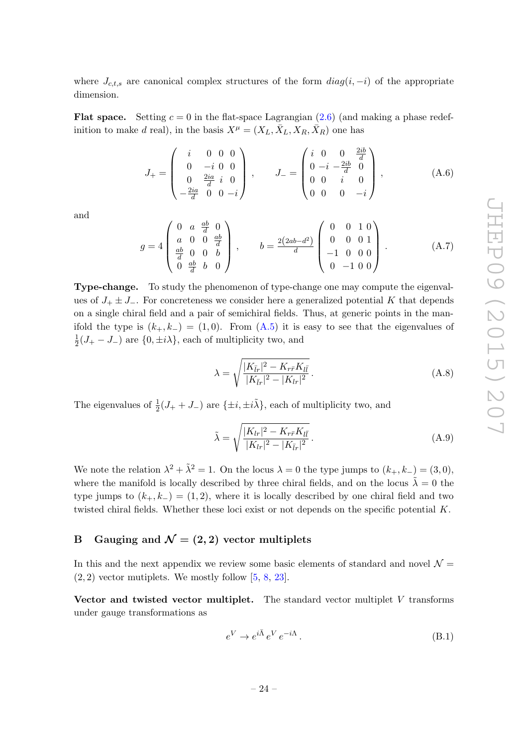where $J_{c,t,s}$ are canonical complex structures of the form $diag(i,-i)$ of the appropriate dimension.

**Flat space.** Setting $c = 0$ in the flat-space Lagrangian (2.6) (and making a phase redefinition to make $d$ real), in the basis $X^\mu = (X_L, \bar{X}_L, X_R, \bar{X}_R)$ one has

$$J_+ = \begin{pmatrix} i & 0 & 0 & 0 \\ 0 & -i & 0 & 0 \\ 0 & \frac{2ia}{d} & i & 0 \\ -\frac{2ia}{d} & 0 & 0 & -i \end{pmatrix}, \qquad J_- = \begin{pmatrix} i & 0 & 0 & \frac{2ib}{d} \\ 0 & -i & -\frac{2ib}{d} & 0 \\ 0 & 0 & i & 0 \\ 0 & 0 & 0 & -i \end{pmatrix}, \tag{A.6}$$

and

$$g = 4\begin{pmatrix} 0 & a & \frac{ab}{d} & 0 \\ a & 0 & 0 & \frac{ab}{d} \\ \frac{ab}{d} & 0 & 0 & b \\ 0 & \frac{ab}{d} & b & 0 \end{pmatrix}, \qquad b = \frac{2\big(2ab-d^2\big)}{d}\begin{pmatrix} 0 & 0 & 1 & 0 \\ 0 & 0 & 0 & 1 \\ -1 & 0 & 0 & 0 \\ 0 & -1 & 0 & 0 \end{pmatrix}. \tag{A.7}$$

**Type-change.** To study the phenomenon of type-change one may compute the eigenvalues of $J_+ \pm J_-$. For concreteness we consider here a generalized potential $K$ that depends on a single chiral field and a pair of semichiral fields. Thus, at generic points in the manifold the type is $(k_+, k_-) = (1, 0)$. From (A.5) it is easy to see that the eigenvalues of $\frac{1}{2}(J_+ - J_-)$ are $\{0, \pm i\lambda\}$, each of multiplicity two, and

$$\lambda = \sqrt{\frac{|K_{\bar{l}r}|^2 - K_{r\bar{r}}K_{l\bar{l}}}{|K_{\bar{l}r}|^2 - |K_{lr}|^2}}. \tag{A.8}$$

The eigenvalues of $\frac{1}{2}(J_+ + J_-)$ are $\{\pm i, \pm i\tilde{\lambda}\}$, each of multiplicity two, and

$$\tilde{\lambda} = \sqrt{\frac{|K_{lr}|^2 - K_{r\bar{r}}K_{l\bar{l}}}{|K_{lr}|^2 - |K_{\bar{l}r}|^2}}. \tag{A.9}$$

We note the relation $\lambda^2 + \tilde{\lambda}^2 = 1$. On the locus $\lambda = 0$ the type jumps to $(k_+, k_-) = (3, 0)$, where the manifold is locally described by three chiral fields, and on the locus $\tilde{\lambda} = 0$ the type jumps to $(k_+, k_-) = (1, 2)$, where it is locally described by one chiral field and two twisted chiral fields. Whether these loci exist or not depends on the specific potential $K$.

## B Gauging and $\mathcal{N} = (2, 2)$ vector multiplets

In this and the next appendix we review some basic elements of standard and novel $\mathcal{N} = (2, 2)$ vector mutiplets. We mostly follow [5, 8, 23].

**Vector and twisted vector multiplet.** The standard vector multiplet $V$ transforms under gauge transformations as

$$e^V \to e^{i\bar{\Lambda}}\, e^V\, e^{-i\Lambda}. \tag{B.1}$$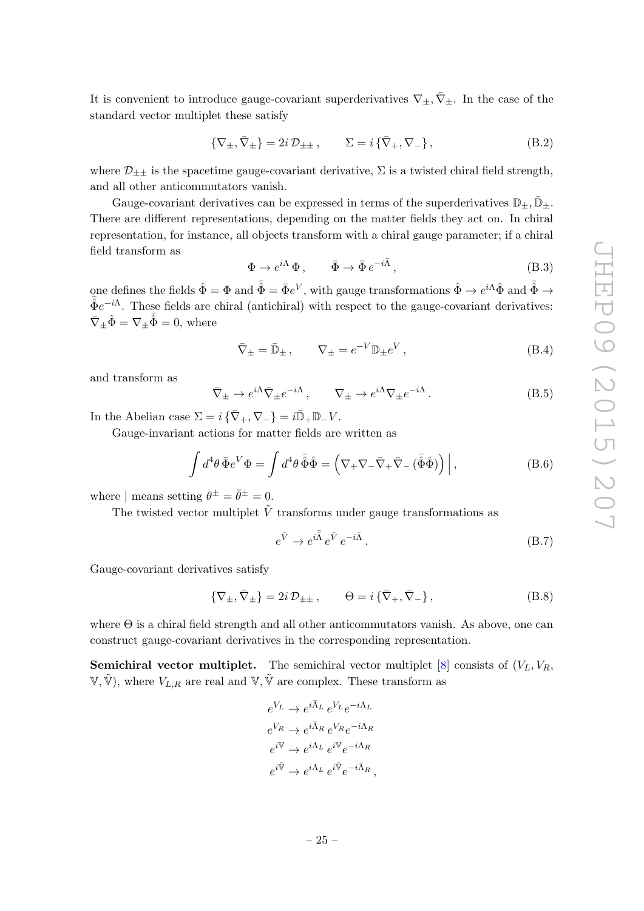It is convenient to introduce gauge-covariant superderivatives $\nabla_\pm, \bar{\nabla}_\pm$. In the case of the standard vector multiplet these satisfy

$$\{\nabla_\pm, \bar{\nabla}_\pm\} = 2i\,\mathcal{D}_{\pm\pm}\,, \qquad \Sigma = i\,\{\bar{\nabla}_+, \nabla_-\}\,, \tag{B.2}$$

where $\mathcal{D}_{\pm\pm}$ is the spacetime gauge-covariant derivative, $\Sigma$ is a twisted chiral field strength, and all other anticommutators vanish.

Gauge-covariant derivatives can be expressed in terms of the superderivatives $\mathbb{D}_\pm, \bar{\mathbb{D}}_\pm$. There are different representations, depending on the matter fields they act on. In chiral representation, for instance, all objects transform with a chiral gauge parameter; if a chiral field transform as

$$\Phi \to e^{i\Lambda}\,\Phi\,, \qquad \bar{\Phi} \to \bar{\Phi}\,e^{-i\bar{\Lambda}}\,, \tag{B.3}$$

one defines the fields $\hat{\Phi} = \Phi$ and $\bar{\hat{\Phi}} = \bar{\Phi}e^V$, with gauge transformations $\hat{\Phi} \to e^{i\Lambda}\hat{\Phi}$ and $\bar{\hat{\Phi}} \to \bar{\hat{\Phi}}e^{-i\Lambda}$. These fields are chiral (antichiral) with respect to the gauge-covariant derivatives: $\bar{\nabla}_\pm\hat{\Phi} = \nabla_\pm\bar{\hat{\Phi}} = 0$, where

$$\bar{\nabla}_\pm = \bar{\mathbb{D}}_\pm\,, \qquad \nabla_\pm = e^{-V}\mathbb{D}_\pm e^V\,, \tag{B.4}$$

and transform as

$$\bar{\nabla}_\pm \to e^{i\Lambda}\bar{\nabla}_\pm e^{-i\Lambda}\,, \qquad \nabla_\pm \to e^{i\Lambda}\nabla_\pm e^{-i\Lambda}\,. \tag{B.5}$$

In the Abelian case $\Sigma = i\,\{\bar{\nabla}_+, \nabla_-\} = i\bar{\mathbb{D}}_+\mathbb{D}_-V$.

Gauge-invariant actions for matter fields are written as

$$\int d^4\theta\,\bar{\Phi}e^V\Phi = \int d^4\theta\,\bar{\hat{\Phi}}\hat{\Phi} = \left(\nabla_+\nabla_-\bar{\nabla}_+\bar{\nabla}_-\,(\bar{\hat{\Phi}}\hat{\Phi})\right)\Big|\,, \tag{B.6}$$

where | means setting $\theta^\pm = \bar{\theta}^\pm = 0$.

The twisted vector multiplet $\tilde{V}$ transforms under gauge transformations as

$$e^{\tilde{V}} \to e^{i\bar{\tilde{\Lambda}}}\,e^{\tilde{V}}\,e^{-i\tilde{\Lambda}}\,. \tag{B.7}$$

Gauge-covariant derivatives satisfy

$$\{\nabla_\pm, \bar{\nabla}_\pm\} = 2i\,\mathcal{D}_{\pm\pm}\,, \qquad \Theta = i\,\{\bar{\nabla}_+, \bar{\nabla}_-\}\,, \tag{B.8}$$

where $\Theta$ is a chiral field strength and all other anticommutators vanish. As above, one can construct gauge-covariant derivatives in the corresponding representation.

**Semichiral vector multiplet.** The semichiral vector multiplet [8] consists of ($V_L, V_R$, $\mathbb{V}, \tilde{\mathbb{V}}$), where $V_{L,R}$ are real and $\mathbb{V}, \tilde{\mathbb{V}}$ are complex. These transform as

$$\begin{aligned}
e^{V_L} &\to e^{i\bar{\Lambda}_L}\,e^{V_L}e^{-i\Lambda_L} \\
e^{V_R} &\to e^{i\bar{\Lambda}_R}\,e^{V_R}e^{-i\Lambda_R} \\
e^{i\mathbb{V}} &\to e^{i\Lambda_L}\,e^{i\mathbb{V}}e^{-i\Lambda_R} \\
e^{i\tilde{\mathbb{V}}} &\to e^{i\Lambda_L}\,e^{i\tilde{\mathbb{V}}}e^{-i\bar{\Lambda}_R}\,,
\end{aligned}$$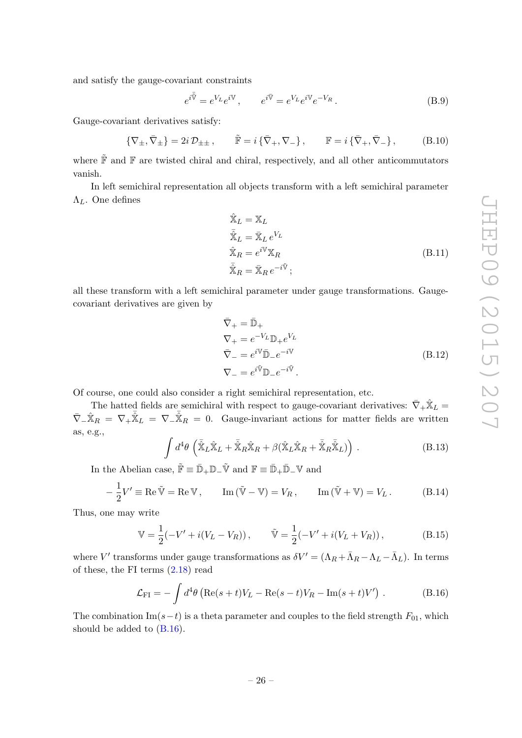and satisfy the gauge-covariant constraints

$$e^{i\bar{\tilde{\mathbb{V}}}} = e^{V_L} e^{i\mathbb{V}}\,, \qquad e^{i\bar{\mathbb{V}}} = e^{V_L} e^{i\mathbb{V}} e^{-V_R}\,. \tag{B.9}$$

Gauge-covariant derivatives satisfy:

$$\{\nabla_\pm, \bar{\nabla}_\pm\} = 2i\,\mathcal{D}_{\pm\pm}\,, \qquad \tilde{\mathbb{F}} = i\,\{\bar{\nabla}_+, \nabla_-\}\,, \qquad \mathbb{F} = i\,\{\bar{\nabla}_+, \bar{\nabla}_-\}\,, \tag{B.10}$$

where $\tilde{\mathbb{F}}$ and $\mathbb{F}$ are twisted chiral and chiral, respectively, and all other anticommutators vanish.

In left semichiral representation all objects transform with a left semichiral parameter $\Lambda_L$. One defines

$$\begin{aligned}
\hat{\mathbb{X}}_L &= \mathbb{X}_L \\
\bar{\hat{\mathbb{X}}}_L &= \bar{\mathbb{X}}_L\, e^{V_L} \\
\hat{\mathbb{X}}_R &= e^{i\mathbb{V}} \mathbb{X}_R \\
\bar{\hat{\mathbb{X}}}_R &= \bar{\mathbb{X}}_R\, e^{-i\tilde{\mathbb{V}}}\,;
\end{aligned} \tag{B.11}$$

all these transform with a left semichiral parameter under gauge transformations. Gauge-covariant derivatives are given by

$$\begin{aligned}
\bar{\nabla}_+ &= \bar{\mathbb{D}}_+ \\
\nabla_+ &= e^{-V_L} \mathbb{D}_+ e^{V_L} \\
\bar{\nabla}_- &= e^{i\mathbb{V}} \bar{\mathbb{D}}_- e^{-i\mathbb{V}} \\
\nabla_- &= e^{i\tilde{\mathbb{V}}} \mathbb{D}_- e^{-i\tilde{\mathbb{V}}}\,.
\end{aligned} \tag{B.12}$$

Of course, one could also consider a right semichiral representation, etc.

The hatted fields are semichiral with respect to gauge-covariant derivatives: $\bar{\nabla}_+ \hat{\mathbb{X}}_L = \bar{\nabla}_- \hat{\mathbb{X}}_R = \nabla_+ \bar{\hat{\mathbb{X}}}_L = \nabla_- \bar{\hat{\mathbb{X}}}_R = 0$. Gauge-invariant actions for matter fields are written as, e.g.,

$$\int d^4\theta \left( \bar{\hat{\mathbb{X}}}_L \hat{\mathbb{X}}_L + \bar{\hat{\mathbb{X}}}_R \hat{\mathbb{X}}_R + \beta (\hat{\mathbb{X}}_L \hat{\mathbb{X}}_R + \bar{\hat{\mathbb{X}}}_R \bar{\hat{\mathbb{X}}}_L) \right)\,. \tag{B.13}$$

In the Abelian case, $\tilde{\mathbb{F}} \equiv \bar{\mathbb{D}}_+ \mathbb{D}_- \tilde{\mathbb{V}}$ and $\mathbb{F} \equiv \bar{\mathbb{D}}_+ \bar{\mathbb{D}}_- \mathbb{V}$ and

$$-\frac{1}{2} V' \equiv \operatorname{Re} \tilde{\mathbb{V}} = \operatorname{Re} \mathbb{V}\,, \qquad \operatorname{Im}(\tilde{\mathbb{V}} - \mathbb{V}) = V_R\,, \qquad \operatorname{Im}(\tilde{\mathbb{V}} + \mathbb{V}) = V_L\,. \tag{B.14}$$

Thus, one may write

$$\mathbb{V} = \frac{1}{2}(-V' + i(V_L - V_R))\,, \qquad \tilde{\mathbb{V}} = \frac{1}{2}(-V' + i(V_L + V_R))\,, \tag{B.15}$$

where $V'$ transforms under gauge transformations as $\delta V' = (\Lambda_R + \bar{\Lambda}_R - \Lambda_L - \bar{\Lambda}_L)$. In terms of these, the FI terms (2.18) read

$$\mathcal{L}_{\rm FI} = -\int d^4\theta \left( \operatorname{Re}(s+t) V_L - \operatorname{Re}(s-t) V_R - \operatorname{Im}(s+t) V' \right)\,. \tag{B.16}$$

The combination $\operatorname{Im}(s-t)$ is a theta parameter and couples to the field strength $F_{01}$, which should be added to (B.16).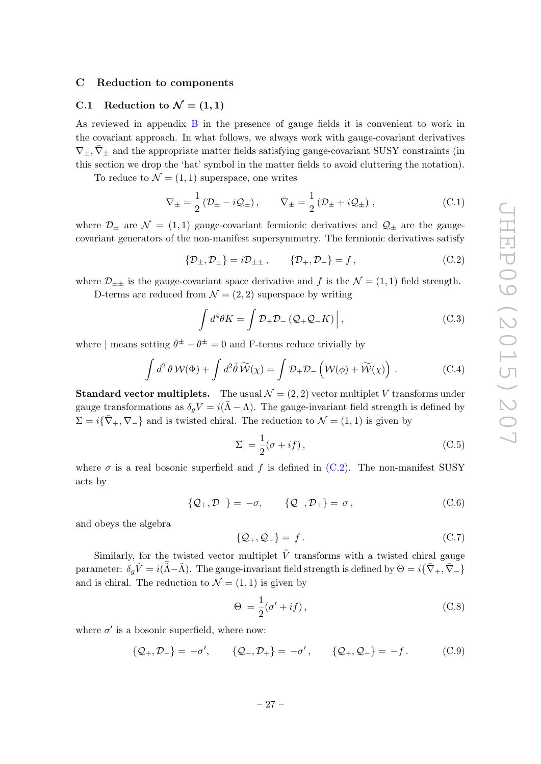## C Reduction to components

### C.1 Reduction to $\mathcal{N} = (1, 1)$

As reviewed in appendix B in the presence of gauge fields it is convenient to work in the covariant approach. In what follows, we always work with gauge-covariant derivatives $\nabla_\pm, \bar{\nabla}_\pm$ and the appropriate matter fields satisfying gauge-covariant SUSY constraints (in this section we drop the 'hat' symbol in the matter fields to avoid cluttering the notation).

To reduce to $\mathcal{N} = (1, 1)$ superspace, one writes

$$\nabla_\pm = \frac{1}{2}\left(\mathcal{D}_\pm - i\mathcal{Q}_\pm\right), \qquad \bar{\nabla}_\pm = \frac{1}{2}\left(\mathcal{D}_\pm + i\mathcal{Q}_\pm\right), \tag{C.1}$$

where $\mathcal{D}_\pm$ are $\mathcal{N} = (1, 1)$ gauge-covariant fermionic derivatives and $\mathcal{Q}_\pm$ are the gauge-covariant generators of the non-manifest supersymmetry. The fermionic derivatives satisfy

$$\{\mathcal{D}_\pm, \mathcal{D}_\pm\} = i\mathcal{D}_{\pm\pm}, \qquad \{\mathcal{D}_+, \mathcal{D}_-\} = f, \tag{C.2}$$

where $\mathcal{D}_{\pm\pm}$ is the gauge-covariant space derivative and $f$ is the $\mathcal{N} = (1, 1)$ field strength.

D-terms are reduced from $\mathcal{N} = (2, 2)$ superspace by writing

$$\int d^4\theta K = \int \mathcal{D}_+\mathcal{D}_-\left(\mathcal{Q}_+\mathcal{Q}_- K\right)\Big|, \tag{C.3}$$

where $|$ means setting $\bar{\theta}^\pm - \theta^\pm = 0$ and F-terms reduce trivially by

$$\int d^2\,\theta\,\mathcal{W}(\Phi) + \int d^2\tilde{\theta}\,\widetilde{\mathcal{W}}(\chi) = \int \mathcal{D}_+\mathcal{D}_-\left(\mathcal{W}(\phi) + \widetilde{\mathcal{W}}(\chi)\right). \tag{C.4}$$

**Standard vector multiplets.** The usual $\mathcal{N} = (2, 2)$ vector multiplet $V$ transforms under gauge transformations as $\delta_g V = i(\bar{\Lambda} - \Lambda)$. The gauge-invariant field strength is defined by $\Sigma = i\{\bar{\nabla}_+, \nabla_-\}$ and is twisted chiral. The reduction to $\mathcal{N} = (1, 1)$ is given by

$$\Sigma| = \frac{1}{2}(\sigma + if), \tag{C.5}$$

where $\sigma$ is a real bosonic superfield and $f$ is defined in (C.2). The non-manifest SUSY acts by

$$\{\mathcal{Q}_+, \mathcal{D}_-\} = -\sigma, \qquad \{\mathcal{Q}_-, \mathcal{D}_+\} = \sigma, \tag{C.6}$$

and obeys the algebra

$$\{\mathcal{Q}_+, \mathcal{Q}_-\} = f. \tag{C.7}$$

Similarly, for the twisted vector multiplet $\tilde{V}$ transforms with a twisted chiral gauge parameter: $\delta_g \tilde{V} = i(\bar{\tilde{\Lambda}} - \tilde{\Lambda})$. The gauge-invariant field strength is defined by $\Theta = i\{\bar{\nabla}_+, \bar{\nabla}_-\}$ and is chiral. The reduction to $\mathcal{N} = (1, 1)$ is given by

$$\Theta| = \frac{1}{2}(\sigma' + if), \tag{C.8}$$

where $\sigma'$ is a bosonic superfield, where now:

$$\{\mathcal{Q}_+, \mathcal{D}_-\} = -\sigma', \qquad \{\mathcal{Q}_-, \mathcal{D}_+\} = -\sigma', \qquad \{\mathcal{Q}_+, \mathcal{Q}_-\} = -f. \tag{C.9}$$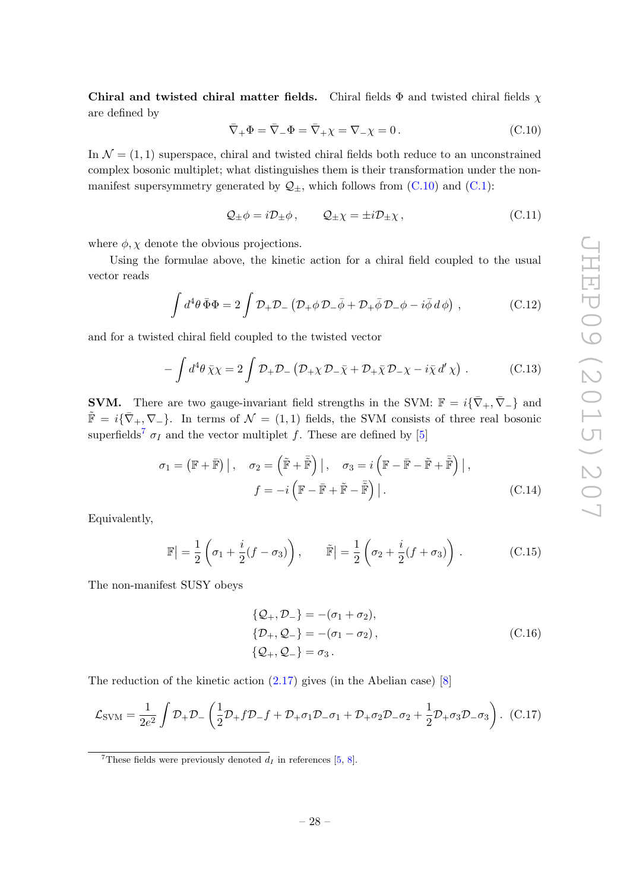**Chiral and twisted chiral matter fields.** Chiral fields $\Phi$ and twisted chiral fields $\chi$ are defined by

$$\bar{\nabla}_+\Phi = \bar{\nabla}_-\Phi = \bar{\nabla}_+\chi = \nabla_-\chi = 0\,. \tag{C.10}$$

In $\mathcal{N}=(1,1)$ superspace, chiral and twisted chiral fields both reduce to an unconstrained complex bosonic multiplet; what distinguishes them is their transformation under the non-manifest supersymmetry generated by $\mathcal{Q}_\pm$, which follows from (C.10) and (C.1):

$$\mathcal{Q}_\pm\phi = i\mathcal{D}_\pm\phi\,, \qquad \mathcal{Q}_\pm\chi = \pm i\mathcal{D}_\pm\chi\,, \tag{C.11}$$

where $\phi, \chi$ denote the obvious projections.

Using the formulae above, the kinetic action for a chiral field coupled to the usual vector reads

$$\int d^4\theta\, \bar{\Phi}\Phi = 2\int \mathcal{D}_+\mathcal{D}_-\left(\mathcal{D}_+\phi\,\mathcal{D}_-\bar{\phi} + \mathcal{D}_+\bar{\phi}\,\mathcal{D}_-\phi - i\bar{\phi}\,d\,\phi\right)\,, \tag{C.12}$$

and for a twisted chiral field coupled to the twisted vector

$$-\int d^4\theta\, \bar{\chi}\chi = 2\int \mathcal{D}_+\mathcal{D}_-\left(\mathcal{D}_+\chi\,\mathcal{D}_-\bar{\chi} + \mathcal{D}_+\bar{\chi}\,\mathcal{D}_-\chi - i\bar{\chi}\,d'\,\chi\right)\,. \tag{C.13}$$

**SVM.** There are two gauge-invariant field strengths in the SVM: $\mathbb{F} = i\{\bar{\nabla}_+, \bar{\nabla}_-\}$ and $\tilde{\mathbb{F}} = i\{\bar{\nabla}_+, \nabla_-\}$. In terms of $\mathcal{N}=(1,1)$ fields, the SVM consists of three real bosonic superfields[7] $\sigma_I$ and the vector multiplet $f$. These are defined by [5]

$$\begin{gathered}
\sigma_1 = \left(\mathbb{F} + \bar{\mathbb{F}}\right)\big|\,, \quad \sigma_2 = \left(\tilde{\mathbb{F}} + \bar{\tilde{\mathbb{F}}}\right)\big|\,, \quad \sigma_3 = i\left(\mathbb{F} - \bar{\mathbb{F}} - \tilde{\mathbb{F}} + \bar{\tilde{\mathbb{F}}}\right)\big|\,, \\
f = -i\left(\mathbb{F} - \bar{\mathbb{F}} + \tilde{\mathbb{F}} - \bar{\tilde{\mathbb{F}}}\right)\big|\,.
\end{gathered} \tag{C.14}$$

Equivalently,

$$\mathbb{F}\big| = \frac{1}{2}\left(\sigma_1 + \frac{i}{2}(f - \sigma_3)\right)\,, \qquad \tilde{\mathbb{F}}\big| = \frac{1}{2}\left(\sigma_2 + \frac{i}{2}(f + \sigma_3)\right)\,. \tag{C.15}$$

The non-manifest SUSY obeys

$$\begin{aligned}
\{\mathcal{Q}_+, \mathcal{D}_-\} &= -(\sigma_1 + \sigma_2), \\
\{\mathcal{D}_+, \mathcal{Q}_-\} &= -(\sigma_1 - \sigma_2)\,, \\
\{\mathcal{Q}_+, \mathcal{Q}_-\} &= \sigma_3\,.
\end{aligned} \tag{C.16}$$

The reduction of the kinetic action (2.17) gives (in the Abelian case) [8]

$$\mathcal{L}_{\text{SVM}} = \frac{1}{2e^2}\int \mathcal{D}_+\mathcal{D}_-\left(\frac{1}{2}\mathcal{D}_+f\mathcal{D}_-f + \mathcal{D}_+\sigma_1\mathcal{D}_-\sigma_1 + \mathcal{D}_+\sigma_2\mathcal{D}_-\sigma_2 + \frac{1}{2}\mathcal{D}_+\sigma_3\mathcal{D}_-\sigma_3\right)\,. \tag{C.17}$$

---

[7] These fields were previously denoted $d_I$ in references [5, 8].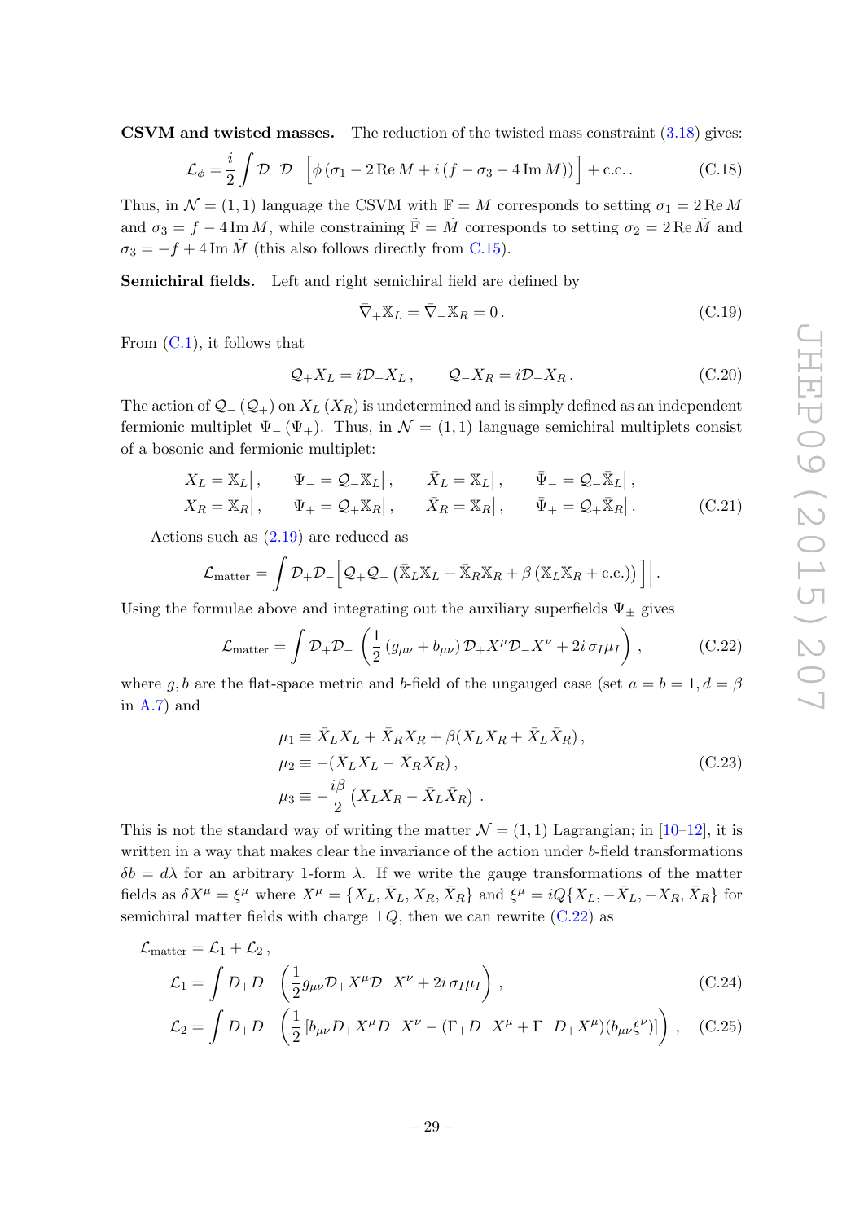**CSVM and twisted masses.** The reduction of the twisted mass constraint (3.18) gives:

$$\mathcal{L}_\phi = \frac{i}{2}\int \mathcal{D}_+\mathcal{D}_-\left[\phi\left(\sigma_1 - 2\,\mathrm{Re}\,M + i\left(f - \sigma_3 - 4\,\mathrm{Im}\,M\right)\right)\right] + \text{c.c.}\,. \tag{C.18}$$

Thus, in $\mathcal{N} = (1,1)$ language the CSVM with $\mathbb{F} = M$ corresponds to setting $\sigma_1 = 2\,\mathrm{Re}\,M$ and $\sigma_3 = f - 4\,\mathrm{Im}\,M$, while constraining $\tilde{\mathbb{F}} = \tilde{M}$ corresponds to setting $\sigma_2 = 2\,\mathrm{Re}\,\tilde{M}$ and $\sigma_3 = -f + 4\,\mathrm{Im}\,\tilde{M}$ (this also follows directly from C.15).

**Semichiral fields.** Left and right semichiral field are defined by

$$\bar{\nabla}_+\mathbb{X}_L = \bar{\nabla}_-\mathbb{X}_R = 0\,. \tag{C.19}$$

From (C.1), it follows that

$$\mathcal{Q}_+X_L = i\mathcal{D}_+X_L\,, \qquad \mathcal{Q}_-X_R = i\mathcal{D}_-X_R\,. \tag{C.20}$$

The action of $\mathcal{Q}_-$ ($\mathcal{Q}_+$) on $X_L$ ($X_R$) is undetermined and is simply defined as an independent fermionic multiplet $\Psi_-$ ($\Psi_+$). Thus, in $\mathcal{N} = (1,1)$ language semichiral multiplets consist of a bosonic and fermionic multiplet:

$$\begin{aligned}
&X_L = \mathbb{X}_L\big|\,, \qquad \Psi_- = \mathcal{Q}_-\mathbb{X}_L\big|\,, \qquad \bar{X}_L = \bar{\mathbb{X}}_L\big|\,, \qquad \bar{\Psi}_- = \mathcal{Q}_-\bar{\mathbb{X}}_L\big|\,,\\
&X_R = \mathbb{X}_R\big|\,, \qquad \Psi_+ = \mathcal{Q}_+\mathbb{X}_R\big|\,, \qquad \bar{X}_R = \bar{\mathbb{X}}_R\big|\,, \qquad \bar{\Psi}_+ = \mathcal{Q}_+\bar{\mathbb{X}}_R\big|\,.
\end{aligned} \tag{C.21}$$

Actions such as (2.19) are reduced as

$$\mathcal{L}_{\text{matter}} = \int \mathcal{D}_+\mathcal{D}_-\Big[\mathcal{Q}_+\mathcal{Q}_-\left(\bar{\mathbb{X}}_L\mathbb{X}_L + \bar{\mathbb{X}}_R\mathbb{X}_R + \beta\left(\mathbb{X}_L\mathbb{X}_R + \text{c.c.}\right)\right)\Big]\Big|\,.$$

Using the formulae above and integrating out the auxiliary superfields $\Psi_\pm$ gives

$$\mathcal{L}_{\text{matter}} = \int \mathcal{D}_+\mathcal{D}_-\left(\frac{1}{2}\left(g_{\mu\nu} + b_{\mu\nu}\right)\mathcal{D}_+X^\mu\mathcal{D}_-X^\nu + 2i\,\sigma_I\mu_I\right)\,, \tag{C.22}$$

where $g, b$ are the flat-space metric and $b$-field of the ungauged case (set $a = b = 1, d = \beta$ in A.7) and

$$\begin{aligned}
\mu_1 &\equiv \bar{X}_LX_L + \bar{X}_RX_R + \beta(X_LX_R + \bar{X}_L\bar{X}_R)\,,\\
\mu_2 &\equiv -(\bar{X}_LX_L - \bar{X}_RX_R)\,,\\
\mu_3 &\equiv -\frac{i\beta}{2}\left(X_LX_R - \bar{X}_L\bar{X}_R\right)\,.
\end{aligned} \tag{C.23}$$

This is not the standard way of writing the matter $\mathcal{N} = (1,1)$ Lagrangian; in [10–12], it is written in a way that makes clear the invariance of the action under $b$-field transformations $\delta b = d\lambda$ for an arbitrary 1-form $\lambda$. If we write the gauge transformations of the matter fields as $\delta X^\mu = \xi^\mu$ where $X^\mu = \{X_L, \bar{X}_L, X_R, \bar{X}_R\}$ and $\xi^\mu = iQ\{X_L, -\bar{X}_L, -X_R, \bar{X}_R\}$ for semichiral matter fields with charge $\pm Q$, then we can rewrite (C.22) as

$$\begin{aligned}
\mathcal{L}_{\text{matter}} &= \mathcal{L}_1 + \mathcal{L}_2\,,\\
\mathcal{L}_1 &= \int D_+D_-\left(\frac{1}{2}g_{\mu\nu}\mathcal{D}_+X^\mu\mathcal{D}_-X^\nu + 2i\,\sigma_I\mu_I\right)\,,
\end{aligned} \tag{C.24}$$

$$\mathcal{L}_2 = \int D_+D_-\left(\frac{1}{2}\left[b_{\mu\nu}D_+X^\mu D_-X^\nu - (\Gamma_+D_-X^\mu + \Gamma_-D_+X^\mu)(b_{\mu\nu}\xi^\nu)\right]\right)\,, \tag{C.25}$$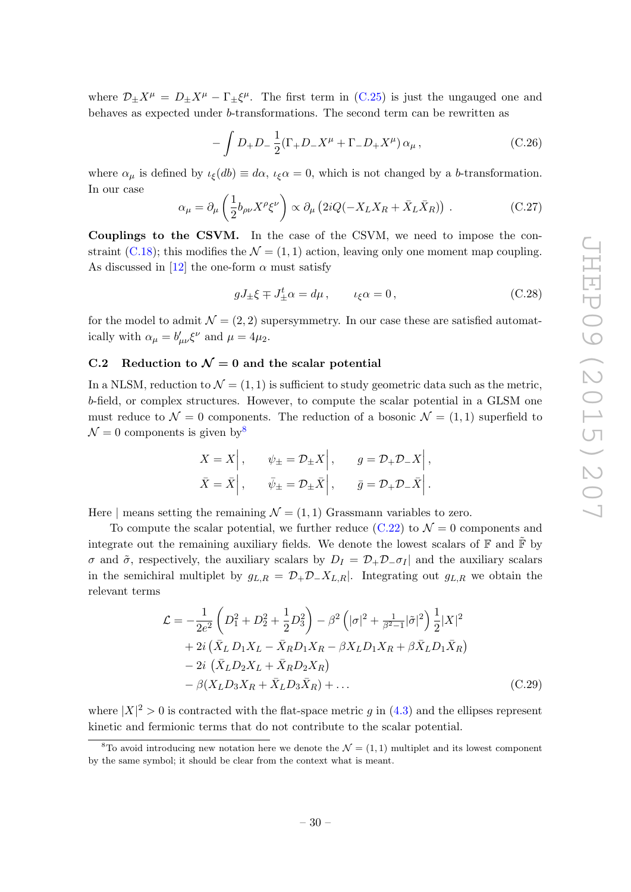where $\mathcal{D}_\pm X^\mu = D_\pm X^\mu - \Gamma_\pm \xi^\mu$. The first term in (C.25) is just the ungauged one and behaves as expected under $b$-transformations. The second term can be rewritten as

$$- \int D_+ D_- \frac{1}{2}(\Gamma_+ D_- X^\mu + \Gamma_- D_+ X^\mu)\, \alpha_\mu\,, \tag{C.26}$$

where $\alpha_\mu$ is defined by $\iota_\xi(db) \equiv d\alpha$, $\iota_\xi \alpha = 0$, which is not changed by a $b$-transformation. In our case

$$\alpha_\mu = \partial_\mu \left( \frac{1}{2} b_{\rho\nu} X^\rho \xi^\nu \right) \propto \partial_\mu \left( 2iQ(-X_L X_R + \bar{X}_L \bar{X}_R) \right) \,. \tag{C.27}$$

**Couplings to the CSVM.** In the case of the CSVM, we need to impose the constraint (C.18); this modifies the $\mathcal{N} = (1,1)$ action, leaving only one moment map coupling. As discussed in [12] the one-form $\alpha$ must satisfy

$$g J_\pm \xi \mp J_\pm^t \alpha = d\mu\,, \qquad \iota_\xi \alpha = 0\,, \tag{C.28}$$

for the model to admit $\mathcal{N} = (2,2)$ supersymmetry. In our case these are satisfied automatically with $\alpha_\mu = b'_{\mu\nu}\xi^\nu$ and $\mu = 4\mu_2$.

### C.2 Reduction to $\mathcal{N} = 0$ and the scalar potential

In a NLSM, reduction to $\mathcal{N} = (1,1)$ is sufficient to study geometric data such as the metric, $b$-field, or complex structures. However, to compute the scalar potential in a GLSM one must reduce to $\mathcal{N} = 0$ components. The reduction of a bosonic $\mathcal{N} = (1,1)$ superfield to $\mathcal{N} = 0$ components is given by[8]

$$\begin{aligned}
X &= X\Big|\,, \qquad \psi_\pm = \mathcal{D}_\pm X\Big|\,, \qquad g = \mathcal{D}_+ \mathcal{D}_- X\Big|\,, \\
\bar{X} &= \bar{X}\Big|\,, \qquad \bar{\psi}_\pm = \mathcal{D}_\pm \bar{X}\Big|\,, \qquad \bar{g} = \mathcal{D}_+ \mathcal{D}_- \bar{X}\Big|\,.
\end{aligned}$$

Here $|$ means setting the remaining $\mathcal{N} = (1,1)$ Grassmann variables to zero.

To compute the scalar potential, we further reduce (C.22) to $\mathcal{N} = 0$ components and integrate out the remaining auxiliary fields. We denote the lowest scalars of $\mathbb{F}$ and $\tilde{\mathbb{F}}$ by $\sigma$ and $\tilde{\sigma}$, respectively, the auxiliary scalars by $D_I = \mathcal{D}_+ \mathcal{D}_- \sigma_I|$ and the auxiliary scalars in the semichiral multiplet by $g_{L,R} = \mathcal{D}_+ \mathcal{D}_- X_{L,R}|$. Integrating out $g_{L,R}$ we obtain the relevant terms

$$\begin{aligned}
\mathcal{L} = &-\frac{1}{2e^2}\left( D_1^2 + D_2^2 + \frac{1}{2} D_3^2 \right) - \beta^2 \left( |\sigma|^2 + \tfrac{1}{\beta^2 - 1} |\tilde{\sigma}|^2 \right) \frac{1}{2} |X|^2 \\
&+ 2i \left( \bar{X}_L\, D_1 X_L - \bar{X}_R D_1 X_R - \beta X_L D_1 X_R + \beta \bar{X}_L D_1 \bar{X}_R \right) \\
&- 2i\, \left( \bar{X}_L D_2 X_L + \bar{X}_R D_2 X_R \right) \\
&- \beta (X_L D_3 X_R + \bar{X}_L D_3 \bar{X}_R) + \ldots
\end{aligned} \tag{C.29}$$

where $|X|^2 > 0$ is contracted with the flat-space metric $g$ in (4.3) and the ellipses represent kinetic and fermionic terms that do not contribute to the scalar potential.

[8] To avoid introducing new notation here we denote the $\mathcal{N} = (1,1)$ multiplet and its lowest component by the same symbol; it should be clear from the context what is meant.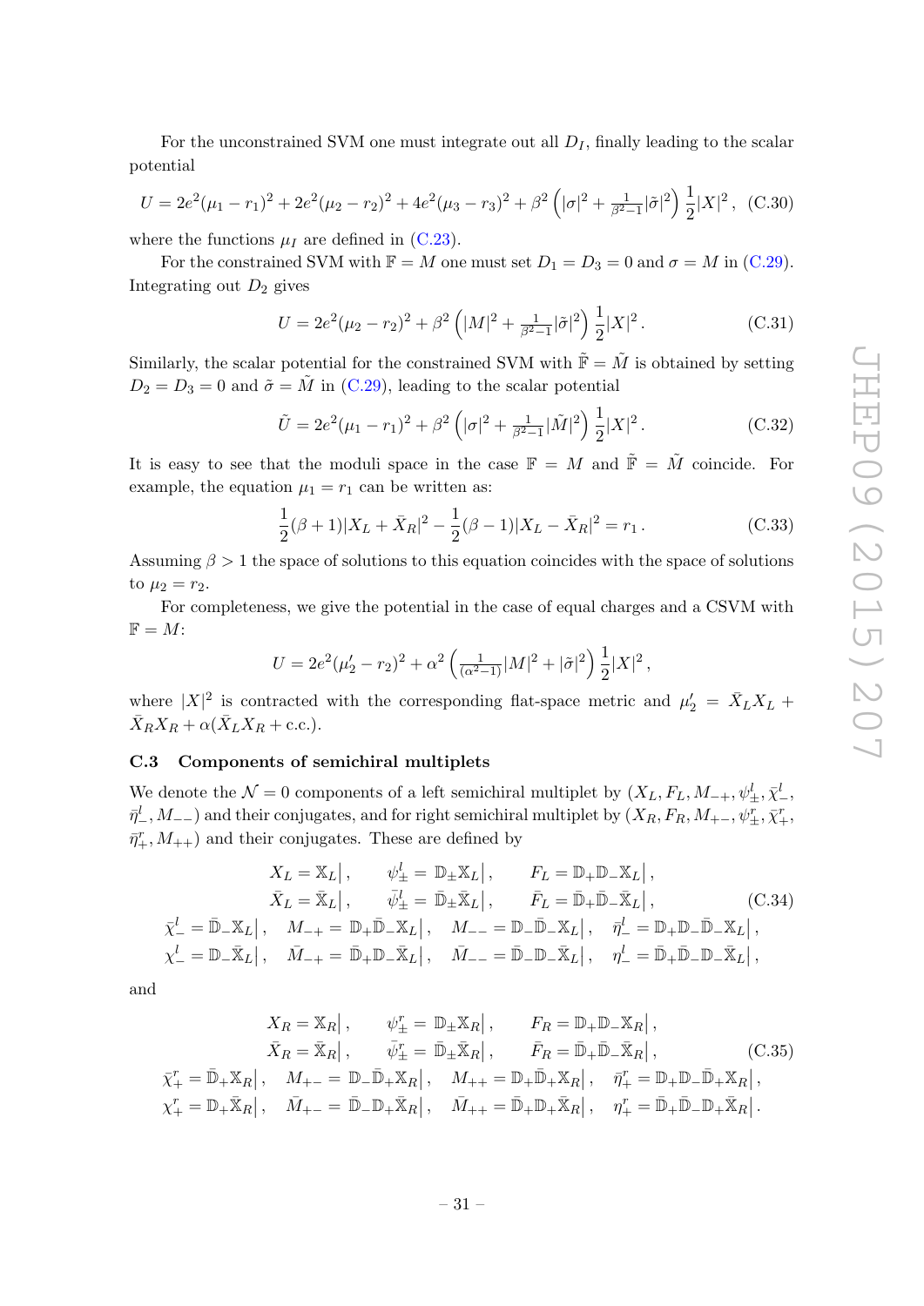For the unconstrained SVM one must integrate out all $D_I$, finally leading to the scalar potential

$$U = 2e^2(\mu_1 - r_1)^2 + 2e^2(\mu_2 - r_2)^2 + 4e^2(\mu_3 - r_3)^2 + \beta^2 \left(|\sigma|^2 + \tfrac{1}{\beta^2-1}|\tilde{\sigma}|^2\right) \frac{1}{2}|X|^2 \,, \quad \text{(C.30)}$$

where the functions $\mu_I$ are defined in (C.23).

For the constrained SVM with $\mathbb{F} = M$ one must set $D_1 = D_3 = 0$ and $\sigma = M$ in (C.29). Integrating out $D_2$ gives

$$U = 2e^2(\mu_2 - r_2)^2 + \beta^2 \left(|M|^2 + \tfrac{1}{\beta^2-1}|\tilde{\sigma}|^2\right) \frac{1}{2}|X|^2 \,. \quad \text{(C.31)}$$

Similarly, the scalar potential for the constrained SVM with $\tilde{\mathbb{F}} = \tilde{M}$ is obtained by setting $D_2 = D_3 = 0$ and $\tilde{\sigma} = \tilde{M}$ in (C.29), leading to the scalar potential

$$\tilde{U} = 2e^2(\mu_1 - r_1)^2 + \beta^2 \left(|\sigma|^2 + \tfrac{1}{\beta^2-1}|\tilde{M}|^2\right) \frac{1}{2}|X|^2 \,. \quad \text{(C.32)}$$

It is easy to see that the moduli space in the case $\mathbb{F} = M$ and $\tilde{\mathbb{F}} = \tilde{M}$ coincide. For example, the equation $\mu_1 = r_1$ can be written as:

$$\frac{1}{2}(\beta + 1)|X_L + \bar{X}_R|^2 - \frac{1}{2}(\beta - 1)|X_L - \bar{X}_R|^2 = r_1 \,. \quad \text{(C.33)}$$

Assuming $\beta > 1$ the space of solutions to this equation coincides with the space of solutions to $\mu_2 = r_2$.

For completeness, we give the potential in the case of equal charges and a CSVM with $\mathbb{F} = M$:

$$U = 2e^2(\mu_2' - r_2)^2 + \alpha^2 \left(\tfrac{1}{(\alpha^2-1)}|M|^2 + |\tilde{\sigma}|^2\right) \frac{1}{2}|X|^2 \,,$$

where $|X|^2$ is contracted with the corresponding flat-space metric and $\mu_2' = \bar{X}_L X_L + \bar{X}_R X_R + \alpha(\bar{X}_L X_R + \text{c.c.})$.

### C.3 Components of semichiral multiplets

We denote the $\mathcal{N} = 0$ components of a left semichiral multiplet by $(X_L, F_L, M_{-+}, \psi^l_\pm, \bar{\chi}^l_-, \bar{\eta}^l_-, M_{--})$ and their conjugates, and for right semichiral multiplet by $(X_R, F_R, M_{+-}, \psi^r_\pm, \bar{\chi}^r_+, \bar{\eta}^r_+, M_{++})$ and their conjugates. These are defined by

$$\begin{aligned}
X_L &= \mathbb{X}_L\big| \,, \qquad \psi^l_\pm = \mathbb{D}_\pm \mathbb{X}_L\big| \,, \qquad F_L = \mathbb{D}_+\mathbb{D}_-\mathbb{X}_L\big| \,, \\
\bar{X}_L &= \bar{\mathbb{X}}_L\big| \,, \qquad \bar{\psi}^l_\pm = \bar{\mathbb{D}}_\pm \bar{\mathbb{X}}_L\big| \,, \qquad \bar{F}_L = \bar{\mathbb{D}}_+\bar{\mathbb{D}}_-\bar{\mathbb{X}}_L\big| \,, \\
\bar{\chi}^l_- = \bar{\mathbb{D}}_-\mathbb{X}_L\big| \,, &\quad M_{-+} = \mathbb{D}_+\bar{\mathbb{D}}_-\mathbb{X}_L\big| \,, \quad M_{--} = \mathbb{D}_-\bar{\mathbb{D}}_-\mathbb{X}_L\big| \,, \quad \bar{\eta}^l_- = \mathbb{D}_+\mathbb{D}_-\bar{\mathbb{D}}_-\mathbb{X}_L\big| \,, \\
\chi^l_- = \mathbb{D}_-\bar{\mathbb{X}}_L\big| \,, &\quad \bar{M}_{-+} = \bar{\mathbb{D}}_+\mathbb{D}_-\bar{\mathbb{X}}_L\big| \,, \quad \bar{M}_{--} = \bar{\mathbb{D}}_-\mathbb{D}_-\bar{\mathbb{X}}_L\big| \,, \quad \eta^l_- = \bar{\mathbb{D}}_+\bar{\mathbb{D}}_-\mathbb{D}_-\bar{\mathbb{X}}_L\big| \,,
\end{aligned} \quad \text{(C.34)}$$

and

$$\begin{aligned}
X_R &= \mathbb{X}_R\big| \,, \qquad \psi^r_\pm = \mathbb{D}_\pm \mathbb{X}_R\big| \,, \qquad F_R = \mathbb{D}_+\mathbb{D}_-\mathbb{X}_R\big| \,, \\
\bar{X}_R &= \bar{\mathbb{X}}_R\big| \,, \qquad \bar{\psi}^r_\pm = \bar{\mathbb{D}}_\pm \bar{\mathbb{X}}_R\big| \,, \qquad \bar{F}_R = \bar{\mathbb{D}}_+\bar{\mathbb{D}}_-\bar{\mathbb{X}}_R\big| \,, \\
\bar{\chi}^r_+ = \bar{\mathbb{D}}_+\mathbb{X}_R\big| \,, &\quad M_{+-} = \mathbb{D}_-\bar{\mathbb{D}}_+\mathbb{X}_R\big| \,, \quad M_{++} = \mathbb{D}_+\bar{\mathbb{D}}_+\mathbb{X}_R\big| \,, \quad \bar{\eta}^r_+ = \mathbb{D}_+\mathbb{D}_-\bar{\mathbb{D}}_+\mathbb{X}_R\big| \,, \\
\chi^r_+ = \mathbb{D}_+\bar{\mathbb{X}}_R\big| \,, &\quad \bar{M}_{+-} = \bar{\mathbb{D}}_-\mathbb{D}_+\bar{\mathbb{X}}_R\big| \,, \quad \bar{M}_{++} = \bar{\mathbb{D}}_+\mathbb{D}_+\bar{\mathbb{X}}_R\big| \,, \quad \eta^r_+ = \bar{\mathbb{D}}_+\bar{\mathbb{D}}_-\mathbb{D}_+\bar{\mathbb{X}}_R\big| \,.
\end{aligned} \quad \text{(C.35)}$$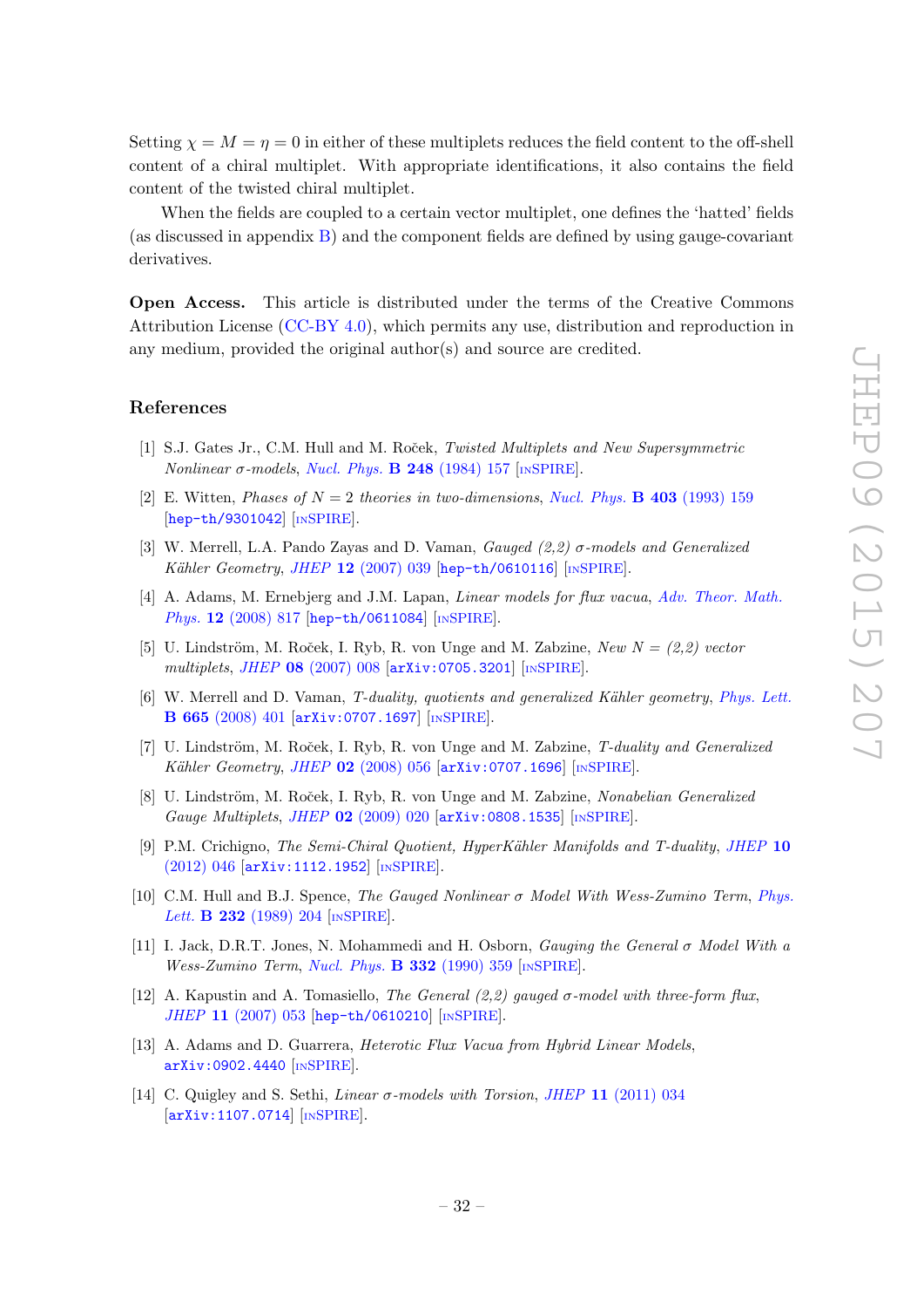Setting $\chi = M = \eta = 0$ in either of these multiplets reduces the field content to the off-shell content of a chiral multiplet. With appropriate identifications, it also contains the field content of the twisted chiral multiplet.

When the fields are coupled to a certain vector multiplet, one defines the 'hatted' fields (as discussed in appendix B) and the component fields are defined by using gauge-covariant derivatives.

**Open Access.** This article is distributed under the terms of the Creative Commons Attribution License (CC-BY 4.0), which permits any use, distribution and reproduction in any medium, provided the original author(s) and source are credited.

## References

[1] S.J. Gates Jr., C.M. Hull and M. Roček, *Twisted Multiplets and New Supersymmetric Nonlinear σ-models*, Nucl. Phys. **B 248** (1984) 157 [INSPIRE].

[2] E. Witten, *Phases of $N = 2$ theories in two-dimensions*, Nucl. Phys. **B 403** (1993) 159 [hep-th/9301042] [INSPIRE].

[3] W. Merrell, L.A. Pando Zayas and D. Vaman, *Gauged (2,2) σ-models and Generalized Kähler Geometry*, JHEP **12** (2007) 039 [hep-th/0610116] [INSPIRE].

[4] A. Adams, M. Ernebjerg and J.M. Lapan, *Linear models for flux vacua*, Adv. Theor. Math. Phys. **12** (2008) 817 [hep-th/0611084] [INSPIRE].

[5] U. Lindström, M. Roček, I. Ryb, R. von Unge and M. Zabzine, *New $N = (2,2)$ vector multiplets*, JHEP **08** (2007) 008 [arXiv:0705.3201] [INSPIRE].

[6] W. Merrell and D. Vaman, *T-duality, quotients and generalized Kähler geometry*, Phys. Lett. **B 665** (2008) 401 [arXiv:0707.1697] [INSPIRE].

[7] U. Lindström, M. Roček, I. Ryb, R. von Unge and M. Zabzine, *T-duality and Generalized Kähler Geometry*, JHEP **02** (2008) 056 [arXiv:0707.1696] [INSPIRE].

[8] U. Lindström, M. Roček, I. Ryb, R. von Unge and M. Zabzine, *Nonabelian Generalized Gauge Multiplets*, JHEP **02** (2009) 020 [arXiv:0808.1535] [INSPIRE].

[9] P.M. Crichigno, *The Semi-Chiral Quotient, HyperKähler Manifolds and T-duality*, JHEP **10** (2012) 046 [arXiv:1112.1952] [INSPIRE].

[10] C.M. Hull and B.J. Spence, *The Gauged Nonlinear σ Model With Wess-Zumino Term*, Phys. Lett. **B 232** (1989) 204 [INSPIRE].

[11] I. Jack, D.R.T. Jones, N. Mohammedi and H. Osborn, *Gauging the General σ Model With a Wess-Zumino Term*, Nucl. Phys. **B 332** (1990) 359 [INSPIRE].

[12] A. Kapustin and A. Tomasiello, *The General (2,2) gauged σ-model with three-form flux*, JHEP **11** (2007) 053 [hep-th/0610210] [INSPIRE].

[13] A. Adams and D. Guarrera, *Heterotic Flux Vacua from Hybrid Linear Models*, arXiv:0902.4440 [INSPIRE].

[14] C. Quigley and S. Sethi, *Linear σ-models with Torsion*, JHEP **11** (2011) 034 [arXiv:1107.0714] [INSPIRE].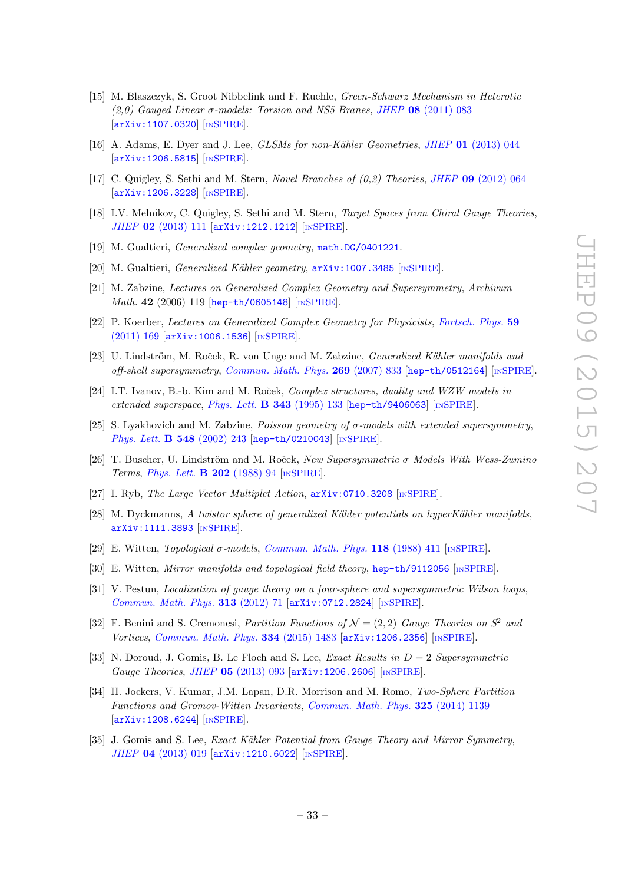[15] M. Blaszczyk, S. Groot Nibbelink and F. Ruehle, *Green-Schwarz Mechanism in Heterotic (2,0) Gauged Linear σ-models: Torsion and NS5 Branes*, JHEP **08** (2011) 083 [arXiv:1107.0320] [INSPIRE].

[16] A. Adams, E. Dyer and J. Lee, *GLSMs for non-Kähler Geometries*, JHEP **01** (2013) 044 [arXiv:1206.5815] [INSPIRE].

[17] C. Quigley, S. Sethi and M. Stern, *Novel Branches of (0,2) Theories*, JHEP **09** (2012) 064 [arXiv:1206.3228] [INSPIRE].

[18] I.V. Melnikov, C. Quigley, S. Sethi and M. Stern, *Target Spaces from Chiral Gauge Theories*, JHEP **02** (2013) 111 [arXiv:1212.1212] [INSPIRE].

[19] M. Gualtieri, *Generalized complex geometry*, math.DG/0401221.

[20] M. Gualtieri, *Generalized Kähler geometry*, arXiv:1007.3485 [INSPIRE].

[21] M. Zabzine, *Lectures on Generalized Complex Geometry and Supersymmetry*, *Archivum Math.* **42** (2006) 119 [hep-th/0605148] [INSPIRE].

[22] P. Koerber, *Lectures on Generalized Complex Geometry for Physicists*, Fortsch. Phys. **59** (2011) 169 [arXiv:1006.1536] [INSPIRE].

[23] U. Lindström, M. Roček, R. von Unge and M. Zabzine, *Generalized Kähler manifolds and off-shell supersymmetry*, Commun. Math. Phys. **269** (2007) 833 [hep-th/0512164] [INSPIRE].

[24] I.T. Ivanov, B.-b. Kim and M. Roček, *Complex structures, duality and WZW models in extended superspace*, Phys. Lett. **B 343** (1995) 133 [hep-th/9406063] [INSPIRE].

[25] S. Lyakhovich and M. Zabzine, *Poisson geometry of σ-models with extended supersymmetry*, Phys. Lett. **B 548** (2002) 243 [hep-th/0210043] [INSPIRE].

[26] T. Buscher, U. Lindström and M. Roček, *New Supersymmetric σ Models With Wess-Zumino Terms*, Phys. Lett. **B 202** (1988) 94 [INSPIRE].

[27] I. Ryb, *The Large Vector Multiplet Action*, arXiv:0710.3208 [INSPIRE].

[28] M. Dyckmanns, *A twistor sphere of generalized Kähler potentials on hyperKähler manifolds*, arXiv:1111.3893 [INSPIRE].

[29] E. Witten, *Topological σ-models*, Commun. Math. Phys. **118** (1988) 411 [INSPIRE].

[30] E. Witten, *Mirror manifolds and topological field theory*, hep-th/9112056 [INSPIRE].

[31] V. Pestun, *Localization of gauge theory on a four-sphere and supersymmetric Wilson loops*, Commun. Math. Phys. **313** (2012) 71 [arXiv:0712.2824] [INSPIRE].

[32] F. Benini and S. Cremonesi, *Partition Functions of $\mathcal{N} = (2,2)$ Gauge Theories on $S^2$ and Vortices*, Commun. Math. Phys. **334** (2015) 1483 [arXiv:1206.2356] [INSPIRE].

[33] N. Doroud, J. Gomis, B. Le Floch and S. Lee, *Exact Results in $D = 2$ Supersymmetric Gauge Theories*, JHEP **05** (2013) 093 [arXiv:1206.2606] [INSPIRE].

[34] H. Jockers, V. Kumar, J.M. Lapan, D.R. Morrison and M. Romo, *Two-Sphere Partition Functions and Gromov-Witten Invariants*, Commun. Math. Phys. **325** (2014) 1139 [arXiv:1208.6244] [INSPIRE].

[35] J. Gomis and S. Lee, *Exact Kähler Potential from Gauge Theory and Mirror Symmetry*, JHEP **04** (2013) 019 [arXiv:1210.6022] [INSPIRE].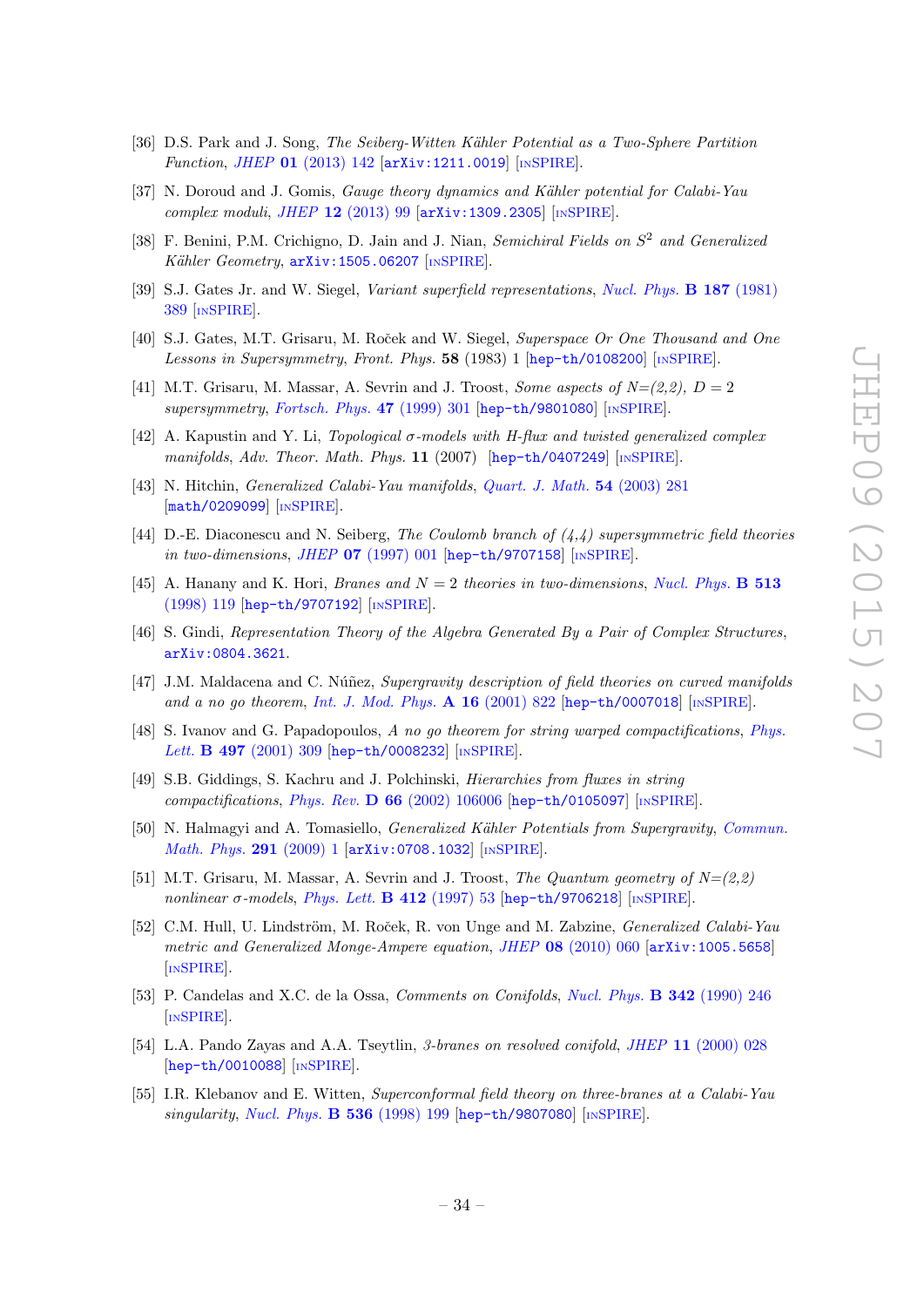- [36] D.S. Park and J. Song, *The Seiberg-Witten Kähler Potential as a Two-Sphere Partition Function*, *JHEP* **01** (2013) 142 [arXiv:1211.0019] [INSPIRE].
- [37] N. Doroud and J. Gomis, *Gauge theory dynamics and Kähler potential for Calabi-Yau complex moduli*, *JHEP* **12** (2013) 99 [arXiv:1309.2305] [INSPIRE].
- [38] F. Benini, P.M. Crichigno, D. Jain and J. Nian, *Semichiral Fields on $S^2$ and Generalized Kähler Geometry*, arXiv:1505.06207 [INSPIRE].
- [39] S.J. Gates Jr. and W. Siegel, *Variant superfield representations*, *Nucl. Phys.* **B 187** (1981) 389 [INSPIRE].
- [40] S.J. Gates, M.T. Grisaru, M. Roček and W. Siegel, *Superspace Or One Thousand and One Lessons in Supersymmetry*, *Front. Phys.* **58** (1983) 1 [hep-th/0108200] [INSPIRE].
- [41] M.T. Grisaru, M. Massar, A. Sevrin and J. Troost, *Some aspects of N=(2,2), $D = 2$ supersymmetry*, *Fortsch. Phys.* **47** (1999) 301 [hep-th/9801080] [INSPIRE].
- [42] A. Kapustin and Y. Li, *Topological $\sigma$-models with H-flux and twisted generalized complex manifolds*, *Adv. Theor. Math. Phys.* **11** (2007) [hep-th/0407249] [INSPIRE].
- [43] N. Hitchin, *Generalized Calabi-Yau manifolds*, *Quart. J. Math.* **54** (2003) 281 [math/0209099] [INSPIRE].
- [44] D.-E. Diaconescu and N. Seiberg, *The Coulomb branch of (4,4) supersymmetric field theories in two-dimensions*, *JHEP* **07** (1997) 001 [hep-th/9707158] [INSPIRE].
- [45] A. Hanany and K. Hori, *Branes and $N = 2$ theories in two-dimensions*, *Nucl. Phys.* **B 513** (1998) 119 [hep-th/9707192] [INSPIRE].
- [46] S. Gindi, *Representation Theory of the Algebra Generated By a Pair of Complex Structures*, arXiv:0804.3621.
- [47] J.M. Maldacena and C. Núñez, *Supergravity description of field theories on curved manifolds and a no go theorem*, *Int. J. Mod. Phys.* **A 16** (2001) 822 [hep-th/0007018] [INSPIRE].
- [48] S. Ivanov and G. Papadopoulos, *A no go theorem for string warped compactifications*, *Phys. Lett.* **B 497** (2001) 309 [hep-th/0008232] [INSPIRE].
- [49] S.B. Giddings, S. Kachru and J. Polchinski, *Hierarchies from fluxes in string compactifications*, *Phys. Rev.* **D 66** (2002) 106006 [hep-th/0105097] [INSPIRE].
- [50] N. Halmagyi and A. Tomasiello, *Generalized Kähler Potentials from Supergravity*, *Commun. Math. Phys.* **291** (2009) 1 [arXiv:0708.1032] [INSPIRE].
- [51] M.T. Grisaru, M. Massar, A. Sevrin and J. Troost, *The Quantum geometry of N=(2,2) nonlinear $\sigma$-models*, *Phys. Lett.* **B 412** (1997) 53 [hep-th/9706218] [INSPIRE].
- [52] C.M. Hull, U. Lindström, M. Roček, R. von Unge and M. Zabzine, *Generalized Calabi-Yau metric and Generalized Monge-Ampere equation*, *JHEP* **08** (2010) 060 [arXiv:1005.5658] [INSPIRE].
- [53] P. Candelas and X.C. de la Ossa, *Comments on Conifolds*, *Nucl. Phys.* **B 342** (1990) 246 [INSPIRE].
- [54] L.A. Pando Zayas and A.A. Tseytlin, *3-branes on resolved conifold*, *JHEP* **11** (2000) 028 [hep-th/0010088] [INSPIRE].
- [55] I.R. Klebanov and E. Witten, *Superconformal field theory on three-branes at a Calabi-Yau singularity*, *Nucl. Phys.* **B 536** (1998) 199 [hep-th/9807080] [INSPIRE].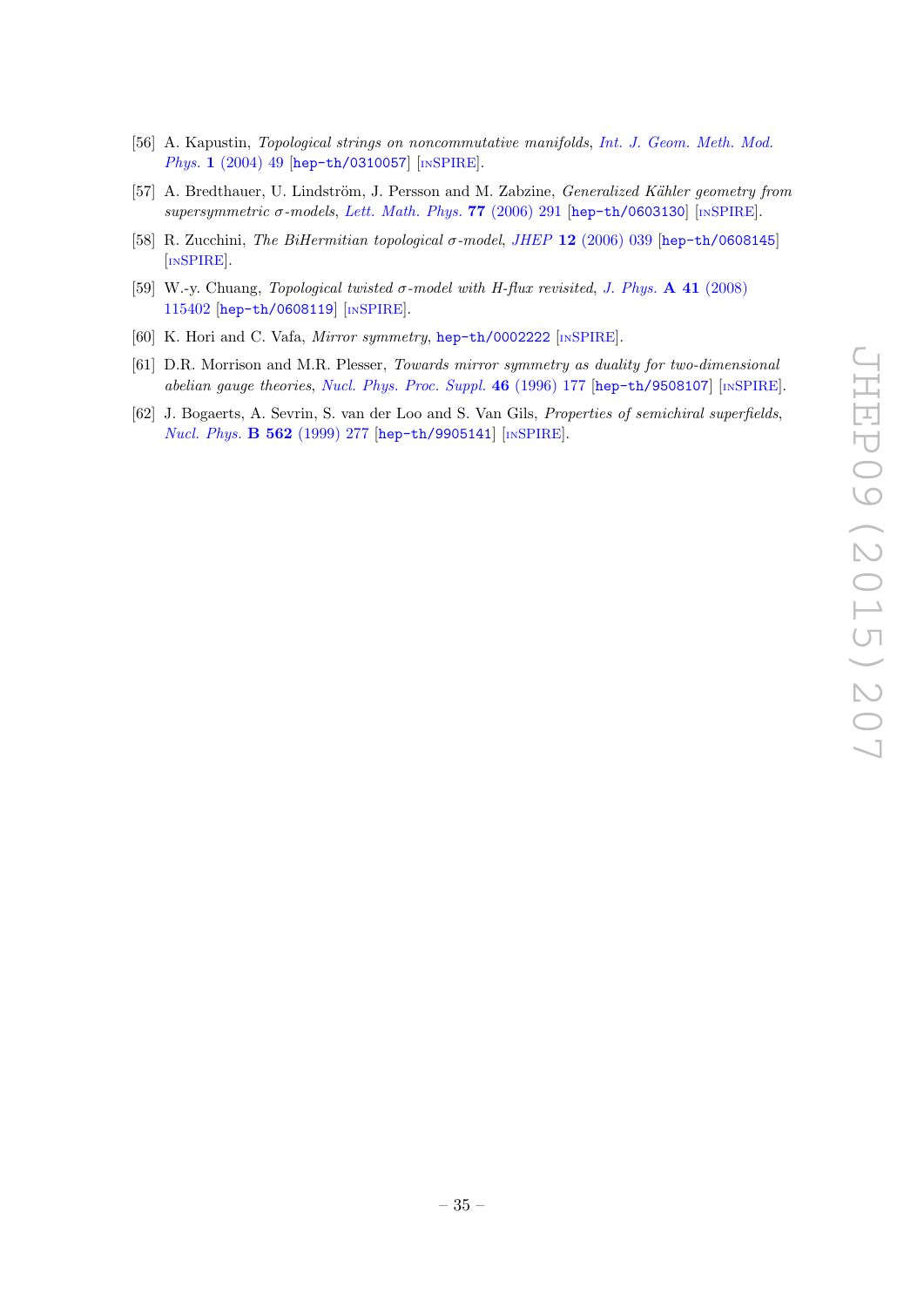[56] A. Kapustin, *Topological strings on noncommutative manifolds*, *Int. J. Geom. Meth. Mod. Phys.* **1** (2004) 49 [hep-th/0310057] [INSPIRE].

[57] A. Bredthauer, U. Lindström, J. Persson and M. Zabzine, *Generalized Kähler geometry from supersymmetric σ-models*, *Lett. Math. Phys.* **77** (2006) 291 [hep-th/0603130] [INSPIRE].

[58] R. Zucchini, *The BiHermitian topological σ-model*, *JHEP* **12** (2006) 039 [hep-th/0608145] [INSPIRE].

[59] W.-y. Chuang, *Topological twisted σ-model with H-flux revisited*, *J. Phys.* **A 41** (2008) 115402 [hep-th/0608119] [INSPIRE].

[60] K. Hori and C. Vafa, *Mirror symmetry*, hep-th/0002222 [INSPIRE].

[61] D.R. Morrison and M.R. Plesser, *Towards mirror symmetry as duality for two-dimensional abelian gauge theories*, *Nucl. Phys. Proc. Suppl.* **46** (1996) 177 [hep-th/9508107] [INSPIRE].

[62] J. Bogaerts, A. Sevrin, S. van der Loo and S. Van Gils, *Properties of semichiral superfields*, *Nucl. Phys.* **B 562** (1999) 277 [hep-th/9905141] [INSPIRE].